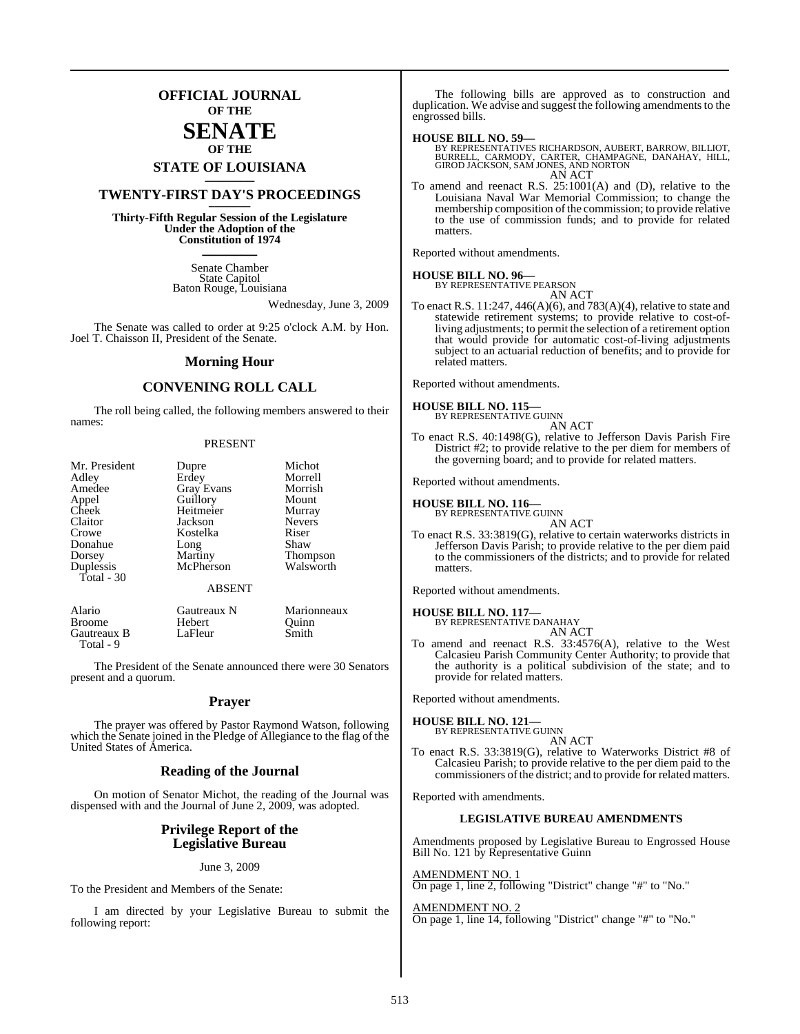# OFFICIAL JOURNAL OF THE SENATE OF THE STATE OF LOUISIANA

## TWENTY-FIRST DAY'S PROCEEDINGS

**Thirty-Fifth Regular Session of the Legislature Under the Adoption of the Constitution of 1974**

Senate Chamber
State Capitol
Baton Rouge, Louisiana

Wednesday, June 3, 2009

The Senate was called to order at 9:25 o'clock A.M. by Hon. Joel T. Chaisson II, President of the Senate.

## Morning Hour

## CONVENING ROLL CALL

The roll being called, the following members answered to their names:

PRESENT

| | | |
|---|---|---|
| Mr. President | Dupre | Michot |
| Adley | Erdey | Morrell |
| Amedee | Gray Evans | Morrish |
| Appel | Guillory | Mount |
| Cheek | Heitmeier | Murray |
| Claitor | Jackson | Nevers |
| Crowe | Kostelka | Riser |
| Donahue | Long | Shaw |
| Dorsey | Martiny | Thompson |
| Duplessis | McPherson | Walsworth |
| Total - 30 | | |

ABSENT

| | | |
|---|---|---|
| Alario | Gautreaux N | Marionneaux |
| Broome | Hebert | Quinn |
| Gautreaux B | LaFleur | Smith |
| Total - 9 | | |

The President of the Senate announced there were 30 Senators present and a quorum.

## Prayer

The prayer was offered by Pastor Raymond Watson, following which the Senate joined in the Pledge of Allegiance to the flag of the United States of America.

## Reading of the Journal

On motion of Senator Michot, the reading of the Journal was dispensed with and the Journal of June 2, 2009, was adopted.

## Privilege Report of the Legislative Bureau

June 3, 2009

To the President and Members of the Senate:

I am directed by your Legislative Bureau to submit the following report:

The following bills are approved as to construction and duplication. We advise and suggest the following amendments to the engrossed bills.

**HOUSE BILL NO. 59—**
BY REPRESENTATIVES RICHARDSON, AUBERT, BARROW, BILLIOT, BURRELL, CARMODY, CARTER, CHAMPAGNE, DANAHAY, HILL, GIROD JACKSON, SAM JONES, AND NORTON
AN ACT
To amend and reenact R.S. 25:1001(A) and (D), relative to the Louisiana Naval War Memorial Commission; to change the membership composition of the commission; to provide relative to the use of commission funds; and to provide for related matters.

Reported without amendments.

**HOUSE BILL NO. 96—**
BY REPRESENTATIVE PEARSON
AN ACT
To enact R.S. 11:247, 446(A)(6), and 783(A)(4), relative to state and statewide retirement systems; to provide relative to cost-of-living adjustments; to permit the selection of a retirement option that would provide for automatic cost-of-living adjustments subject to an actuarial reduction of benefits; and to provide for related matters.

Reported without amendments.

**HOUSE BILL NO. 115—**
BY REPRESENTATIVE GUINN
AN ACT
To enact R.S. 40:1498(G), relative to Jefferson Davis Parish Fire District #2; to provide relative to the per diem for members of the governing board; and to provide for related matters.

Reported without amendments.

**HOUSE BILL NO. 116—**
BY REPRESENTATIVE GUINN
AN ACT
To enact R.S. 33:3819(G), relative to certain waterworks districts in Jefferson Davis Parish; to provide relative to the per diem paid to the commissioners of the districts; and to provide for related matters.

Reported without amendments.

**HOUSE BILL NO. 117—**
BY REPRESENTATIVE DANAHAY
AN ACT
To amend and reenact R.S. 33:4576(A), relative to the West Calcasieu Parish Community Center Authority; to provide that the authority is a political subdivision of the state; and to provide for related matters.

Reported without amendments.

**HOUSE BILL NO. 121—**
BY REPRESENTATIVE GUINN
AN ACT
To enact R.S. 33:3819(G), relative to Waterworks District #8 of Calcasieu Parish; to provide relative to the per diem paid to the commissioners of the district; and to provide for related matters.

Reported with amendments.

**LEGISLATIVE BUREAU AMENDMENTS**

Amendments proposed by Legislative Bureau to Engrossed House Bill No. 121 by Representative Guinn

AMENDMENT NO. 1
On page 1, line 2, following "District" change "#" to "No."

AMENDMENT NO. 2
On page 1, line 14, following "District" change "#" to "No."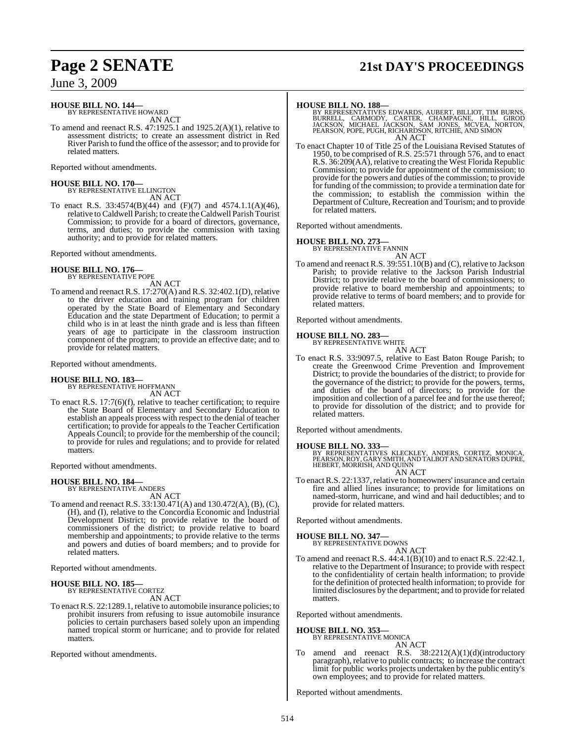**HOUSE BILL NO. 144—**
BY REPRESENTATIVE HOWARD
AN ACT

To amend and reenact R.S. 47:1925.1 and 1925.2(A)(1), relative to assessment districts; to create an assessment district in Red River Parish to fund the office of the assessor; and to provide for related matters.

Reported without amendments.

**HOUSE BILL NO. 170—**
BY REPRESENTATIVE ELLINGTON
AN ACT

To enact R.S. 33:4574(B)(44) and (F)(7) and 4574.1.1(A)(46), relative to Caldwell Parish; to create the Caldwell Parish Tourist Commission; to provide for a board of directors, governance, terms, and duties; to provide the commission with taxing authority; and to provide for related matters.

Reported without amendments.

**HOUSE BILL NO. 176—**
BY REPRESENTATIVE POPE
AN ACT

To amend and reenact R.S. 17:270(A) and R.S. 32:402.1(D), relative to the driver education and training program for children operated by the State Board of Elementary and Secondary Education and the state Department of Education; to permit a child who is in at least the ninth grade and is less than fifteen years of age to participate in the classroom instruction component of the program; to provide an effective date; and to provide for related matters.

Reported without amendments.

**HOUSE BILL NO. 183—**
BY REPRESENTATIVE HOFFMANN
AN ACT

To enact R.S. 17:7(6)(f), relative to teacher certification; to require the State Board of Elementary and Secondary Education to establish an appeals process with respect to the denial of teacher certification; to provide for appeals to the Teacher Certification Appeals Council; to provide for the membership of the council; to provide for rules and regulations; and to provide for related matters.

Reported without amendments.

**HOUSE BILL NO. 184—**
BY REPRESENTATIVE ANDERS
AN ACT

To amend and reenact R.S. 33:130.471(A) and 130.472(A), (B), (C), (H), and (I), relative to the Concordia Economic and Industrial Development District; to provide relative to the board of commissioners of the district; to provide relative to board membership and appointments; to provide relative to the terms and powers and duties of board members; and to provide for related matters.

Reported without amendments.

**HOUSE BILL NO. 185—**
BY REPRESENTATIVE CORTEZ
AN ACT

To enact R.S. 22:1289.1, relative to automobile insurance policies; to prohibit insurers from refusing to issue automobile insurance policies to certain purchasers based solely upon an impending named tropical storm or hurricane; and to provide for related matters.

Reported without amendments.

**HOUSE BILL NO. 188—**
BY REPRESENTATIVES EDWARDS, AUBERT, BILLIOT, TIM BURNS, BURRELL, CARMODY, CARTER, CHAMPAGNE, HILL, GIROD JACKSON, MICHAEL JACKSON, SAM JONES, MCVEA, NORTON, PEARSON, POPE, PUGH, RICHARDSON, RITCHIE, AND SIMON
AN ACT

To enact Chapter 10 of Title 25 of the Louisiana Revised Statutes of 1950, to be comprised of R.S. 25:571 through 576, and to enact R.S. 36:209(AA), relative to creating the West Florida Republic Commission; to provide for appointment of the commission; to provide for the powers and duties of the commission; to provide for funding of the commission; to provide a termination date for the commission; to establish the commission within the Department of Culture, Recreation and Tourism; and to provide for related matters.

Reported without amendments.

**HOUSE BILL NO. 273—**
BY REPRESENTATIVE FANNIN
AN ACT

To amend and reenact R.S. 39:551.10(B) and (C), relative to Jackson Parish; to provide relative to the Jackson Parish Industrial District; to provide relative to the board of commissioners; to provide relative to board membership and appointments; to provide relative to terms of board members; and to provide for related matters.

Reported without amendments.

**HOUSE BILL NO. 283—**
BY REPRESENTATIVE WHITE
AN ACT

To enact R.S. 33:9097.5, relative to East Baton Rouge Parish; to create the Greenwood Crime Prevention and Improvement District; to provide the boundaries of the district; to provide for the governance of the district; to provide for the powers, terms, and duties of the board of directors; to provide for the imposition and collection of a parcel fee and for the use thereof; to provide for dissolution of the district; and to provide for related matters.

Reported without amendments.

**HOUSE BILL NO. 333—**
BY REPRESENTATIVES KLECKLEY, ANDERS, CORTEZ, MONICA, PEARSON, ROY, GARY SMITH, AND TALBOT AND SENATORS DUPRE, HEBERT, MORRISH, AND QUINN
AN ACT

To enact R.S. 22:1337, relative to homeowners' insurance and certain fire and allied lines insurance; to provide for limitations on named-storm, hurricane, and wind and hail deductibles; and to provide for related matters.

Reported without amendments.

**HOUSE BILL NO. 347—**
BY REPRESENTATIVE DOWNS
AN ACT

To amend and reenact R.S. 44:4.1(B)(10) and to enact R.S. 22:42.1, relative to the Department of Insurance; to provide with respect to the confidentiality of certain health information; to provide for the definition of protected health information; to provide for limited disclosures by the department; and to provide for related matters.

Reported without amendments.

**HOUSE BILL NO. 353—**
BY REPRESENTATIVE MONICA
AN ACT

To amend and reenact R.S. 38:2212(A)(1)(d)(introductory paragraph), relative to public contracts; to increase the contract limit for public works projects undertaken by the public entity's own employees; and to provide for related matters.

Reported without amendments.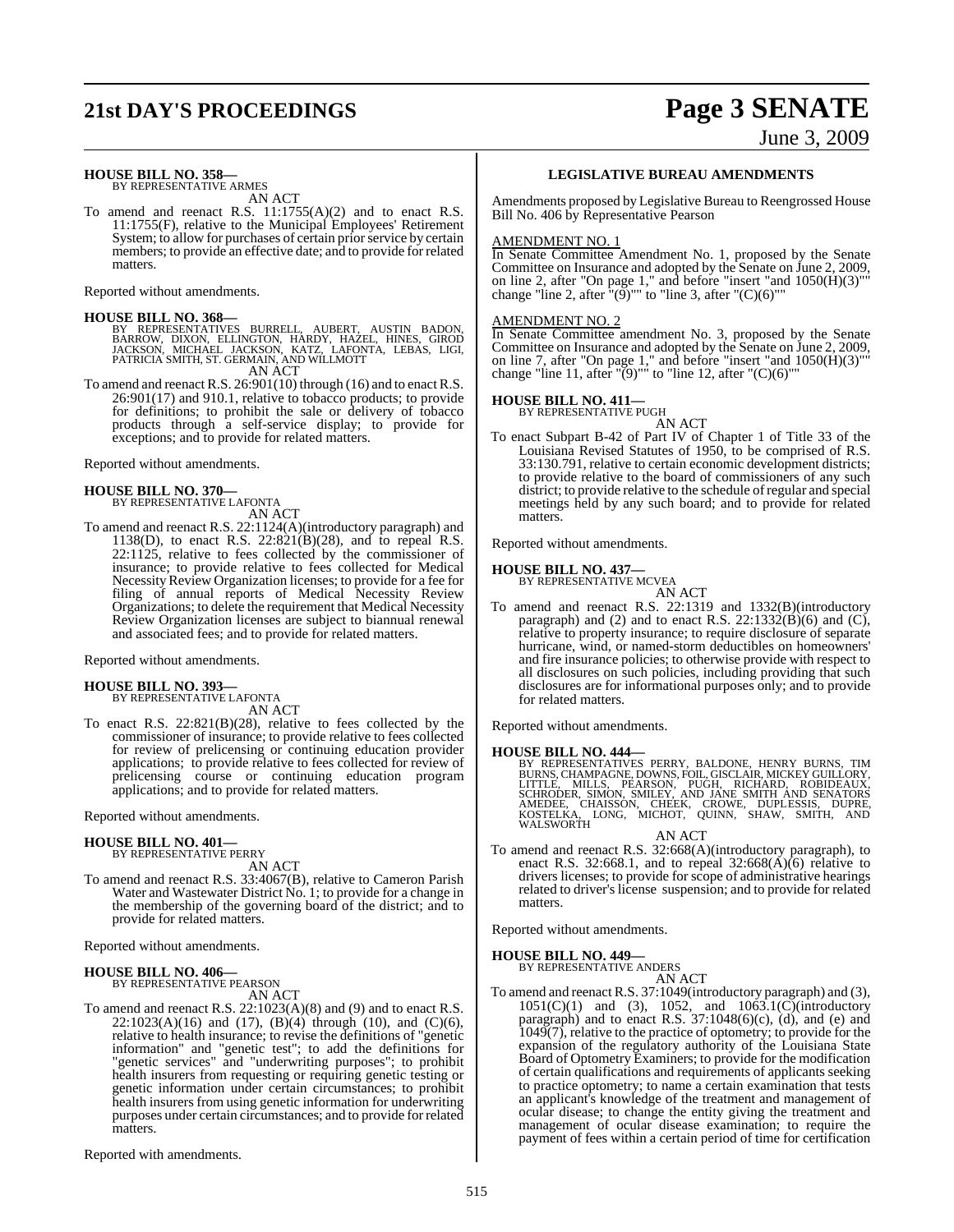**HOUSE BILL NO. 358—**
BY REPRESENTATIVE ARMES

AN ACT

To amend and reenact R.S. 11:1755(A)(2) and to enact R.S. 11:1755(F), relative to the Municipal Employees' Retirement System; to allow for purchases of certain prior service by certain members; to provide an effective date; and to provide for related matters.

Reported without amendments.

**HOUSE BILL NO. 368—**
BY REPRESENTATIVES BURRELL, AUBERT, AUSTIN BADON, BARROW, DIXON, ELLINGTON, HARDY, HAZEL, HINES, GIROD JACKSON, MICHAEL JACKSON, KATZ, LAFONTA, LEBAS, LIGI, PATRICIA SMITH, ST. GERMAIN, AND WILLMOTT

AN ACT

To amend and reenact R.S. 26:901(10) through (16) and to enact R.S. 26:901(17) and 910.1, relative to tobacco products; to provide for definitions; to prohibit the sale or delivery of tobacco products through a self-service display; to provide for exceptions; and to provide for related matters.

Reported without amendments.

**HOUSE BILL NO. 370—**
BY REPRESENTATIVE LAFONTA

AN ACT

To amend and reenact R.S. 22:1124(A)(introductory paragraph) and 1138(D), to enact R.S. 22:821(B)(28), and to repeal R.S. 22:1125, relative to fees collected by the commissioner of insurance; to provide relative to fees collected for Medical Necessity Review Organization licenses; to provide for a fee for filing of annual reports of Medical Necessity Review Organizations; to delete the requirement that Medical Necessity Review Organization licenses are subject to biannual renewal and associated fees; and to provide for related matters.

Reported without amendments.

**HOUSE BILL NO. 393—**
BY REPRESENTATIVE LAFONTA

AN ACT

To enact R.S. 22:821(B)(28), relative to fees collected by the commissioner of insurance; to provide relative to fees collected for review of prelicensing or continuing education provider applications; to provide relative to fees collected for review of prelicensing course or continuing education program applications; and to provide for related matters.

Reported without amendments.

**HOUSE BILL NO. 401—**
BY REPRESENTATIVE PERRY

AN ACT

To amend and reenact R.S. 33:4067(B), relative to Cameron Parish Water and Wastewater District No. 1; to provide for a change in the membership of the governing board of the district; and to provide for related matters.

Reported without amendments.

**HOUSE BILL NO. 406—**
BY REPRESENTATIVE PEARSON

AN ACT

To amend and reenact R.S. 22:1023(A)(8) and (9) and to enact R.S. 22:1023(A)(16) and (17), (B)(4) through (10), and (C)(6), relative to health insurance; to revise the definitions of "genetic information" and "genetic test"; to add the definitions for "genetic services" and "underwriting purposes"; to prohibit health insurers from requesting or requiring genetic testing or genetic information under certain circumstances; to prohibit health insurers from using genetic information for underwriting purposes under certain circumstances; and to provide for related matters.

Reported with amendments.

**LEGISLATIVE BUREAU AMENDMENTS**

Amendments proposed by Legislative Bureau to Reengrossed House Bill No. 406 by Representative Pearson

AMENDMENT NO. 1
In Senate Committee Amendment No. 1, proposed by the Senate Committee on Insurance and adopted by the Senate on June 2, 2009, on line 2, after "On page 1," and before "insert "and 1050(H)(3)"" change "line 2, after "(9)"" to "line 3, after "(C)(6)""

AMENDMENT NO. 2
In Senate Committee amendment No. 3, proposed by the Senate Committee on Insurance and adopted by the Senate on June 2, 2009, on line 7, after "On page 1," and before "insert "and 1050(H)(3)"" change "line 11, after "(9)"" to "line 12, after "(C)(6)""

**HOUSE BILL NO. 411—**
BY REPRESENTATIVE PUGH

AN ACT

To enact Subpart B-42 of Part IV of Chapter 1 of Title 33 of the Louisiana Revised Statutes of 1950, to be comprised of R.S. 33:130.791, relative to certain economic development districts; to provide relative to the board of commissioners of any such district; to provide relative to the schedule of regular and special meetings held by any such board; and to provide for related matters.

Reported without amendments.

**HOUSE BILL NO. 437—**
BY REPRESENTATIVE MCVEA

AN ACT

To amend and reenact R.S. 22:1319 and 1332(B)(introductory paragraph) and (2) and to enact R.S. 22:1332(B)(6) and (C), relative to property insurance; to require disclosure of separate hurricane, wind, or named-storm deductibles on homeowners' and fire insurance policies; to otherwise provide with respect to all disclosures on such policies, including providing that such disclosures are for informational purposes only; and to provide for related matters.

Reported without amendments.

**HOUSE BILL NO. 444—**
BY REPRESENTATIVES PERRY, BALDONE, HENRY BURNS, TIM BURNS, CHAMPAGNE, DOWNS, FOIL, GISCLAIR, MICKEY GUILLORY, LITTLE, MILLS, PEARSON, PUGH, RICHARD, ROBIDEAUX, SCHRODER, SIMON, SMILEY, AND JANE SMITH AND SENATORS AMEDEE, CHAISSON, CHEEK, CROWE, DUPLESSIS, DUPRE, KOSTELKA, LONG, MICHOT, QUINN, SHAW, SMITH, AND WALSWORTH

AN ACT

To amend and reenact R.S. 32:668(A)(introductory paragraph), to enact R.S. 32:668.1, and to repeal 32:668(A)(6) relative to drivers licenses; to provide for scope of administrative hearings related to driver's license suspension; and to provide for related matters.

Reported without amendments.

**HOUSE BILL NO. 449—**
BY REPRESENTATIVE ANDERS

AN ACT

To amend and reenact R.S. 37:1049(introductory paragraph) and (3), 1051(C)(1) and (3), 1052, and 1063.1(C)(introductory paragraph) and to enact R.S. 37:1048(6)(c), (d), and (e) and 1049(7), relative to the practice of optometry; to provide for the expansion of the regulatory authority of the Louisiana State Board of Optometry Examiners; to provide for the modification of certain qualifications and requirements of applicants seeking to practice optometry; to name a certain examination that tests an applicant's knowledge of the treatment and management of ocular disease; to change the entity giving the treatment and management of ocular disease examination; to require the payment of fees within a certain period of time for certification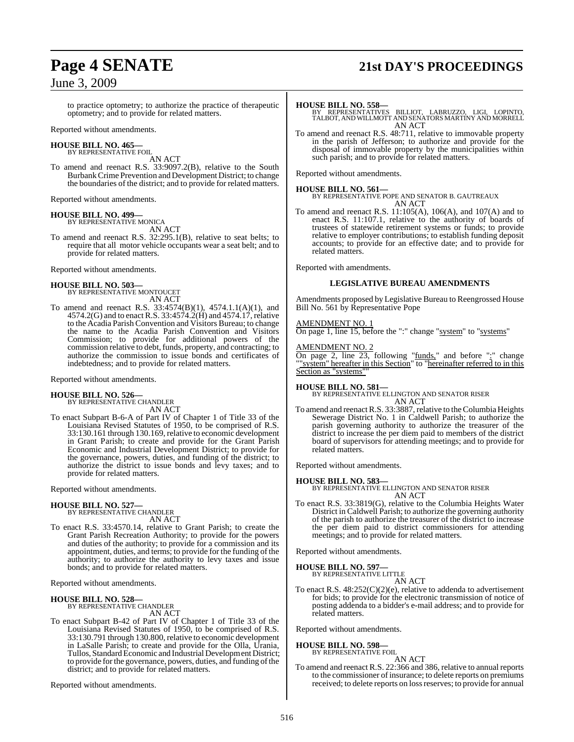to practice optometry; to authorize the practice of therapeutic optometry; and to provide for related matters.

Reported without amendments.

**HOUSE BILL NO. 465—**
BY REPRESENTATIVE FOIL
AN ACT

To amend and reenact R.S. 33:9097.2(B), relative to the South Burbank Crime Prevention and Development District; to change the boundaries of the district; and to provide for related matters.

Reported without amendments.

**HOUSE BILL NO. 499—**
BY REPRESENTATIVE MONICA
AN ACT

To amend and reenact R.S. 32:295.1(B), relative to seat belts; to require that all motor vehicle occupants wear a seat belt; and to provide for related matters.

Reported without amendments.

**HOUSE BILL NO. 503—**
BY REPRESENTATIVE MONTOUCET
AN ACT

To amend and reenact R.S. 33:4574(B)(1), 4574.1.1(A)(1), and 4574.2(G) and to enact R.S. 33:4574.2(H) and 4574.17, relative to the Acadia Parish Convention and Visitors Bureau; to change the name to the Acadia Parish Convention and Visitors Commission; to provide for additional powers of the commission relative to debt, funds, property, and contracting; to authorize the commission to issue bonds and certificates of indebtedness; and to provide for related matters.

Reported without amendments.

**HOUSE BILL NO. 526—**
BY REPRESENTATIVE CHANDLER
AN ACT

To enact Subpart B-6-A of Part IV of Chapter 1 of Title 33 of the Louisiana Revised Statutes of 1950, to be comprised of R.S. 33:130.161 through 130.169, relative to economic development in Grant Parish; to create and provide for the Grant Parish Economic and Industrial Development District; to provide for the governance, powers, duties, and funding of the district; to authorize the district to issue bonds and levy taxes; and to provide for related matters.

Reported without amendments.

**HOUSE BILL NO. 527—**
BY REPRESENTATIVE CHANDLER
AN ACT

To enact R.S. 33:4570.14, relative to Grant Parish; to create the Grant Parish Recreation Authority; to provide for the powers and duties of the authority; to provide for a commission and its appointment, duties, and terms; to provide for the funding of the authority; to authorize the authority to levy taxes and issue bonds; and to provide for related matters.

Reported without amendments.

**HOUSE BILL NO. 528—**
BY REPRESENTATIVE CHANDLER
AN ACT

To enact Subpart B-42 of Part IV of Chapter 1 of Title 33 of the Louisiana Revised Statutes of 1950, to be comprised of R.S. 33:130.791 through 130.800, relative to economic development in LaSalle Parish; to create and provide for the Olla, Urania, Tullos, Standard Economic and Industrial Development District; to provide for the governance, powers, duties, and funding of the district; and to provide for related matters.

Reported without amendments.

**HOUSE BILL NO. 558—**
BY REPRESENTATIVES BILLIOT, LABRUZZO, LIGI, LOPINTO, TALBOT, AND WILLMOTT AND SENATORS MARTINY AND MORRELL
AN ACT

To amend and reenact R.S. 48:711, relative to immovable property in the parish of Jefferson; to authorize and provide for the disposal of immovable property by the municipalities within such parish; and to provide for related matters.

Reported without amendments.

**HOUSE BILL NO. 561—**
BY REPRESENTATIVE POPE AND SENATOR B. GAUTREAUX
AN ACT

To amend and reenact R.S. 11:105(A), 106(A), and 107(A) and to enact R.S. 11:107.1, relative to the authority of boards of trustees of statewide retirement systems or funds; to provide relative to employer contributions; to establish funding deposit accounts; to provide for an effective date; and to provide for related matters.

Reported with amendments.

**LEGISLATIVE BUREAU AMENDMENTS**

Amendments proposed by Legislative Bureau to Reengrossed House Bill No. 561 by Representative Pope

AMENDMENT NO. 1
On page 1, line 15, before the ":" change "system" to "systems"

AMENDMENT NO. 2
On page 2, line 23, following "funds," and before ":" change ""system" hereafter in this Section" to "hereinafter referred to in this Section as "systems""

**HOUSE BILL NO. 581—**
BY REPRESENTATIVE ELLINGTON AND SENATOR RISER
AN ACT

To amend and reenact R.S. 33:3887, relative to the Columbia Heights Sewerage District No. 1 in Caldwell Parish; to authorize the parish governing authority to authorize the treasurer of the district to increase the per diem paid to members of the district board of supervisors for attending meetings; and to provide for related matters.

Reported without amendments.

**HOUSE BILL NO. 583—**
BY REPRESENTATIVE ELLINGTON AND SENATOR RISER
AN ACT

To enact R.S. 33:3819(G), relative to the Columbia Heights Water District in Caldwell Parish; to authorize the governing authority of the parish to authorize the treasurer of the district to increase the per diem paid to district commissioners for attending meetings; and to provide for related matters.

Reported without amendments.

**HOUSE BILL NO. 597—**
BY REPRESENTATIVE LITTLE
AN ACT

To enact R.S. 48:252(C)(2)(e), relative to addenda to advertisement for bids; to provide for the electronic transmission of notice of posting addenda to a bidder's e-mail address; and to provide for related matters.

Reported without amendments.

**HOUSE BILL NO. 598—**
BY REPRESENTATIVE FOIL
AN ACT

To amend and reenact R.S. 22:366 and 386, relative to annual reports to the commissioner of insurance; to delete reports on premiums received; to delete reports on loss reserves; to provide for annual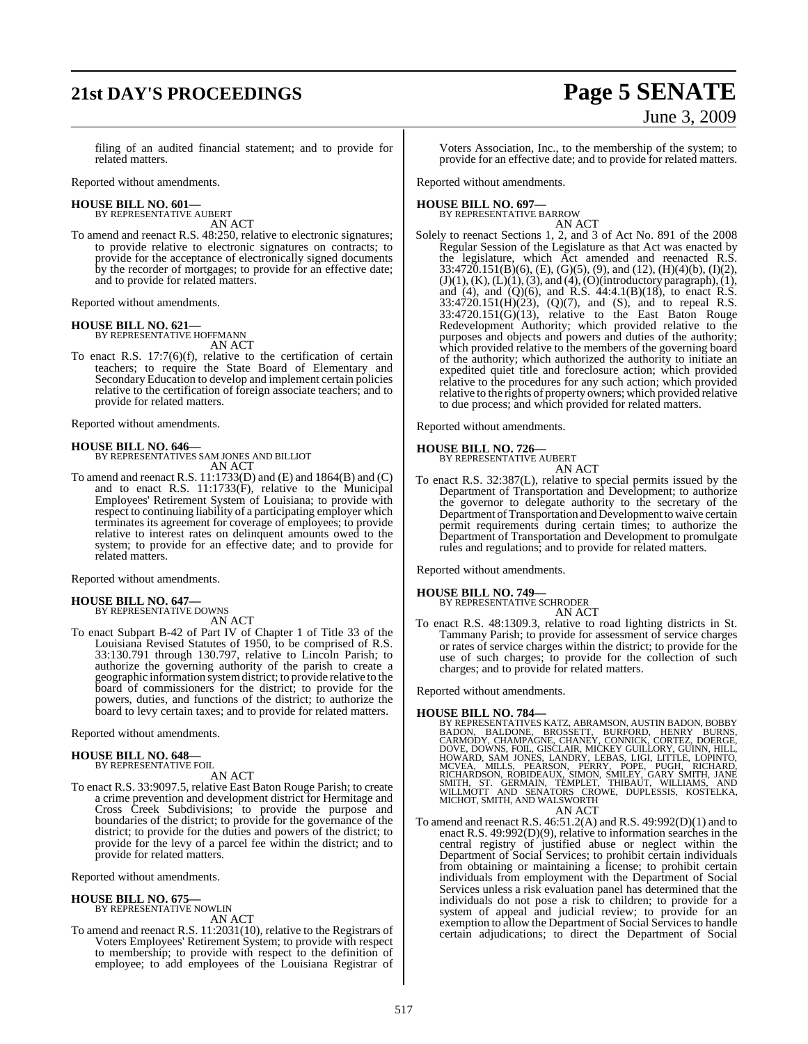filing of an audited financial statement; and to provide for related matters.

Reported without amendments.

**HOUSE BILL NO. 601—**
BY REPRESENTATIVE AUBERT
AN ACT

To amend and reenact R.S. 48:250, relative to electronic signatures; to provide relative to electronic signatures on contracts; to provide for the acceptance of electronically signed documents by the recorder of mortgages; to provide for an effective date; and to provide for related matters.

Reported without amendments.

**HOUSE BILL NO. 621—**
BY REPRESENTATIVE HOFFMANN
AN ACT

To enact R.S. 17:7(6)(f), relative to the certification of certain teachers; to require the State Board of Elementary and Secondary Education to develop and implement certain policies relative to the certification of foreign associate teachers; and to provide for related matters.

Reported without amendments.

**HOUSE BILL NO. 646—**
BY REPRESENTATIVES SAM JONES AND BILLIOT
AN ACT

To amend and reenact R.S. 11:1733(D) and (E) and 1864(B) and (C) and to enact R.S. 11:1733(F), relative to the Municipal Employees' Retirement System of Louisiana; to provide with respect to continuing liability of a participating employer which terminates its agreement for coverage of employees; to provide relative to interest rates on delinquent amounts owed to the system; to provide for an effective date; and to provide for related matters.

Reported without amendments.

**HOUSE BILL NO. 647—**
BY REPRESENTATIVE DOWNS
AN ACT

To enact Subpart B-42 of Part IV of Chapter 1 of Title 33 of the Louisiana Revised Statutes of 1950, to be comprised of R.S. 33:130.791 through 130.797, relative to Lincoln Parish; to authorize the governing authority of the parish to create a geographic information system district; to provide relative to the board of commissioners for the district; to provide for the powers, duties, and functions of the district; to authorize the board to levy certain taxes; and to provide for related matters.

Reported without amendments.

**HOUSE BILL NO. 648—**
BY REPRESENTATIVE FOIL
AN ACT

To enact R.S. 33:9097.5, relative East Baton Rouge Parish; to create a crime prevention and development district for Hermitage and Cross Creek Subdivisions; to provide the purpose and boundaries of the district; to provide for the governance of the district; to provide for the duties and powers of the district; to provide for the levy of a parcel fee within the district; and to provide for related matters.

Reported without amendments.

**HOUSE BILL NO. 675—**
BY REPRESENTATIVE NOWLIN
AN ACT

To amend and reenact R.S. 11:2031(10), relative to the Registrars of Voters Employees' Retirement System; to provide with respect to membership; to provide with respect to the definition of employee; to add employees of the Louisiana Registrar of Voters Association, Inc., to the membership of the system; to provide for an effective date; and to provide for related matters.

Reported without amendments.

**HOUSE BILL NO. 697—**
BY REPRESENTATIVE BARROW
AN ACT

Solely to reenact Sections 1, 2, and 3 of Act No. 891 of the 2008 Regular Session of the Legislature as that Act was enacted by the legislature, which Act amended and reenacted R.S. 33:4720.151(B)(6), (E), (G)(5), (9), and (12), (H)(4)(b), (I)(2), (J)(1), (K), (L)(1), (3), and (4), (O)(introductory paragraph), (1), and (4), and (Q)(6), and R.S. 44:4.1(B)(18), to enact R.S. 33:4720.151(H)(23), (Q)(7), and (S), and to repeal R.S. 33:4720.151(G)(13), relative to the East Baton Rouge Redevelopment Authority; which provided relative to the purposes and objects and powers and duties of the authority; which provided relative to the members of the governing board of the authority; which authorized the authority to initiate an expedited quiet title and foreclosure action; which provided relative to the procedures for any such action; which provided relative to the rights of property owners; which provided relative to due process; and which provided for related matters.

Reported without amendments.

**HOUSE BILL NO. 726—**
BY REPRESENTATIVE AUBERT
AN ACT

To enact R.S. 32:387(L), relative to special permits issued by the Department of Transportation and Development; to authorize the governor to delegate authority to the secretary of the Department of Transportation and Development to waive certain permit requirements during certain times; to authorize the Department of Transportation and Development to promulgate rules and regulations; and to provide for related matters.

Reported without amendments.

**HOUSE BILL NO. 749—**
BY REPRESENTATIVE SCHRODER
AN ACT

To enact R.S. 48:1309.3, relative to road lighting districts in St. Tammany Parish; to provide for assessment of service charges or rates of service charges within the district; to provide for the use of such charges; to provide for the collection of such charges; and to provide for related matters.

Reported without amendments.

**HOUSE BILL NO. 784—**
BY REPRESENTATIVES KATZ, ABRAMSON, AUSTIN BADON, BOBBY BADON, BALDONE, BROSSETT, BURFORD, HENRY BURNS, CARMODY, CHAMPAGNE, CHANEY, CONNICK, CORTEZ, DOERGE, DOVE, DOWNS, FOIL, GISCLAIR, MICKEY GUILLORY, GUINN, HILL, HOWARD, SAM JONES, LANDRY, LEBAS, LIGI, LITTLE, LOPINTO, MCVEA, MILLS, PEARSON, PERRY, POPE, PUGH, RICHARD, RICHARDSON, ROBIDEAUX, SIMON, SMILEY, GARY SMITH, JANE SMITH, ST. GERMAIN, TEMPLET, THIBAUT, WILLIAMS, AND WILLMOTT AND SENATORS CROWE, DUPLESSIS, KOSTELKA, MICHOT, SMITH, AND WALSWORTH
AN ACT

To amend and reenact R.S. 46:51.2(A) and R.S. 49:992(D)(1) and to enact R.S. 49:992(D)(9), relative to information searches in the central registry of justified abuse or neglect within the Department of Social Services; to prohibit certain individuals from obtaining or maintaining a license; to prohibit certain individuals from employment with the Department of Social Services unless a risk evaluation panel has determined that the individuals do not pose a risk to children; to provide for a system of appeal and judicial review; to provide for an exemption to allow the Department of Social Services to handle certain adjudications; to direct the Department of Social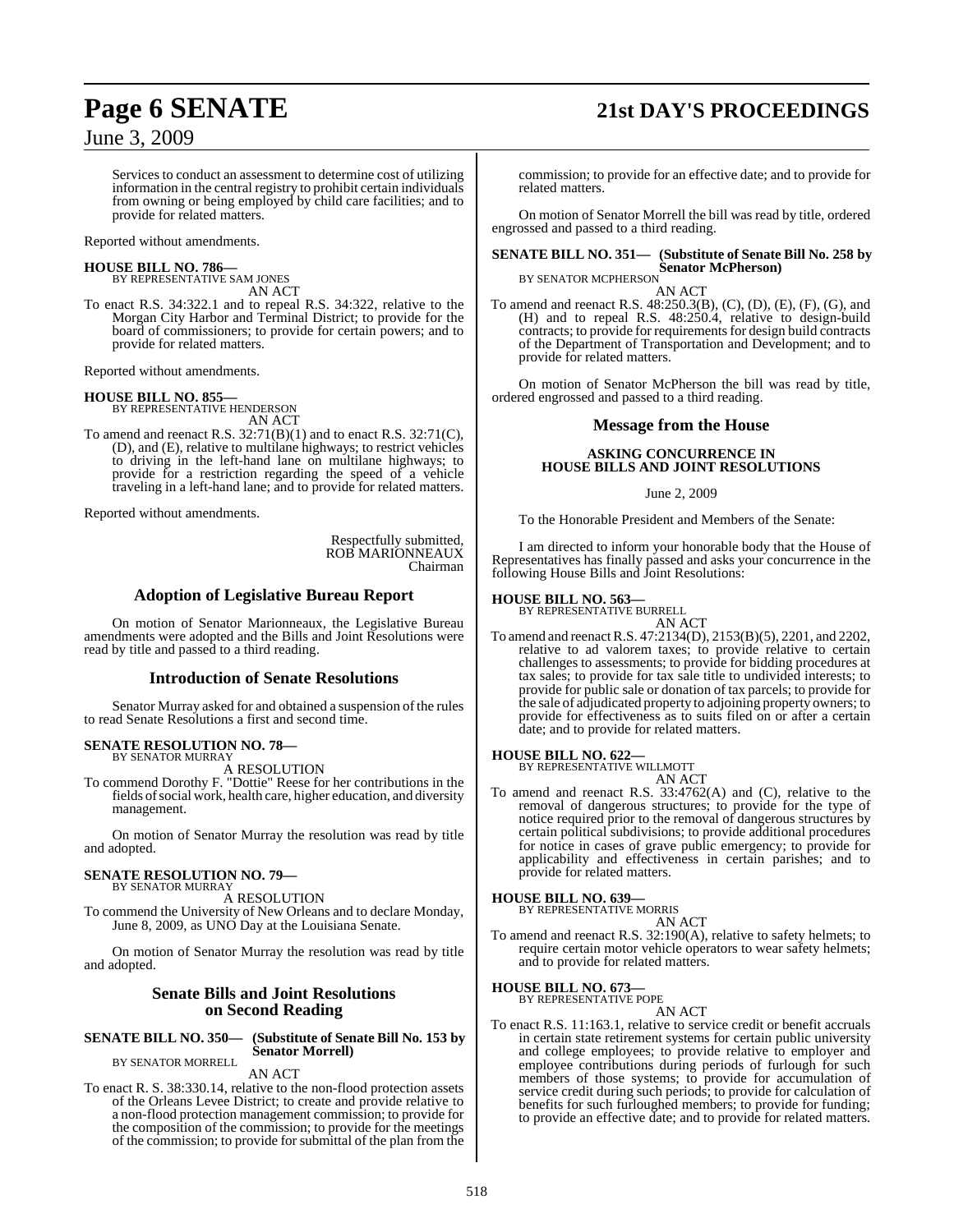Services to conduct an assessment to determine cost of utilizing information in the central registry to prohibit certain individuals from owning or being employed by child care facilities; and to provide for related matters.

Reported without amendments.

**HOUSE BILL NO. 786—**
BY REPRESENTATIVE SAM JONES

AN ACT

To enact R.S. 34:322.1 and to repeal R.S. 34:322, relative to the Morgan City Harbor and Terminal District; to provide for the board of commissioners; to provide for certain powers; and to provide for related matters.

Reported without amendments.

**HOUSE BILL NO. 855—**
BY REPRESENTATIVE HENDERSON

AN ACT

To amend and reenact R.S. 32:71(B)(1) and to enact R.S. 32:71(C), (D), and (E), relative to multilane highways; to restrict vehicles to driving in the left-hand lane on multilane highways; to provide for a restriction regarding the speed of a vehicle traveling in a left-hand lane; and to provide for related matters.

Reported without amendments.

Respectfully submitted,
ROB MARIONNEAUX
Chairman

## Adoption of Legislative Bureau Report

On motion of Senator Marionneaux, the Legislative Bureau amendments were adopted and the Bills and Joint Resolutions were read by title and passed to a third reading.

## Introduction of Senate Resolutions

Senator Murray asked for and obtained a suspension of the rules to read Senate Resolutions a first and second time.

**SENATE RESOLUTION NO. 78—**
BY SENATOR MURRAY

A RESOLUTION

To commend Dorothy F. "Dottie" Reese for her contributions in the fields of social work, health care, higher education, and diversity management.

On motion of Senator Murray the resolution was read by title and adopted.

**SENATE RESOLUTION NO. 79—**
BY SENATOR MURRAY

A RESOLUTION

To commend the University of New Orleans and to declare Monday, June 8, 2009, as UNO Day at the Louisiana Senate.

On motion of Senator Murray the resolution was read by title and adopted.

## Senate Bills and Joint Resolutions on Second Reading

**SENATE BILL NO. 350— (Substitute of Senate Bill No. 153 by Senator Morrell)**
BY SENATOR MORRELL

AN ACT

To enact R. S. 38:330.14, relative to the non-flood protection assets of the Orleans Levee District; to create and provide relative to a non-flood protection management commission; to provide for the composition of the commission; to provide for the meetings of the commission; to provide for submittal of the plan from the commission; to provide for an effective date; and to provide for related matters.

On motion of Senator Morrell the bill was read by title, ordered engrossed and passed to a third reading.

**SENATE BILL NO. 351— (Substitute of Senate Bill No. 258 by Senator McPherson)**
BY SENATOR MCPHERSON

AN ACT

To amend and reenact R.S. 48:250.3(B), (C), (D), (E), (F), (G), and (H) and to repeal R.S. 48:250.4, relative to design-build contracts; to provide for requirements for design build contracts of the Department of Transportation and Development; and to provide for related matters.

On motion of Senator McPherson the bill was read by title, ordered engrossed and passed to a third reading.

## Message from the House

**ASKING CONCURRENCE IN HOUSE BILLS AND JOINT RESOLUTIONS**

June 2, 2009

To the Honorable President and Members of the Senate:

I am directed to inform your honorable body that the House of Representatives has finally passed and asks your concurrence in the following House Bills and Joint Resolutions:

**HOUSE BILL NO. 563—**
BY REPRESENTATIVE BURRELL

AN ACT

To amend and reenact R.S. 47:2134(D), 2153(B)(5), 2201, and 2202, relative to ad valorem taxes; to provide relative to certain challenges to assessments; to provide for bidding procedures at tax sales; to provide for tax sale title to undivided interests; to provide for public sale or donation of tax parcels; to provide for the sale of adjudicated property to adjoining property owners; to provide for effectiveness as to suits filed on or after a certain date; and to provide for related matters.

**HOUSE BILL NO. 622—**
BY REPRESENTATIVE WILLMOTT

AN ACT

To amend and reenact R.S. 33:4762(A) and (C), relative to the removal of dangerous structures; to provide for the type of notice required prior to the removal of dangerous structures by certain political subdivisions; to provide additional procedures for notice in cases of grave public emergency; to provide for applicability and effectiveness in certain parishes; and to provide for related matters.

**HOUSE BILL NO. 639—**
BY REPRESENTATIVE MORRIS

AN ACT

To amend and reenact R.S. 32:190(A), relative to safety helmets; to require certain motor vehicle operators to wear safety helmets; and to provide for related matters.

**HOUSE BILL NO. 673—**
BY REPRESENTATIVE POPE

AN ACT

To enact R.S. 11:163.1, relative to service credit or benefit accruals in certain state retirement systems for certain public university and college employees; to provide relative to employer and employee contributions during periods of furlough for such members of those systems; to provide for accumulation of service credit during such periods; to provide for calculation of benefits for such furloughed members; to provide for funding; to provide an effective date; and to provide for related matters.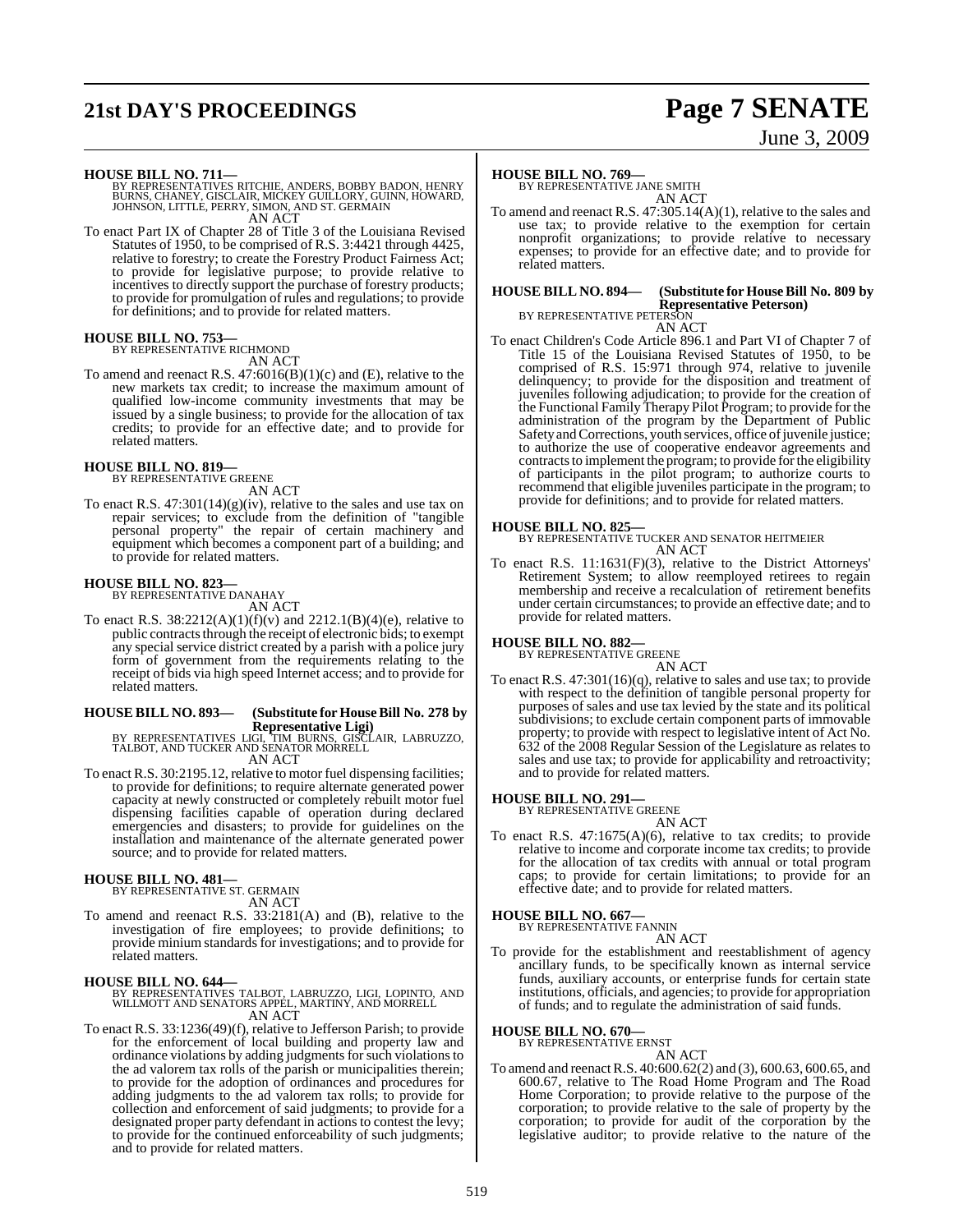**HOUSE BILL NO. 711—**
BY REPRESENTATIVES RITCHIE, ANDERS, BOBBY BADON, HENRY BURNS, CHANEY, GISCLAIR, MICKEY GUILLORY, GUINN, HOWARD, JOHNSON, LITTLE, PERRY, SIMON, AND ST. GERMAIN
AN ACT

To enact Part IX of Chapter 28 of Title 3 of the Louisiana Revised Statutes of 1950, to be comprised of R.S. 3:4421 through 4425, relative to forestry; to create the Forestry Product Fairness Act; to provide for legislative purpose; to provide relative to incentives to directly support the purchase of forestry products; to provide for promulgation of rules and regulations; to provide for definitions; and to provide for related matters.

**HOUSE BILL NO. 753—**
BY REPRESENTATIVE RICHMOND
AN ACT

To amend and reenact R.S. 47:6016(B)(1)(c) and (E), relative to the new markets tax credit; to increase the maximum amount of qualified low-income community investments that may be issued by a single business; to provide for the allocation of tax credits; to provide for an effective date; and to provide for related matters.

**HOUSE BILL NO. 819—**
BY REPRESENTATIVE GREENE
AN ACT

To enact R.S. 47:301(14)(g)(iv), relative to the sales and use tax on repair services; to exclude from the definition of "tangible personal property" the repair of certain machinery and equipment which becomes a component part of a building; and to provide for related matters.

**HOUSE BILL NO. 823—**
BY REPRESENTATIVE DANAHAY
AN ACT

To enact R.S. 38:2212(A)(1)(f)(v) and 2212.1(B)(4)(e), relative to public contracts through the receipt of electronic bids; to exempt any special service district created by a parish with a police jury form of government from the requirements relating to the receipt of bids via high speed Internet access; and to provide for related matters.

**HOUSE BILL NO. 893— (Substitute for House Bill No. 278 by Representative Ligi)**
BY REPRESENTATIVES LIGI, TIM BURNS, GISCLAIR, LABRUZZO, TALBOT, AND TUCKER AND SENATOR MORRELL
AN ACT

To enact R.S. 30:2195.12, relative to motor fuel dispensing facilities; to provide for definitions; to require alternate generated power capacity at newly constructed or completely rebuilt motor fuel dispensing facilities capable of operation during declared emergencies and disasters; to provide for guidelines on the installation and maintenance of the alternate generated power source; and to provide for related matters.

**HOUSE BILL NO. 481—**
BY REPRESENTATIVE ST. GERMAIN
AN ACT

To amend and reenact R.S. 33:2181(A) and (B), relative to the investigation of fire employees; to provide definitions; to provide minium standards for investigations; and to provide for related matters.

**HOUSE BILL NO. 644—**
BY REPRESENTATIVES TALBOT, LABRUZZO, LIGI, LOPINTO, AND WILLMOTT AND SENATORS APPEL, MARTINY, AND MORRELL
AN ACT

To enact R.S. 33:1236(49)(f), relative to Jefferson Parish; to provide for the enforcement of local building and property law and ordinance violations by adding judgments for such violations to the ad valorem tax rolls of the parish or municipalities therein; to provide for the adoption of ordinances and procedures for adding judgments to the ad valorem tax rolls; to provide for collection and enforcement of said judgments; to provide for a designated proper party defendant in actions to contest the levy; to provide for the continued enforceability of such judgments; and to provide for related matters.

**HOUSE BILL NO. 769—**
BY REPRESENTATIVE JANE SMITH
AN ACT

To amend and reenact R.S. 47:305.14(A)(1), relative to the sales and use tax; to provide relative to the exemption for certain nonprofit organizations; to provide relative to necessary expenses; to provide for an effective date; and to provide for related matters.

**HOUSE BILL NO. 894— (Substitute for House Bill No. 809 by Representative Peterson)**
BY REPRESENTATIVE PETERSON
AN ACT

To enact Children's Code Article 896.1 and Part VI of Chapter 7 of Title 15 of the Louisiana Revised Statutes of 1950, to be comprised of R.S. 15:971 through 974, relative to juvenile delinquency; to provide for the disposition and treatment of juveniles following adjudication; to provide for the creation of the Functional Family Therapy Pilot Program; to provide for the administration of the program by the Department of Public Safety and Corrections, youth services, office of juvenile justice; to authorize the use of cooperative endeavor agreements and contracts to implement the program; to provide for the eligibility of participants in the pilot program; to authorize courts to recommend that eligible juveniles participate in the program; to provide for definitions; and to provide for related matters.

**HOUSE BILL NO. 825—**
BY REPRESENTATIVE TUCKER AND SENATOR HEITMEIER
AN ACT

To enact R.S. 11:1631(F)(3), relative to the District Attorneys' Retirement System; to allow reemployed retirees to regain membership and receive a recalculation of retirement benefits under certain circumstances; to provide an effective date; and to provide for related matters.

**HOUSE BILL NO. 882—**
BY REPRESENTATIVE GREENE
AN ACT

To enact R.S. 47:301(16)(q), relative to sales and use tax; to provide with respect to the definition of tangible personal property for purposes of sales and use tax levied by the state and its political subdivisions; to exclude certain component parts of immovable property; to provide with respect to legislative intent of Act No. 632 of the 2008 Regular Session of the Legislature as relates to sales and use tax; to provide for applicability and retroactivity; and to provide for related matters.

**HOUSE BILL NO. 291—**
BY REPRESENTATIVE GREENE
AN ACT

To enact R.S. 47:1675(A)(6), relative to tax credits; to provide relative to income and corporate income tax credits; to provide for the allocation of tax credits with annual or total program caps; to provide for certain limitations; to provide for an effective date; and to provide for related matters.

**HOUSE BILL NO. 667—**
BY REPRESENTATIVE FANNIN
AN ACT

To provide for the establishment and reestablishment of agency ancillary funds, to be specifically known as internal service funds, auxiliary accounts, or enterprise funds for certain state institutions, officials, and agencies; to provide for appropriation of funds; and to regulate the administration of said funds.

**HOUSE BILL NO. 670—**
BY REPRESENTATIVE ERNST
AN ACT

To amend and reenact R.S. 40:600.62(2) and (3), 600.63, 600.65, and 600.67, relative to The Road Home Program and The Road Home Corporation; to provide relative to the purpose of the corporation; to provide relative to the sale of property by the corporation; to provide for audit of the corporation by the legislative auditor; to provide relative to the nature of the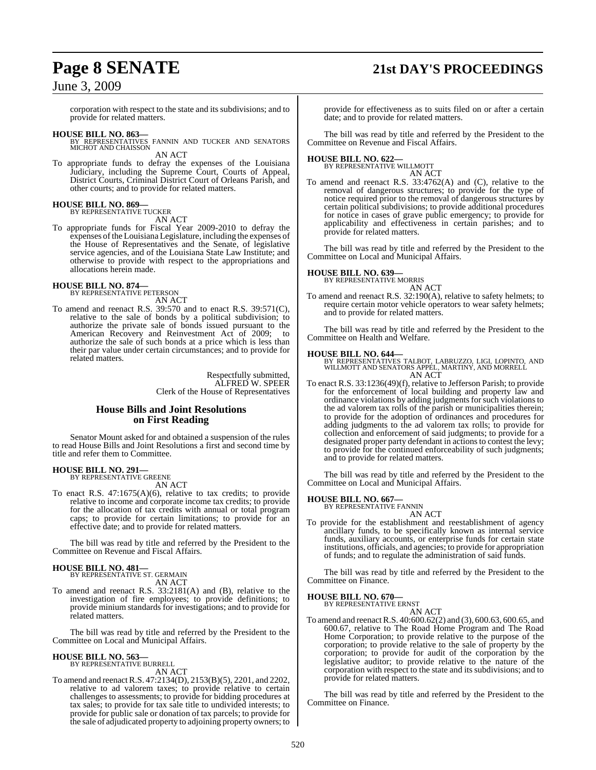corporation with respect to the state and its subdivisions; and to provide for related matters.

**HOUSE BILL NO. 863—**
BY REPRESENTATIVES FANNIN AND TUCKER AND SENATORS MICHOT AND CHAISSON

AN ACT

To appropriate funds to defray the expenses of the Louisiana Judiciary, including the Supreme Court, Courts of Appeal, District Courts, Criminal District Court of Orleans Parish, and other courts; and to provide for related matters.

**HOUSE BILL NO. 869—**
BY REPRESENTATIVE TUCKER

AN ACT

To appropriate funds for Fiscal Year 2009-2010 to defray the expenses of the Louisiana Legislature, including the expenses of the House of Representatives and the Senate, of legislative service agencies, and of the Louisiana State Law Institute; and otherwise to provide with respect to the appropriations and allocations herein made.

**HOUSE BILL NO. 874—**
BY REPRESENTATIVE PETERSON

AN ACT

To amend and reenact R.S. 39:570 and to enact R.S. 39:571(C), relative to the sale of bonds by a political subdivision; to authorize the private sale of bonds issued pursuant to the American Recovery and Reinvestment Act of 2009; to authorize the sale of such bonds at a price which is less than their par value under certain circumstances; and to provide for related matters.

Respectfully submitted,
ALFRED W. SPEER
Clerk of the House of Representatives

## House Bills and Joint Resolutions on First Reading

Senator Mount asked for and obtained a suspension of the rules to read House Bills and Joint Resolutions a first and second time by title and refer them to Committee.

**HOUSE BILL NO. 291—**
BY REPRESENTATIVE GREENE

AN ACT

To enact R.S. 47:1675(A)(6), relative to tax credits; to provide relative to income and corporate income tax credits; to provide for the allocation of tax credits with annual or total program caps; to provide for certain limitations; to provide for an effective date; and to provide for related matters.

The bill was read by title and referred by the President to the Committee on Revenue and Fiscal Affairs.

**HOUSE BILL NO. 481—**
BY REPRESENTATIVE ST. GERMAIN

AN ACT

To amend and reenact R.S. 33:2181(A) and (B), relative to the investigation of fire employees; to provide definitions; to provide minium standards for investigations; and to provide for related matters.

The bill was read by title and referred by the President to the Committee on Local and Municipal Affairs.

**HOUSE BILL NO. 563—**
BY REPRESENTATIVE BURRELL

AN ACT

To amend and reenact R.S. 47:2134(D), 2153(B)(5), 2201, and 2202, relative to ad valorem taxes; to provide relative to certain challenges to assessments; to provide for bidding procedures at tax sales; to provide for tax sale title to undivided interests; to provide for public sale or donation of tax parcels; to provide for the sale of adjudicated property to adjoining property owners; to provide for effectiveness as to suits filed on or after a certain date; and to provide for related matters.

The bill was read by title and referred by the President to the Committee on Revenue and Fiscal Affairs.

**HOUSE BILL NO. 622—**
BY REPRESENTATIVE WILLMOTT

AN ACT

To amend and reenact R.S. 33:4762(A) and (C), relative to the removal of dangerous structures; to provide for the type of notice required prior to the removal of dangerous structures by certain political subdivisions; to provide additional procedures for notice in cases of grave public emergency; to provide for applicability and effectiveness in certain parishes; and to provide for related matters.

The bill was read by title and referred by the President to the Committee on Local and Municipal Affairs.

**HOUSE BILL NO. 639—**
BY REPRESENTATIVE MORRIS

AN ACT

To amend and reenact R.S. 32:190(A), relative to safety helmets; to require certain motor vehicle operators to wear safety helmets; and to provide for related matters.

The bill was read by title and referred by the President to the Committee on Health and Welfare.

**HOUSE BILL NO. 644—**
BY REPRESENTATIVES TALBOT, LABRUZZO, LIGI, LOPINTO, AND WILLMOTT AND SENATORS APPEL, MARTINY, AND MORRELL

AN ACT

To enact R.S. 33:1236(49)(f), relative to Jefferson Parish; to provide for the enforcement of local building and property law and ordinance violations by adding judgments for such violations to the ad valorem tax rolls of the parish or municipalities therein; to provide for the adoption of ordinances and procedures for adding judgments to the ad valorem tax rolls; to provide for collection and enforcement of said judgments; to provide for a designated proper party defendant in actions to contest the levy; to provide for the continued enforceability of such judgments; and to provide for related matters.

The bill was read by title and referred by the President to the Committee on Local and Municipal Affairs.

**HOUSE BILL NO. 667—**
BY REPRESENTATIVE FANNIN

AN ACT

To provide for the establishment and reestablishment of agency ancillary funds, to be specifically known as internal service funds, auxiliary accounts, or enterprise funds for certain state institutions, officials, and agencies; to provide for appropriation of funds; and to regulate the administration of said funds.

The bill was read by title and referred by the President to the Committee on Finance.

**HOUSE BILL NO. 670—**
BY REPRESENTATIVE ERNST

AN ACT

To amend and reenact R.S. 40:600.62(2) and (3), 600.63, 600.65, and 600.67, relative to The Road Home Program and The Road Home Corporation; to provide relative to the purpose of the corporation; to provide relative to the sale of property by the corporation; to provide for audit of the corporation by the legislative auditor; to provide relative to the nature of the corporation with respect to the state and its subdivisions; and to provide for related matters.

The bill was read by title and referred by the President to the Committee on Finance.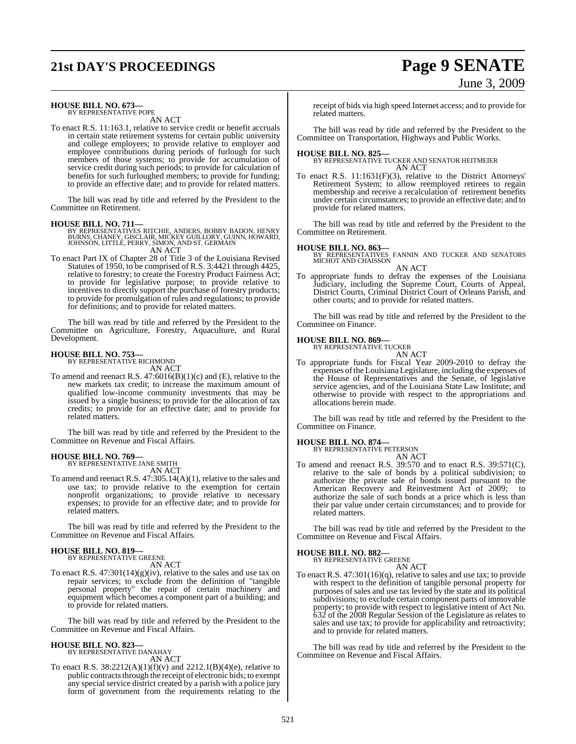**HOUSE BILL NO. 673—**
BY REPRESENTATIVE POPE

AN ACT

To enact R.S. 11:163.1, relative to service credit or benefit accruals in certain state retirement systems for certain public university and college employees; to provide relative to employer and employee contributions during periods of furlough for such members of those systems; to provide for accumulation of service credit during such periods; to provide for calculation of benefits for such furloughed members; to provide for funding; to provide an effective date; and to provide for related matters.

The bill was read by title and referred by the President to the Committee on Retirement.

**HOUSE BILL NO. 711—**
BY REPRESENTATIVES RITCHIE, ANDERS, BOBBY BADON, HENRY BURNS, CHANEY, GISCLAIR, MICKEY GUILLORY, GUINN, HOWARD, JOHNSON, LITTLE, PERRY, SIMON, AND ST. GERMAIN

AN ACT

To enact Part IX of Chapter 28 of Title 3 of the Louisiana Revised Statutes of 1950, to be comprised of R.S. 3:4421 through 4425, relative to forestry; to create the Forestry Product Fairness Act; to provide for legislative purpose; to provide relative to incentives to directly support the purchase of forestry products; to provide for promulgation of rules and regulations; to provide for definitions; and to provide for related matters.

The bill was read by title and referred by the President to the Committee on Agriculture, Forestry, Aquaculture, and Rural Development.

**HOUSE BILL NO. 753—**
BY REPRESENTATIVE RICHMOND

AN ACT

To amend and reenact R.S. 47:6016(B)(1)(c) and (E), relative to the new markets tax credit; to increase the maximum amount of qualified low-income community investments that may be issued by a single business; to provide for the allocation of tax credits; to provide for an effective date; and to provide for related matters.

The bill was read by title and referred by the President to the Committee on Revenue and Fiscal Affairs.

**HOUSE BILL NO. 769—**
BY REPRESENTATIVE JANE SMITH

AN ACT

To amend and reenact R.S. 47:305.14(A)(1), relative to the sales and use tax; to provide relative to the exemption for certain nonprofit organizations; to provide relative to necessary expenses; to provide for an effective date; and to provide for related matters.

The bill was read by title and referred by the President to the Committee on Revenue and Fiscal Affairs.

**HOUSE BILL NO. 819—**
BY REPRESENTATIVE GREENE

AN ACT

To enact R.S. 47:301(14)(g)(iv), relative to the sales and use tax on repair services; to exclude from the definition of "tangible personal property" the repair of certain machinery and equipment which becomes a component part of a building; and to provide for related matters.

The bill was read by title and referred by the President to the Committee on Revenue and Fiscal Affairs.

**HOUSE BILL NO. 823—**
BY REPRESENTATIVE DANAHAY

AN ACT

To enact R.S. 38:2212(A)(1)(f)(v) and 2212.1(B)(4)(e), relative to public contracts through the receipt of electronic bids; to exempt any special service district created by a parish with a police jury form of government from the requirements relating to the receipt of bids via high speed Internet access; and to provide for related matters.

The bill was read by title and referred by the President to the Committee on Transportation, Highways and Public Works.

**HOUSE BILL NO. 825—**
BY REPRESENTATIVE TUCKER AND SENATOR HEITMEIER

AN ACT

To enact R.S. 11:1631(F)(3), relative to the District Attorneys' Retirement System; to allow reemployed retirees to regain membership and receive a recalculation of retirement benefits under certain circumstances; to provide an effective date; and to provide for related matters.

The bill was read by title and referred by the President to the Committee on Retirement.

**HOUSE BILL NO. 863—**
BY REPRESENTATIVES FANNIN AND TUCKER AND SENATORS MICHOT AND CHAISSON

AN ACT

To appropriate funds to defray the expenses of the Louisiana Judiciary, including the Supreme Court, Courts of Appeal, District Courts, Criminal District Court of Orleans Parish, and other courts; and to provide for related matters.

The bill was read by title and referred by the President to the Committee on Finance.

**HOUSE BILL NO. 869—**
BY REPRESENTATIVE TUCKER

AN ACT

To appropriate funds for Fiscal Year 2009-2010 to defray the expenses of the Louisiana Legislature, including the expenses of the House of Representatives and the Senate, of legislative service agencies, and of the Louisiana State Law Institute; and otherwise to provide with respect to the appropriations and allocations herein made.

The bill was read by title and referred by the President to the Committee on Finance.

**HOUSE BILL NO. 874—**
BY REPRESENTATIVE PETERSON

AN ACT

To amend and reenact R.S. 39:570 and to enact R.S. 39:571(C), relative to the sale of bonds by a political subdivision; to authorize the private sale of bonds issued pursuant to the American Recovery and Reinvestment Act of 2009; to authorize the sale of such bonds at a price which is less than their par value under certain circumstances; and to provide for related matters.

The bill was read by title and referred by the President to the Committee on Revenue and Fiscal Affairs.

**HOUSE BILL NO. 882—**
BY REPRESENTATIVE GREENE

AN ACT

To enact R.S. 47:301(16)(q), relative to sales and use tax; to provide with respect to the definition of tangible personal property for purposes of sales and use tax levied by the state and its political subdivisions; to exclude certain component parts of immovable property; to provide with respect to legislative intent of Act No. 632 of the 2008 Regular Session of the Legislature as relates to sales and use tax; to provide for applicability and retroactivity; and to provide for related matters.

The bill was read by title and referred by the President to the Committee on Revenue and Fiscal Affairs.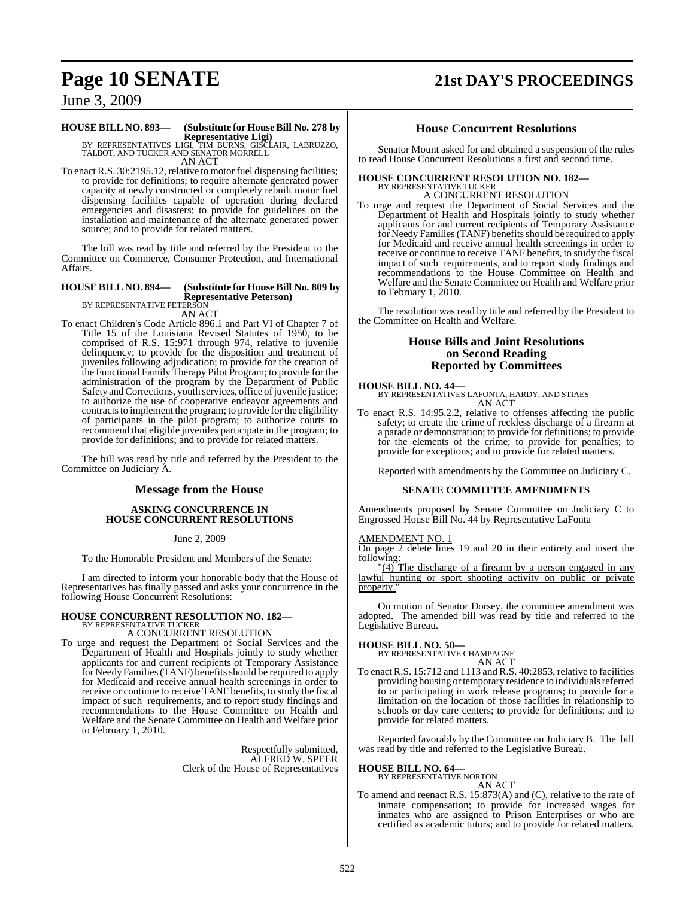**HOUSE BILL NO. 893— (Substitute for House Bill No. 278 by Representative Ligi)**
BY REPRESENTATIVES LIGI, TIM BURNS, GISCLAIR, LABRUZZO, TALBOT, AND TUCKER AND SENATOR MORRELL
AN ACT

To enact R.S. 30:2195.12, relative to motor fuel dispensing facilities; to provide for definitions; to require alternate generated power capacity at newly constructed or completely rebuilt motor fuel dispensing facilities capable of operation during declared emergencies and disasters; to provide for guidelines on the installation and maintenance of the alternate generated power source; and to provide for related matters.

The bill was read by title and referred by the President to the Committee on Commerce, Consumer Protection, and International Affairs.

**HOUSE BILL NO. 894— (Substitute for House Bill No. 809 by Representative Peterson)**
BY REPRESENTATIVE PETERSON
AN ACT

To enact Children's Code Article 896.1 and Part VI of Chapter 7 of Title 15 of the Louisiana Revised Statutes of 1950, to be comprised of R.S. 15:971 through 974, relative to juvenile delinquency; to provide for the disposition and treatment of juveniles following adjudication; to provide for the creation of the Functional Family Therapy Pilot Program; to provide for the administration of the program by the Department of Public Safety and Corrections, youth services, office of juvenile justice; to authorize the use of cooperative endeavor agreements and contracts to implement the program; to provide for the eligibility of participants in the pilot program; to authorize courts to recommend that eligible juveniles participate in the program; to provide for definitions; and to provide for related matters.

The bill was read by title and referred by the President to the Committee on Judiciary A.

## Message from the House

**ASKING CONCURRENCE IN HOUSE CONCURRENT RESOLUTIONS**

June 2, 2009

To the Honorable President and Members of the Senate:

I am directed to inform your honorable body that the House of Representatives has finally passed and asks your concurrence in the following House Concurrent Resolutions:

**HOUSE CONCURRENT RESOLUTION NO. 182—**
BY REPRESENTATIVE TUCKER
A CONCURRENT RESOLUTION

To urge and request the Department of Social Services and the Department of Health and Hospitals jointly to study whether applicants for and current recipients of Temporary Assistance for Needy Families (TANF) benefits should be required to apply for Medicaid and receive annual health screenings in order to receive or continue to receive TANF benefits, to study the fiscal impact of such requirements, and to report study findings and recommendations to the House Committee on Health and Welfare and the Senate Committee on Health and Welfare prior to February 1, 2010.

Respectfully submitted,
ALFRED W. SPEER
Clerk of the House of Representatives

## House Concurrent Resolutions

Senator Mount asked for and obtained a suspension of the rules to read House Concurrent Resolutions a first and second time.

**HOUSE CONCURRENT RESOLUTION NO. 182—**
BY REPRESENTATIVE TUCKER
A CONCURRENT RESOLUTION

To urge and request the Department of Social Services and the Department of Health and Hospitals jointly to study whether applicants for and current recipients of Temporary Assistance for Needy Families (TANF) benefits should be required to apply for Medicaid and receive annual health screenings in order to receive or continue to receive TANF benefits, to study the fiscal impact of such requirements, and to report study findings and recommendations to the House Committee on Health and Welfare and the Senate Committee on Health and Welfare prior to February 1, 2010.

The resolution was read by title and referred by the President to the Committee on Health and Welfare.

## House Bills and Joint Resolutions on Second Reading Reported by Committees

**HOUSE BILL NO. 44—**
BY REPRESENTATIVES LAFONTA, HARDY, AND STIAES
AN ACT

To enact R.S. 14:95.2.2, relative to offenses affecting the public safety; to create the crime of reckless discharge of a firearm at a parade or demonstration; to provide for definitions; to provide for the elements of the crime; to provide for penalties; to provide for exceptions; and to provide for related matters.

Reported with amendments by the Committee on Judiciary C.

**SENATE COMMITTEE AMENDMENTS**

Amendments proposed by Senate Committee on Judiciary C to Engrossed House Bill No. 44 by Representative LaFonta

AMENDMENT NO. 1
On page 2 delete lines 19 and 20 in their entirety and insert the following:

"(4) The discharge of a firearm by a person engaged in any lawful hunting or sport shooting activity on public or private property."

On motion of Senator Dorsey, the committee amendment was adopted. The amended bill was read by title and referred to the Legislative Bureau.

**HOUSE BILL NO. 50—**
BY REPRESENTATIVE CHAMPAGNE
AN ACT

To enact R.S. 15:712 and 1113 and R.S. 40:2853, relative to facilities providing housing or temporary residence to individuals referred to or participating in work release programs; to provide for a limitation on the location of those facilities in relationship to schools or day care centers; to provide for definitions; and to provide for related matters.

Reported favorably by the Committee on Judiciary B. The bill was read by title and referred to the Legislative Bureau.

**HOUSE BILL NO. 64—**
BY REPRESENTATIVE NORTON
AN ACT

To amend and reenact R.S. 15:873(A) and (C), relative to the rate of inmate compensation; to provide for increased wages for inmates who are assigned to Prison Enterprises or who are certified as academic tutors; and to provide for related matters.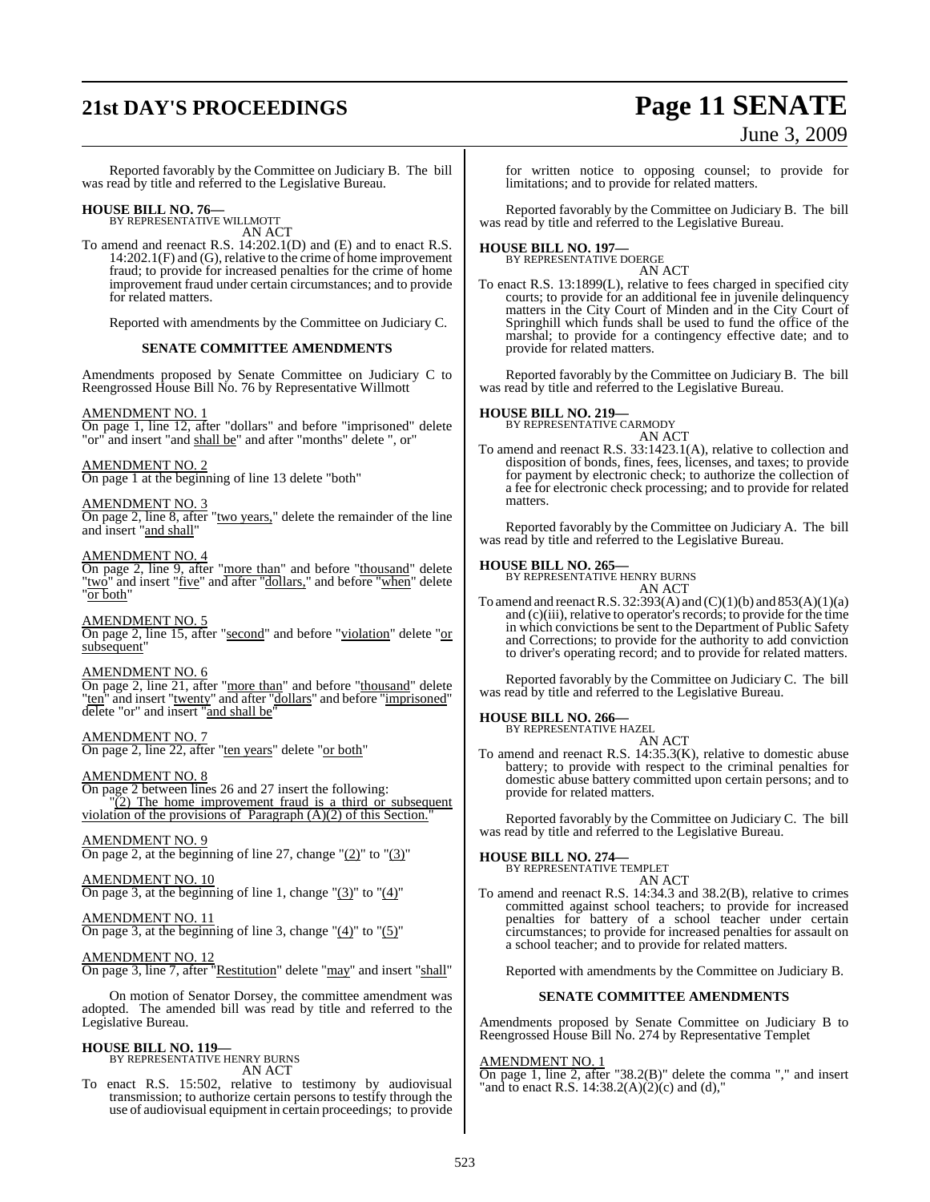Reported favorably by the Committee on Judiciary B. The bill was read by title and referred to the Legislative Bureau.

**HOUSE BILL NO. 76—**
BY REPRESENTATIVE WILLMOTT
AN ACT

To amend and reenact R.S. 14:202.1(D) and (E) and to enact R.S. 14:202.1(F) and (G), relative to the crime of home improvement fraud; to provide for increased penalties for the crime of home improvement fraud under certain circumstances; and to provide for related matters.

Reported with amendments by the Committee on Judiciary C.

**SENATE COMMITTEE AMENDMENTS**

Amendments proposed by Senate Committee on Judiciary C to Reengrossed House Bill No. 76 by Representative Willmott

AMENDMENT NO. 1
On page 1, line 12, after "dollars" and before "imprisoned" delete "or" and insert "and shall be" and after "months" delete ", or"

AMENDMENT NO. 2
On page 1 at the beginning of line 13 delete "both"

AMENDMENT NO. 3
On page 2, line 8, after "two years," delete the remainder of the line and insert "and shall"

AMENDMENT NO. 4
On page 2, line 9, after "more than" and before "thousand" delete "two" and insert "five" and after "dollars," and before "when" delete "or both"

AMENDMENT NO. 5
On page 2, line 15, after "second" and before "violation" delete "or subsequent"

AMENDMENT NO. 6
On page 2, line 21, after "more than" and before "thousand" delete "ten" and insert "twenty" and after "dollars" and before "imprisoned" delete "or" and insert "and shall be"

AMENDMENT NO. 7
On page 2, line 22, after "ten years" delete "or both"

AMENDMENT NO. 8
On page 2 between lines 26 and 27 insert the following:
"(2) The home improvement fraud is a third or subsequent violation of the provisions of Paragraph (A)(2) of this Section."

AMENDMENT NO. 9
On page 2, at the beginning of line 27, change "(2)" to "(3)"

AMENDMENT NO. 10
On page 3, at the beginning of line 1, change "(3)" to "(4)"

AMENDMENT NO. 11
On page 3, at the beginning of line 3, change "(4)" to "(5)"

AMENDMENT NO. 12
On page 3, line 7, after "Restitution" delete "may" and insert "shall"

On motion of Senator Dorsey, the committee amendment was adopted. The amended bill was read by title and referred to the Legislative Bureau.

**HOUSE BILL NO. 119—**
BY REPRESENTATIVE HENRY BURNS
AN ACT

To enact R.S. 15:502, relative to testimony by audiovisual transmission; to authorize certain persons to testify through the use of audiovisual equipment in certain proceedings; to provide for written notice to opposing counsel; to provide for limitations; and to provide for related matters.

Reported favorably by the Committee on Judiciary B. The bill was read by title and referred to the Legislative Bureau.

**HOUSE BILL NO. 197—**
BY REPRESENTATIVE DOERGE
AN ACT

To enact R.S. 13:1899(L), relative to fees charged in specified city courts; to provide for an additional fee in juvenile delinquency matters in the City Court of Minden and in the City Court of Springhill which funds shall be used to fund the office of the marshal; to provide for a contingency effective date; and to provide for related matters.

Reported favorably by the Committee on Judiciary B. The bill was read by title and referred to the Legislative Bureau.

**HOUSE BILL NO. 219—**
BY REPRESENTATIVE CARMODY
AN ACT

To amend and reenact R.S. 33:1423.1(A), relative to collection and disposition of bonds, fines, fees, licenses, and taxes; to provide for payment by electronic check; to authorize the collection of a fee for electronic check processing; and to provide for related matters.

Reported favorably by the Committee on Judiciary A. The bill was read by title and referred to the Legislative Bureau.

**HOUSE BILL NO. 265—**
BY REPRESENTATIVE HENRY BURNS
AN ACT

To amend and reenact R.S. 32:393(A) and (C)(1)(b) and 853(A)(1)(a) and (c)(iii), relative to operator's records; to provide for the time in which convictions be sent to the Department of Public Safety and Corrections; to provide for the authority to add conviction to driver's operating record; and to provide for related matters.

Reported favorably by the Committee on Judiciary C. The bill was read by title and referred to the Legislative Bureau.

**HOUSE BILL NO. 266—**
BY REPRESENTATIVE HAZEL
AN ACT

To amend and reenact R.S. 14:35.3(K), relative to domestic abuse battery; to provide with respect to the criminal penalties for domestic abuse battery committed upon certain persons; and to provide for related matters.

Reported favorably by the Committee on Judiciary C. The bill was read by title and referred to the Legislative Bureau.

**HOUSE BILL NO. 274—**
BY REPRESENTATIVE TEMPLET
AN ACT

To amend and reenact R.S. 14:34.3 and 38.2(B), relative to crimes committed against school teachers; to provide for increased penalties for battery of a school teacher under certain circumstances; to provide for increased penalties for assault on a school teacher; and to provide for related matters.

Reported with amendments by the Committee on Judiciary B.

**SENATE COMMITTEE AMENDMENTS**

Amendments proposed by Senate Committee on Judiciary B to Reengrossed House Bill No. 274 by Representative Templet

AMENDMENT NO. 1
On page 1, line 2, after "38.2(B)" delete the comma "," and insert "and to enact R.S. 14:38.2(A)(2)(c) and (d),"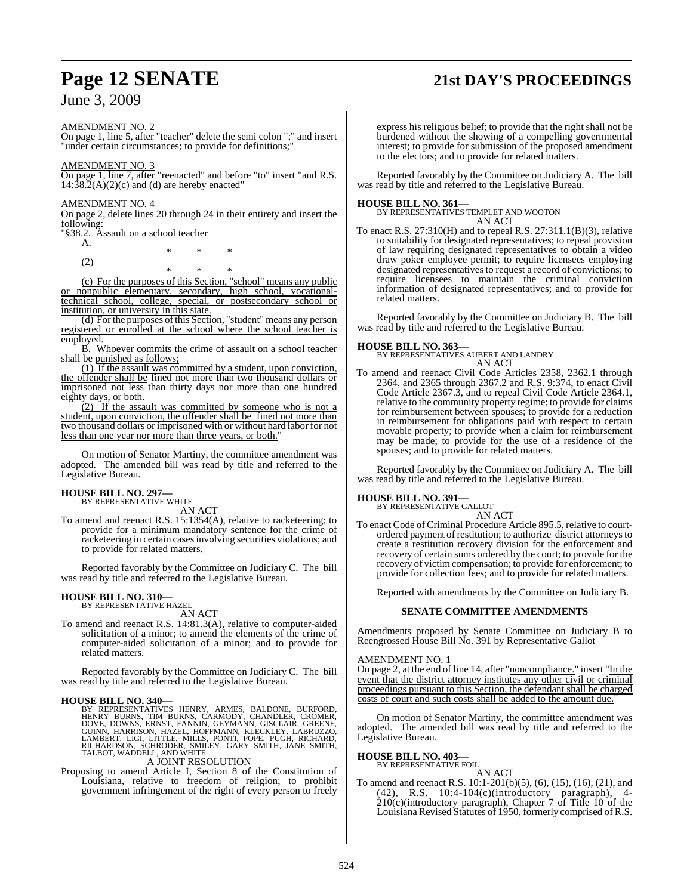AMENDMENT NO. 2

On page 1, line 5, after "teacher" delete the semi colon ";" and insert "under certain circumstances; to provide for definitions;"

AMENDMENT NO. 3

On page 1, line 7, after "reenacted" and before "to" insert "and R.S. 14:38.2(A)(2)(c) and (d) are hereby enacted"

AMENDMENT NO. 4

On page 2, delete lines 20 through 24 in their entirety and insert the following:

"§38.2. Assault on a school teacher

A.

\* \* \*

(2)

\* \* \*

(c) For the purposes of this Section, "school" means any public or nonpublic elementary, secondary, high school, vocational-technical school, college, special, or postsecondary school or institution, or university in this state.

(d) For the purposes of this Section, "student" means any person registered or enrolled at the school where the school teacher is employed.

B. Whoever commits the crime of assault on a school teacher shall be punished as follows:

(1) If the assault was committed by a student, upon conviction, the offender shall be fined not more than two thousand dollars or imprisoned not less than thirty days nor more than one hundred eighty days, or both.

(2) If the assault was committed by someone who is not a student, upon conviction, the offender shall be fined not more than two thousand dollars or imprisoned with or without hard labor for not less than one year nor more than three years, or both."

On motion of Senator Martiny, the committee amendment was adopted. The amended bill was read by title and referred to the Legislative Bureau.

**HOUSE BILL NO. 297—**
BY REPRESENTATIVE WHITE
AN ACT

To amend and reenact R.S. 15:1354(A), relative to racketeering; to provide for a minimum mandatory sentence for the crime of racketeering in certain cases involving securities violations; and to provide for related matters.

Reported favorably by the Committee on Judiciary C. The bill was read by title and referred to the Legislative Bureau.

**HOUSE BILL NO. 310—**
BY REPRESENTATIVE HAZEL
AN ACT

To amend and reenact R.S. 14:81.3(A), relative to computer-aided solicitation of a minor; to amend the elements of the crime of computer-aided solicitation of a minor; and to provide for related matters.

Reported favorably by the Committee on Judiciary C. The bill was read by title and referred to the Legislative Bureau.

**HOUSE BILL NO. 340—**
BY REPRESENTATIVES HENRY, ARMES, BALDONE, BURFORD, HENRY BURNS, TIM BURNS, CARMODY, CHANDLER, CROMER, DOVE, DOWNS, ERNST, FANNIN, GEYMANN, GISCLAIR, GREENE, GUINN, HARRISON, HAZEL, HOFFMANN, KLECKLEY, LABRUZZO, LAMBERT, LIGI, LITTLE, MILLS, PONTI, POPE, PUGH, RICHARD, RICHARDSON, SCHRODER, SMILEY, GARY SMITH, JANE SMITH, TALBOT, WADDELL, AND WHITE
A JOINT RESOLUTION

Proposing to amend Article I, Section 8 of the Constitution of Louisiana, relative to freedom of religion; to prohibit government infringement of the right of every person to freely express his religious belief; to provide that the right shall not be burdened without the showing of a compelling governmental interest; to provide for submission of the proposed amendment to the electors; and to provide for related matters.

Reported favorably by the Committee on Judiciary A. The bill was read by title and referred to the Legislative Bureau.

**HOUSE BILL NO. 361—**
BY REPRESENTATIVES TEMPLET AND WOOTON
AN ACT

To enact R.S. 27:310(H) and to repeal R.S. 27:311.1(B)(3), relative to suitability for designated representatives; to repeal provision of law requiring designated representatives to obtain a video draw poker employee permit; to require licensees employing designated representatives to request a record of convictions; to require licensees to maintain the criminal conviction information of designated representatives; and to provide for related matters.

Reported favorably by the Committee on Judiciary B. The bill was read by title and referred to the Legislative Bureau.

**HOUSE BILL NO. 363—**
BY REPRESENTATIVES AUBERT AND LANDRY
AN ACT

To amend and reenact Civil Code Articles 2358, 2362.1 through 2364, and 2365 through 2367.2 and R.S. 9:374, to enact Civil Code Article 2367.3, and to repeal Civil Code Article 2364.1, relative to the community property regime; to provide for claims for reimbursement between spouses; to provide for a reduction in reimbursement for obligations paid with respect to certain movable property; to provide when a claim for reimbursement may be made; to provide for the use of a residence of the spouses; and to provide for related matters.

Reported favorably by the Committee on Judiciary A. The bill was read by title and referred to the Legislative Bureau.

**HOUSE BILL NO. 391—**
BY REPRESENTATIVE GALLOT
AN ACT

To enact Code of Criminal Procedure Article 895.5, relative to court-ordered payment of restitution; to authorize district attorneys to create a restitution recovery division for the enforcement and recovery of certain sums ordered by the court; to provide for the recovery of victim compensation; to provide for enforcement; to provide for collection fees; and to provide for related matters.

Reported with amendments by the Committee on Judiciary B.

**SENATE COMMITTEE AMENDMENTS**

Amendments proposed by Senate Committee on Judiciary B to Reengrossed House Bill No. 391 by Representative Gallot

AMENDMENT NO. 1

On page 2, at the end of line 14, after "noncompliance." insert "In the event that the district attorney institutes any other civil or criminal proceedings pursuant to this Section, the defendant shall be charged costs of court and such costs shall be added to the amount due."

On motion of Senator Martiny, the committee amendment was adopted. The amended bill was read by title and referred to the Legislative Bureau.

**HOUSE BILL NO. 403—**
BY REPRESENTATIVE FOIL
AN ACT

To amend and reenact R.S. 10:1-201(b)(5), (6), (15), (16), (21), and (42), R.S. 10:4-104(c)(introductory paragraph), 4-210(c)(introductory paragraph), Chapter 7 of Title 10 of the Louisiana Revised Statutes of 1950, formerly comprised of R.S.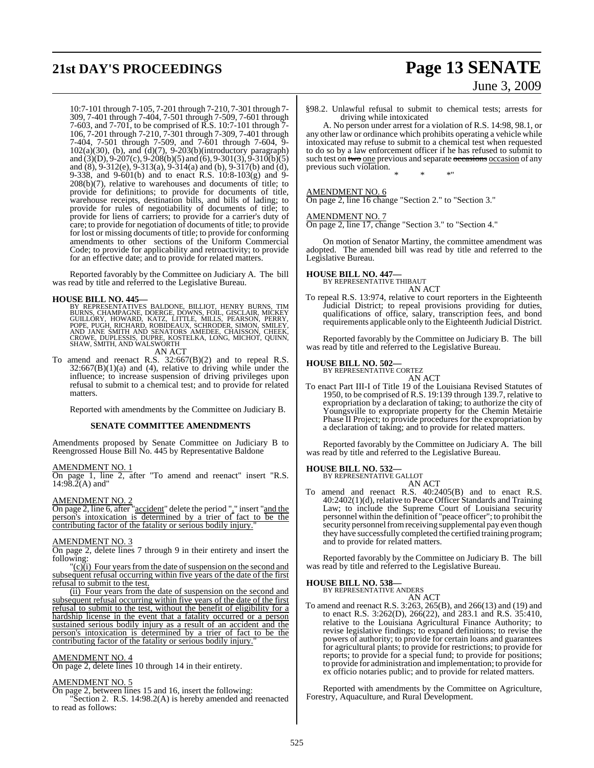10:7-101 through 7-105, 7-201 through 7-210, 7-301 through 7-309, 7-401 through 7-404, 7-501 through 7-509, 7-601 through 7-603, and 7-701, to be comprised of R.S. 10:7-101 through 7-106, 7-201 through 7-210, 7-301 through 7-309, 7-401 through 7-404, 7-501 through 7-509, and 7-601 through 7-604, 9-102(a)(30), (b), and (d)(7), 9-203(b)(introductory paragraph) and (3)(D), 9-207(c), 9-208(b)(5) and (6), 9-301(3), 9-310(b)(5) and (8), 9-312(e), 9-313(a), 9-314(a) and (b), 9-317(b) and (d), 9-338, and 9-601(b) and to enact R.S. 10:8-103(g) and 9-208(b)(7), relative to warehouses and documents of title; to provide for definitions; to provide for documents of title, warehouse receipts, destination bills, and bills of lading; to provide for rules of negotiability of documents of title; to provide for liens of carriers; to provide for a carrier's duty of care; to provide for negotiation of documents of title; to provide for lost or missing documents of title; to provide for conforming amendments to other sections of the Uniform Commercial Code; to provide for applicability and retroactivity; to provide for an effective date; and to provide for related matters.

Reported favorably by the Committee on Judiciary A. The bill was read by title and referred to the Legislative Bureau.

**HOUSE BILL NO. 445—**
BY REPRESENTATIVES BALDONE, BILLIOT, HENRY BURNS, TIM BURNS, CHAMPAGNE, DOERGE, DOWNS, FOIL, GISCLAIR, MICKEY GUILLORY, HOWARD, KATZ, LITTLE, MILLS, PEARSON, PERRY, POPE, PUGH, RICHARD, ROBIDEAUX, SCHRODER, SIMON, SMILEY, AND JANE SMITH AND SENATORS AMEDEE, CHAISSON, CHEEK, CROWE, DUPLESSIS, DUPRE, KOSTELKA, LONG, MICHOT, QUINN, SHAW, SMITH, AND WALSWORTH

AN ACT

To amend and reenact R.S. 32:667(B)(2) and to repeal R.S. 32:667(B)(1)(a) and (4), relative to driving while under the influence; to increase suspension of driving privileges upon refusal to submit to a chemical test; and to provide for related matters.

Reported with amendments by the Committee on Judiciary B.

## SENATE COMMITTEE AMENDMENTS

Amendments proposed by Senate Committee on Judiciary B to Reengrossed House Bill No. 445 by Representative Baldone

AMENDMENT NO. 1
On page 1, line 2, after "To amend and reenact" insert "R.S. 14:98.2(A) and"

AMENDMENT NO. 2
On page 2, line 6, after "accident" delete the period "." insert "and the person's intoxication is determined by a trier of fact to be the contributing factor of the fatality or serious bodily injury."

AMENDMENT NO. 3
On page 2, delete lines 7 through 9 in their entirety and insert the following:

"(c)(i) Four years from the date of suspension on the second and subsequent refusal occurring within five years of the date of the first refusal to submit to the test.

(ii) Four years from the date of suspension on the second and subsequent refusal occurring within five years of the date of the first refusal to submit to the test, without the benefit of eligibility for a hardship license in the event that a fatality occurred or a person sustained serious bodily injury as a result of an accident and the person's intoxication is determined by a trier of fact to be the contributing factor of the fatality or serious bodily injury."

AMENDMENT NO. 4
On page 2, delete lines 10 through 14 in their entirety.

AMENDMENT NO. 5
On page 2, between lines 15 and 16, insert the following:

"Section 2. R.S. 14:98.2(A) is hereby amended and reenacted to read as follows:

§98.2. Unlawful refusal to submit to chemical tests; arrests for driving while intoxicated

A. No person under arrest for a violation of R.S. 14:98, 98.1, or any other law or ordinance which prohibits operating a vehicle while intoxicated may refuse to submit to a chemical test when requested to do so by a law enforcement officer if he has refused to submit to such test on ~~two~~ one previous and separate ~~occasions~~ occasion of any previous such violation.

\* \* \*"

AMENDMENT NO. 6
On page 2, line 16 change "Section 2." to "Section 3."

AMENDMENT NO. 7
On page 2, line 17, change "Section 3." to "Section 4."

On motion of Senator Martiny, the committee amendment was adopted. The amended bill was read by title and referred to the Legislative Bureau.

**HOUSE BILL NO. 447—**
BY REPRESENTATIVE THIBAUT

AN ACT

To repeal R.S. 13:974, relative to court reporters in the Eighteenth Judicial District; to repeal provisions providing for duties, qualifications of office, salary, transcription fees, and bond requirements applicable only to the Eighteenth Judicial District.

Reported favorably by the Committee on Judiciary B. The bill was read by title and referred to the Legislative Bureau.

**HOUSE BILL NO. 502—**
BY REPRESENTATIVE CORTEZ

AN ACT

To enact Part III-I of Title 19 of the Louisiana Revised Statutes of 1950, to be comprised of R.S. 19:139 through 139.7, relative to expropriation by a declaration of taking; to authorize the city of Youngsville to expropriate property for the Chemin Metairie Phase II Project; to provide procedures for the expropriation by a declaration of taking; and to provide for related matters.

Reported favorably by the Committee on Judiciary A. The bill was read by title and referred to the Legislative Bureau.

**HOUSE BILL NO. 532—**
BY REPRESENTATIVE GALLOT

AN ACT

To amend and reenact R.S. 40:2405(B) and to enact R.S. 40:2402(1)(d), relative to Peace Officer Standards and Training Law; to include the Supreme Court of Louisiana security personnel within the definition of "peace officer"; to prohibit the security personnel from receiving supplemental pay even though they have successfully completed the certified training program; and to provide for related matters.

Reported favorably by the Committee on Judiciary B. The bill was read by title and referred to the Legislative Bureau.

**HOUSE BILL NO. 538—**
BY REPRESENTATIVE ANDERS

AN ACT

To amend and reenact R.S. 3:263, 265(B), and 266(13) and (19) and to enact R.S. 3:262(D), 266(22), and 283.1 and R.S. 35:410, relative to the Louisiana Agricultural Finance Authority; to revise legislative findings; to expand definitions; to revise the powers of authority; to provide for certain loans and guarantees for agricultural plants; to provide for restrictions; to provide for reports; to provide for a special fund; to provide for positions; to provide for administration and implementation; to provide for ex officio notaries public; and to provide for related matters.

Reported with amendments by the Committee on Agriculture, Forestry, Aquaculture, and Rural Development.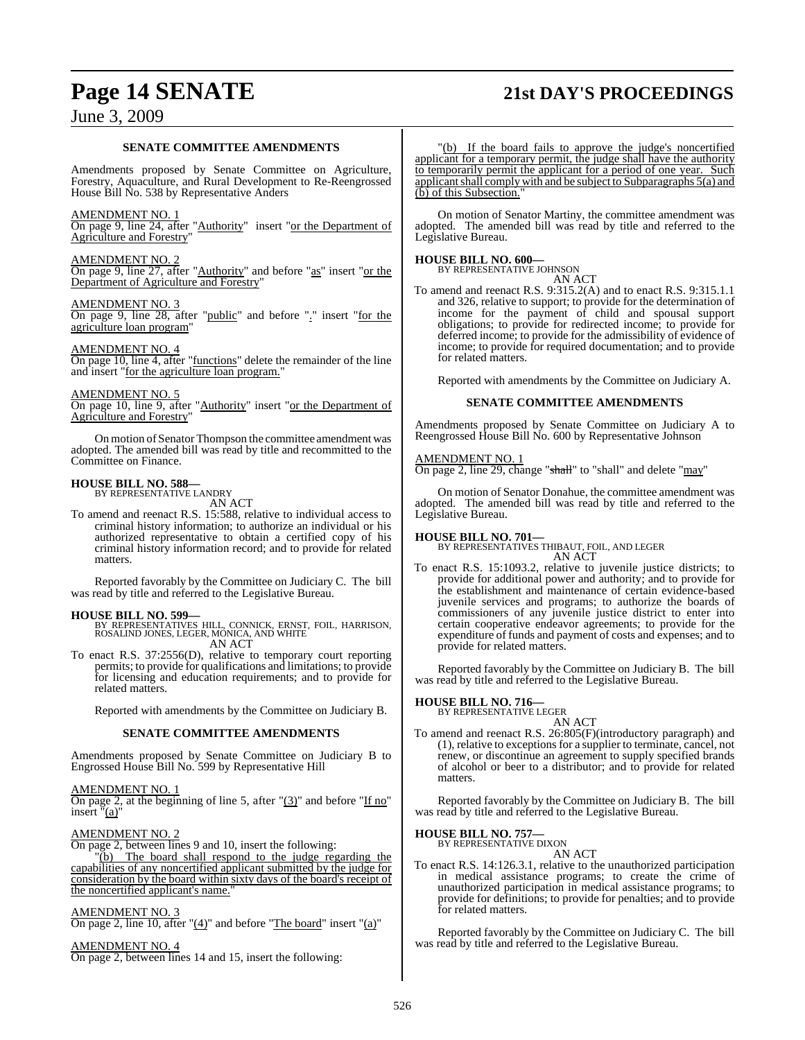**SENATE COMMITTEE AMENDMENTS**

Amendments proposed by Senate Committee on Agriculture, Forestry, Aquaculture, and Rural Development to Re-Reengrossed House Bill No. 538 by Representative Anders

AMENDMENT NO. 1

On page 9, line 24, after "Authority" insert "or the Department of Agriculture and Forestry"

AMENDMENT NO. 2

On page 9, line 27, after "Authority" and before "as" insert "or the Department of Agriculture and Forestry"

AMENDMENT NO. 3

On page 9, line 28, after "public" and before "." insert "for the agriculture loan program"

AMENDMENT NO. 4

On page 10, line 4, after "functions" delete the remainder of the line and insert "for the agriculture loan program."

AMENDMENT NO. 5

On page 10, line 9, after "Authority" insert "or the Department of Agriculture and Forestry"

On motion of Senator Thompson the committee amendment was adopted. The amended bill was read by title and recommitted to the Committee on Finance.

**HOUSE BILL NO. 588—**
BY REPRESENTATIVE LANDRY
AN ACT

To amend and reenact R.S. 15:588, relative to individual access to criminal history information; to authorize an individual or his authorized representative to obtain a certified copy of his criminal history information record; and to provide for related matters.

Reported favorably by the Committee on Judiciary C. The bill was read by title and referred to the Legislative Bureau.

**HOUSE BILL NO. 599—**
BY REPRESENTATIVES HILL, CONNICK, ERNST, FOIL, HARRISON, ROSALIND JONES, LEGER, MONICA, AND WHITE
AN ACT

To enact R.S. 37:2556(D), relative to temporary court reporting permits; to provide for qualifications and limitations; to provide for licensing and education requirements; and to provide for related matters.

Reported with amendments by the Committee on Judiciary B.

**SENATE COMMITTEE AMENDMENTS**

Amendments proposed by Senate Committee on Judiciary B to Engrossed House Bill No. 599 by Representative Hill

AMENDMENT NO. 1

On page 2, at the beginning of line 5, after "(3)" and before "If no" insert "(a)"

AMENDMENT NO. 2

On page 2, between lines 9 and 10, insert the following:

"(b) The board shall respond to the judge regarding the capabilities of any noncertified applicant submitted by the judge for consideration by the board within sixty days of the board's receipt of the noncertified applicant's name."

AMENDMENT NO. 3

On page 2, line 10, after "(4)" and before "The board" insert "(a)"

AMENDMENT NO. 4

On page 2, between lines 14 and 15, insert the following:

"(b) If the board fails to approve the judge's noncertified applicant for a temporary permit, the judge shall have the authority to temporarily permit the applicant for a period of one year. Such applicant shall comply with and be subject to Subparagraphs 5(a) and (b) of this Subsection."

On motion of Senator Martiny, the committee amendment was adopted. The amended bill was read by title and referred to the Legislative Bureau.

**HOUSE BILL NO. 600—**
BY REPRESENTATIVE JOHNSON
AN ACT

To amend and reenact R.S. 9:315.2(A) and to enact R.S. 9:315.1.1 and 326, relative to support; to provide for the determination of income for the payment of child and spousal support obligations; to provide for redirected income; to provide for deferred income; to provide for the admissibility of evidence of income; to provide for required documentation; and to provide for related matters.

Reported with amendments by the Committee on Judiciary A.

**SENATE COMMITTEE AMENDMENTS**

Amendments proposed by Senate Committee on Judiciary A to Reengrossed House Bill No. 600 by Representative Johnson

AMENDMENT NO. 1

On page 2, line 29, change "~~shall~~" to "shall" and delete "may"

On motion of Senator Donahue, the committee amendment was adopted. The amended bill was read by title and referred to the Legislative Bureau.

**HOUSE BILL NO. 701—**
BY REPRESENTATIVES THIBAUT, FOIL, AND LEGER
AN ACT

To enact R.S. 15:1093.2, relative to juvenile justice districts; to provide for additional power and authority; and to provide for the establishment and maintenance of certain evidence-based juvenile services and programs; to authorize the boards of commissioners of any juvenile justice district to enter into certain cooperative endeavor agreements; to provide for the expenditure of funds and payment of costs and expenses; and to provide for related matters.

Reported favorably by the Committee on Judiciary B. The bill was read by title and referred to the Legislative Bureau.

**HOUSE BILL NO. 716—**
BY REPRESENTATIVE LEGER
AN ACT

To amend and reenact R.S. 26:805(F)(introductory paragraph) and (1), relative to exceptions for a supplier to terminate, cancel, not renew, or discontinue an agreement to supply specified brands of alcohol or beer to a distributor; and to provide for related matters.

Reported favorably by the Committee on Judiciary B. The bill was read by title and referred to the Legislative Bureau.

**HOUSE BILL NO. 757—**
BY REPRESENTATIVE DIXON
AN ACT

To enact R.S. 14:126.3.1, relative to the unauthorized participation in medical assistance programs; to create the crime of unauthorized participation in medical assistance programs; to provide for definitions; to provide for penalties; and to provide for related matters.

Reported favorably by the Committee on Judiciary C. The bill was read by title and referred to the Legislative Bureau.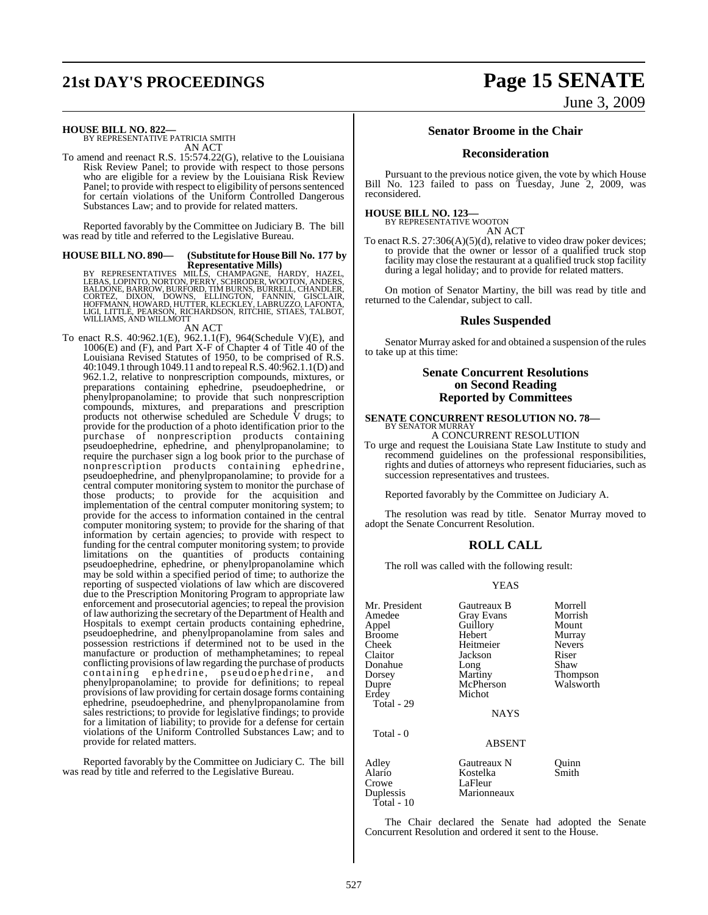**HOUSE BILL NO. 822—**
BY REPRESENTATIVE PATRICIA SMITH
AN ACT

To amend and reenact R.S. 15:574.22(G), relative to the Louisiana Risk Review Panel; to provide with respect to those persons who are eligible for a review by the Louisiana Risk Review Panel; to provide with respect to eligibility of persons sentenced for certain violations of the Uniform Controlled Dangerous Substances Law; and to provide for related matters.

Reported favorably by the Committee on Judiciary B. The bill was read by title and referred to the Legislative Bureau.

**HOUSE BILL NO. 890— (Substitute for House Bill No. 177 by Representative Mills)**
BY REPRESENTATIVES MILLS, CHAMPAGNE, HARDY, HAZEL, LEBAS, LOPINTO, NORTON, PERRY, SCHRODER, WOOTON, ANDERS, BALDONE, BARROW, BURFORD, TIM BURNS, BURRELL, CHANDLER, CORTEZ, DIXON, DOWNS, ELLINGTON, FANNIN, GISCLAIR, HOFFMANN, HOWARD, HUTTER, KLECKLEY, LABRUZZO, LAFONTA, LIGI, LITTLE, PEARSON, RICHARDSON, RITCHIE, STIAES, TALBOT, WILLIAMS, AND WILLMOTT
AN ACT

To enact R.S. 40:962.1(E), 962.1.1(F), 964(Schedule V)(E), and 1006(E) and (F), and Part X-F of Chapter 4 of Title 40 of the Louisiana Revised Statutes of 1950, to be comprised of R.S. 40:1049.1 through 1049.11 and to repeal R.S. 40:962.1.1(D) and 962.1.2, relative to nonprescription compounds, mixtures, or preparations containing ephedrine, pseudoephedrine, or phenylpropanolamine; to provide that such nonprescription compounds, mixtures, and preparations and prescription products not otherwise scheduled are Schedule V drugs; to provide for the production of a photo identification prior to the purchase of nonprescription products containing pseudoephedrine, ephedrine, and phenylpropanolamine; to require the purchaser sign a log book prior to the purchase of nonprescription products containing ephedrine, pseudoephedrine, and phenylpropanolamine; to provide for a central computer monitoring system to monitor the purchase of those products; to provide for the acquisition and implementation of the central computer monitoring system; to provide for the access to information contained in the central computer monitoring system; to provide for the sharing of that information by certain agencies; to provide with respect to funding for the central computer monitoring system; to provide limitations on the quantities of products containing pseudoephedrine, ephedrine, or phenylpropanolamine which may be sold within a specified period of time; to authorize the reporting of suspected violations of law which are discovered due to the Prescription Monitoring Program to appropriate law enforcement and prosecutorial agencies; to repeal the provision of law authorizing the secretary of the Department of Health and Hospitals to exempt certain products containing ephedrine, pseudoephedrine, and phenylpropanolamine from sales and possession restrictions if determined not to be used in the manufacture or production of methamphetamines; to repeal conflicting provisions of law regarding the purchase of products containing ephedrine, pseudoephedrine, and phenylpropanolamine; to provide for definitions; to repeal provisions of law providing for certain dosage forms containing ephedrine, pseudoephedrine, and phenylpropanolamine from sales restrictions; to provide for legislative findings; to provide for a limitation of liability; to provide for a defense for certain violations of the Uniform Controlled Substances Law; and to provide for related matters.

Reported favorably by the Committee on Judiciary C. The bill was read by title and referred to the Legislative Bureau.

## Senator Broome in the Chair

## Reconsideration

Pursuant to the previous notice given, the vote by which House Bill No. 123 failed to pass on Tuesday, June 2, 2009, was reconsidered.

**HOUSE BILL NO. 123—**
BY REPRESENTATIVE WOOTON
AN ACT

To enact R.S. 27:306(A)(5)(d), relative to video draw poker devices; to provide that the owner or lessor of a qualified truck stop facility may close the restaurant at a qualified truck stop facility during a legal holiday; and to provide for related matters.

On motion of Senator Martiny, the bill was read by title and returned to the Calendar, subject to call.

## Rules Suspended

Senator Murray asked for and obtained a suspension of the rules to take up at this time:

## Senate Concurrent Resolutions on Second Reading Reported by Committees

**SENATE CONCURRENT RESOLUTION NO. 78—**
BY SENATOR MURRAY
A CONCURRENT RESOLUTION

To urge and request the Louisiana State Law Institute to study and recommend guidelines on the professional responsibilities, rights and duties of attorneys who represent fiduciaries, such as succession representatives and trustees.

Reported favorably by the Committee on Judiciary A.

The resolution was read by title. Senator Murray moved to adopt the Senate Concurrent Resolution.

## ROLL CALL

The roll was called with the following result:

YEAS

| | | |
|---|---|---|
| Mr. President | Gautreaux B | Morrell |
| Amedee | Gray Evans | Morrish |
| Appel | Guillory | Mount |
| Broome | Hebert | Murray |
| Cheek | Heitmeier | Nevers |
| Claitor | Jackson | Riser |
| Donahue | Long | Shaw |
| Dorsey | Martiny | Thompson |
| Dupre | McPherson | Walsworth |
| Erdey | Michot | |

Total - 29

NAYS

Total - 0

ABSENT

| | | |
|---|---|---|
| Adley | Gautreaux N | Quinn |
| Alario | Kostelka | Smith |
| Crowe | LaFleur | |
| Duplessis | Marionneaux | |

Total - 10

The Chair declared the Senate had adopted the Senate Concurrent Resolution and ordered it sent to the House.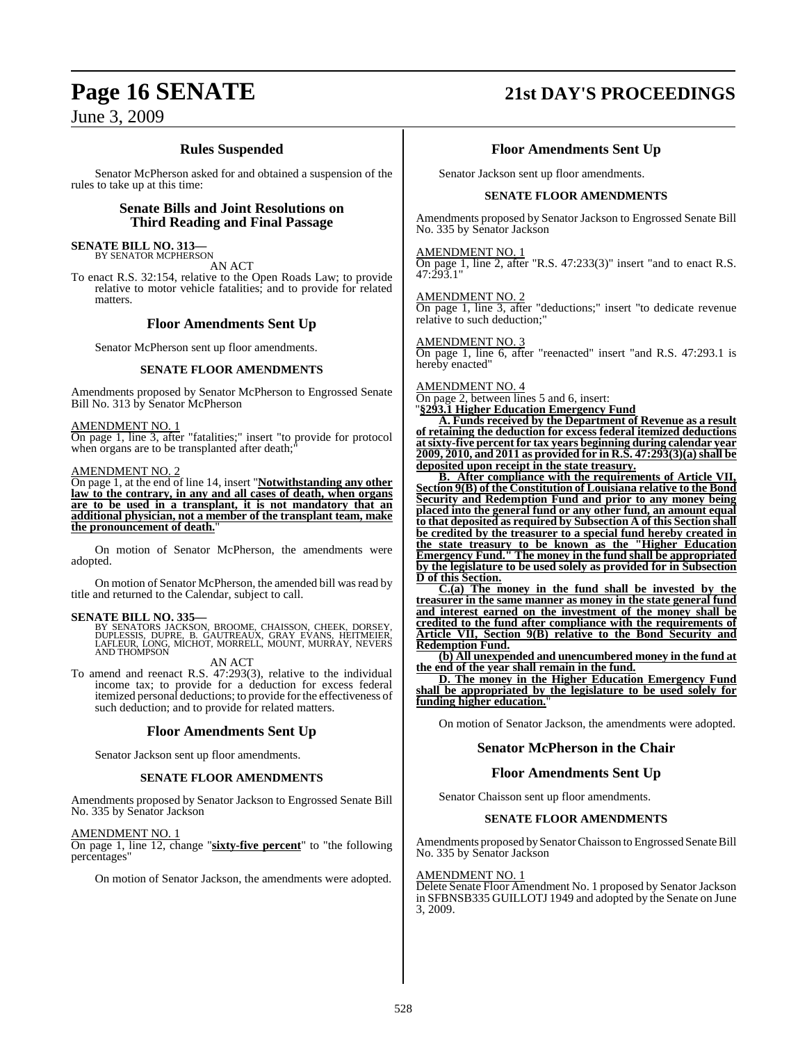## Rules Suspended

Senator McPherson asked for and obtained a suspension of the rules to take up at this time:

## Senate Bills and Joint Resolutions on Third Reading and Final Passage

**SENATE BILL NO. 313—**
BY SENATOR MCPHERSON

AN ACT

To enact R.S. 32:154, relative to the Open Roads Law; to provide relative to motor vehicle fatalities; and to provide for related matters.

## Floor Amendments Sent Up

Senator McPherson sent up floor amendments.

### SENATE FLOOR AMENDMENTS

Amendments proposed by Senator McPherson to Engrossed Senate Bill No. 313 by Senator McPherson

AMENDMENT NO. 1
On page 1, line 3, after "fatalities;" insert "to provide for protocol when organs are to be transplanted after death;"

AMENDMENT NO. 2
On page 1, at the end of line 14, insert "**Notwithstanding any other law to the contrary, in any and all cases of death, when organs are to be used in a transplant, it is not mandatory that an additional physician, not a member of the transplant team, make the pronouncement of death.**"

On motion of Senator McPherson, the amendments were adopted.

On motion of Senator McPherson, the amended bill was read by title and returned to the Calendar, subject to call.

**SENATE BILL NO. 335—**
BY SENATORS JACKSON, BROOME, CHAISSON, CHEEK, DORSEY, DUPLESSIS, DUPRE, B. GAUTREAUX, GRAY EVANS, HEITMEIER, LAFLEUR, LONG, MICHOT, MORRELL, MOUNT, MURRAY, NEVERS AND THOMPSON

AN ACT

To amend and reenact R.S. 47:293(3), relative to the individual income tax; to provide for a deduction for excess federal itemized personal deductions; to provide for the effectiveness of such deduction; and to provide for related matters.

## Floor Amendments Sent Up

Senator Jackson sent up floor amendments.

### SENATE FLOOR AMENDMENTS

Amendments proposed by Senator Jackson to Engrossed Senate Bill No. 335 by Senator Jackson

AMENDMENT NO. 1
On page 1, line 12, change "**sixty-five percent**" to "the following percentages"

On motion of Senator Jackson, the amendments were adopted.

## Floor Amendments Sent Up

Senator Jackson sent up floor amendments.

### SENATE FLOOR AMENDMENTS

Amendments proposed by Senator Jackson to Engrossed Senate Bill No. 335 by Senator Jackson

AMENDMENT NO. 1
On page 1, line 2, after "R.S. 47:233(3)" insert "and to enact R.S. 47:293.1"

AMENDMENT NO. 2
On page 1, line 3, after "deductions;" insert "to dedicate revenue relative to such deduction;"

AMENDMENT NO. 3
On page 1, line 6, after "reenacted" insert "and R.S. 47:293.1 is hereby enacted"

AMENDMENT NO. 4
On page 2, between lines 5 and 6, insert:

"**§293.1 Higher Education Emergency Fund**

**A. Funds received by the Department of Revenue as a result of retaining the deduction for excess federal itemized deductions at sixty-five percent for tax years beginning during calendar year 2009, 2010, and 2011 as provided for in R.S. 47:293(3)(a) shall be deposited upon receipt in the state treasury.**

**B. After compliance with the requirements of Article VII, Section 9(B) of the Constitution of Louisiana relative to the Bond Security and Redemption Fund and prior to any money being placed into the general fund or any other fund, an amount equal to that deposited as required by Subsection A of this Section shall be credited by the treasurer to a special fund hereby created in the state treasury to be known as the "Higher Education Emergency Fund." The money in the fund shall be appropriated by the legislature to be used solely as provided for in Subsection D of this Section.**

**C.(a) The money in the fund shall be invested by the treasurer in the same manner as money in the state general fund and interest earned on the investment of the money shall be credited to the fund after compliance with the requirements of Article VII, Section 9(B) relative to the Bond Security and Redemption Fund.**

**(b) All unexpended and unencumbered money in the fund at the end of the year shall remain in the fund.**

**D. The money in the Higher Education Emergency Fund shall be appropriated by the legislature to be used solely for funding higher education.**"

On motion of Senator Jackson, the amendments were adopted.

## Senator McPherson in the Chair

## Floor Amendments Sent Up

Senator Chaisson sent up floor amendments.

### SENATE FLOOR AMENDMENTS

Amendments proposed by Senator Chaisson to Engrossed Senate Bill No. 335 by Senator Jackson

AMENDMENT NO. 1
Delete Senate Floor Amendment No. 1 proposed by Senator Jackson in SFBNSB335 GUILLOTJ 1949 and adopted by the Senate on June 3, 2009.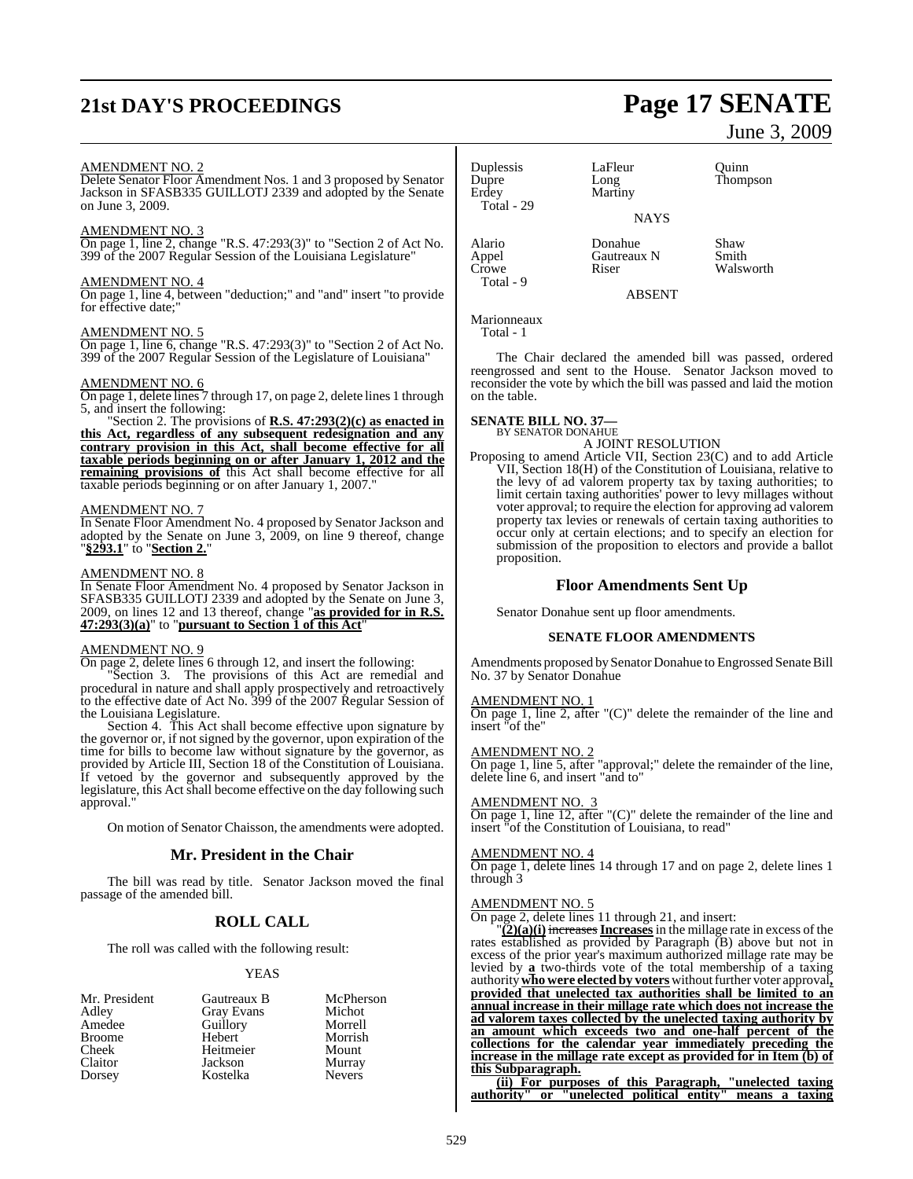AMENDMENT NO. 2
Delete Senator Floor Amendment Nos. 1 and 3 proposed by Senator Jackson in SFASB335 GUILLOTJ 2339 and adopted by the Senate on June 3, 2009.

AMENDMENT NO. 3
On page 1, line 2, change "R.S. 47:293(3)" to "Section 2 of Act No. 399 of the 2007 Regular Session of the Louisiana Legislature"

AMENDMENT NO. 4
On page 1, line 4, between "deduction;" and "and" insert "to provide for effective date;"

AMENDMENT NO. 5
On page 1, line 6, change "R.S. 47:293(3)" to "Section 2 of Act No. 399 of the 2007 Regular Session of the Legislature of Louisiana"

AMENDMENT NO. 6
On page 1, delete lines 7 through 17, on page 2, delete lines 1 through 5, and insert the following:

"Section 2. The provisions of **R.S. 47:293(2)(c) as enacted in this Act, regardless of any subsequent redesignation and any contrary provision in this Act, shall become effective for all taxable periods beginning on or after January 1, 2012 and the remaining provisions of** this Act shall become effective for all taxable periods beginning or on after January 1, 2007."

AMENDMENT NO. 7
In Senate Floor Amendment No. 4 proposed by Senator Jackson and adopted by the Senate on June 3, 2009, on line 9 thereof, change "**§293.1**" to "**Section 2.**"

AMENDMENT NO. 8
In Senate Floor Amendment No. 4 proposed by Senator Jackson in SFASB335 GUILLOTJ 2339 and adopted by the Senate on June 3, 2009, on lines 12 and 13 thereof, change "**as provided for in R.S. 47:293(3)(a)**" to "**pursuant to Section 1 of this Act**"

AMENDMENT NO. 9
On page 2, delete lines 6 through 12, and insert the following:

"Section 3. The provisions of this Act are remedial and procedural in nature and shall apply prospectively and retroactively to the effective date of Act No. 399 of the 2007 Regular Session of the Louisiana Legislature.

Section 4. This Act shall become effective upon signature by the governor or, if not signed by the governor, upon expiration of the time for bills to become law without signature by the governor, as provided by Article III, Section 18 of the Constitution of Louisiana. If vetoed by the governor and subsequently approved by the legislature, this Act shall become effective on the day following such approval."

On motion of Senator Chaisson, the amendments were adopted.

## Mr. President in the Chair

The bill was read by title. Senator Jackson moved the final passage of the amended bill.

## ROLL CALL

The roll was called with the following result:

YEAS

| | | |
|---|---|---|
| Mr. President | Gautreaux B | McPherson |
| Adley | Gray Evans | Michot |
| Amedee | Guillory | Morrell |
| Broome | Hebert | Morrish |
| Cheek | Heitmeier | Mount |
| Claitor | Jackson | Murray |
| Dorsey | Kostelka | Nevers |
| Duplessis | LaFleur | Quinn |
| Dupre | Long | Thompson |
| Erdey | Martiny | |

Total - 29

NAYS

| | | |
|---|---|---|
| Alario | Donahue | Shaw |
| Appel | Gautreaux N | Smith |
| Crowe | Riser | Walsworth |

Total - 9

ABSENT

Marionneaux

Total - 1

The Chair declared the amended bill was passed, ordered reengrossed and sent to the House. Senator Jackson moved to reconsider the vote by which the bill was passed and laid the motion on the table.

**SENATE BILL NO. 37—**
BY SENATOR DONAHUE

A JOINT RESOLUTION

Proposing to amend Article VII, Section 23(C) and to add Article VII, Section 18(H) of the Constitution of Louisiana, relative to the levy of ad valorem property tax by taxing authorities; to limit certain taxing authorities' power to levy millages without voter approval; to require the election for approving ad valorem property tax levies or renewals of certain taxing authorities to occur only at certain elections; and to specify an election for submission of the proposition to electors and provide a ballot proposition.

## Floor Amendments Sent Up

Senator Donahue sent up floor amendments.

### SENATE FLOOR AMENDMENTS

Amendments proposed by Senator Donahue to Engrossed Senate Bill No. 37 by Senator Donahue

AMENDMENT NO. 1
On page 1, line 2, after "(C)" delete the remainder of the line and insert "of the"

AMENDMENT NO. 2
On page 1, line 5, after "approval;" delete the remainder of the line, delete line 6, and insert "and to"

AMENDMENT NO. 3
On page 1, line 12, after "(C)" delete the remainder of the line and insert "of the Constitution of Louisiana, to read"

AMENDMENT NO. 4
On page 1, delete lines 14 through 17 and on page 2, delete lines 1 through 3

AMENDMENT NO. 5
On page 2, delete lines 11 through 21, and insert:

"**(2)(a)(i)** ~~increases~~ **Increases** in the millage rate in excess of the rates established as provided by Paragraph (B) above but not in excess of the prior year's maximum authorized millage rate may be levied by **a** two-thirds vote of the total membership of a taxing authority **who were elected by voters** without further voter approval**, provided that unelected tax authorities shall be limited to an annual increase in their millage rate which does not increase the ad valorem taxes collected by the unelected taxing authority by an amount which exceeds two and one-half percent of the collections for the calendar year immediately preceding the increase in the millage rate except as provided for in Item (b) of this Subparagraph.**

**(ii) For purposes of this Paragraph, "unelected taxing authority" or "unelected political entity" means a taxing**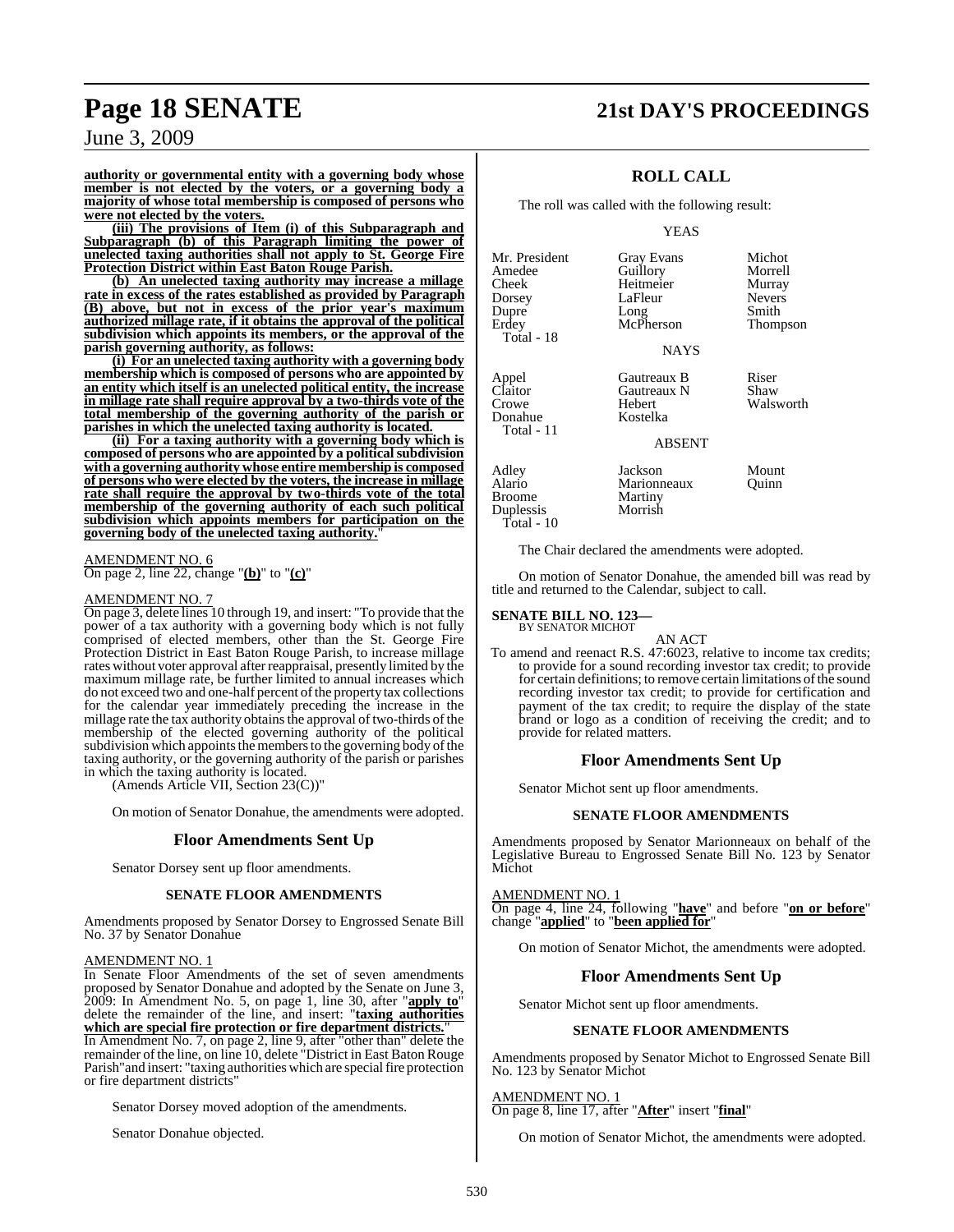**authority or governmental entity with a governing body whose member is not elected by the voters, or a governing body a majority of whose total membership is composed of persons who were not elected by the voters.**

**(iii) The provisions of Item (i) of this Subparagraph and Subparagraph (b) of this Paragraph limiting the power of unelected taxing authorities shall not apply to St. George Fire Protection District within East Baton Rouge Parish.**

**(b) An unelected taxing authority may increase a millage rate in excess of the rates established as provided by Paragraph (B) above, but not in excess of the prior year's maximum authorized millage rate, if it obtains the approval of the political subdivision which appoints its members, or the approval of the parish governing authority, as follows:**

**(i) For an unelected taxing authority with a governing body membership which is composed of persons who are appointed by an entity which itself is an unelected political entity, the increase in millage rate shall require approval by a two-thirds vote of the total membership of the governing authority of the parish or parishes in which the unelected taxing authority is located.**

**(ii) For a taxing authority with a governing body which is composed of persons who are appointed by a political subdivision with a governing authority whose entire membership is composed of persons who were elected by the voters, the increase in millage rate shall require the approval by two-thirds vote of the total membership of the governing authority of each such political subdivision which appoints members for participation on the governing body of the unelected taxing authority.**"

AMENDMENT NO. 6
On page 2, line 22, change "**(b)**" to "**(c)**"

AMENDMENT NO. 7
On page 3, delete lines 10 through 19, and insert: "To provide that the power of a tax authority with a governing body which is not fully comprised of elected members, other than the St. George Fire Protection District in East Baton Rouge Parish, to increase millage rates without voter approval after reappraisal, presently limited by the maximum millage rate, be further limited to annual increases which do not exceed two and one-half percent of the property tax collections for the calendar year immediately preceding the increase in the millage rate the tax authority obtains the approval of two-thirds of the membership of the elected governing authority of the political subdivision which appoints the members to the governing body of the taxing authority, or the governing authority of the parish or parishes in which the taxing authority is located.
(Amends Article VII, Section 23(C))"

On motion of Senator Donahue, the amendments were adopted.

## Floor Amendments Sent Up

Senator Dorsey sent up floor amendments.

### SENATE FLOOR AMENDMENTS

Amendments proposed by Senator Dorsey to Engrossed Senate Bill No. 37 by Senator Donahue

AMENDMENT NO. 1
In Senate Floor Amendments of the set of seven amendments proposed by Senator Donahue and adopted by the Senate on June 3, 2009: In Amendment No. 5, on page 1, line 30, after "**apply to**" delete the remainder of the line, and insert: "**taxing authorities which are special fire protection or fire department districts.**"
In Amendment No. 7, on page 2, line 9, after "other than" delete the remainder of the line, on line 10, delete "District in East Baton Rouge Parish"and insert: "taxing authorities which are special fire protection or fire department districts"

Senator Dorsey moved adoption of the amendments.

Senator Donahue objected.

## ROLL CALL

The roll was called with the following result:

YEAS

| | | |
|---|---|---|
| Mr. President | Gray Evans | Michot |
| Amedee | Guillory | Morrell |
| Cheek | Heitmeier | Murray |
| Dorsey | LaFleur | Nevers |
| Dupre | Long | Smith |
| Erdey | McPherson | Thompson |
| Total - 18 | | |

NAYS

| | | |
|---|---|---|
| Appel | Gautreaux B | Riser |
| Claitor | Gautreaux N | Shaw |
| Crowe | Hebert | Walsworth |
| Donahue | Kostelka | |
| Total - 11 | | |

ABSENT

| | | |
|---|---|---|
| Adley | Jackson | Mount |
| Alario | Marionneaux | Quinn |
| Broome | Martiny | |
| Duplessis | Morrish | |
| Total - 10 | | |

The Chair declared the amendments were adopted.

On motion of Senator Donahue, the amended bill was read by title and returned to the Calendar, subject to call.

**SENATE BILL NO. 123—**
BY SENATOR MICHOT

AN ACT

To amend and reenact R.S. 47:6023, relative to income tax credits; to provide for a sound recording investor tax credit; to provide for certain definitions; to remove certain limitations of the sound recording investor tax credit; to provide for certification and payment of the tax credit; to require the display of the state brand or logo as a condition of receiving the credit; and to provide for related matters.

## Floor Amendments Sent Up

Senator Michot sent up floor amendments.

### SENATE FLOOR AMENDMENTS

Amendments proposed by Senator Marionneaux on behalf of the Legislative Bureau to Engrossed Senate Bill No. 123 by Senator Michot

AMENDMENT NO. 1
On page 4, line 24, following "**have**" and before "**on or before**" change "**applied**" to "**been applied for**"

On motion of Senator Michot, the amendments were adopted.

## Floor Amendments Sent Up

Senator Michot sent up floor amendments.

### SENATE FLOOR AMENDMENTS

Amendments proposed by Senator Michot to Engrossed Senate Bill No. 123 by Senator Michot

AMENDMENT NO. 1
On page 8, line 17, after "**After**" insert "**final**"

On motion of Senator Michot, the amendments were adopted.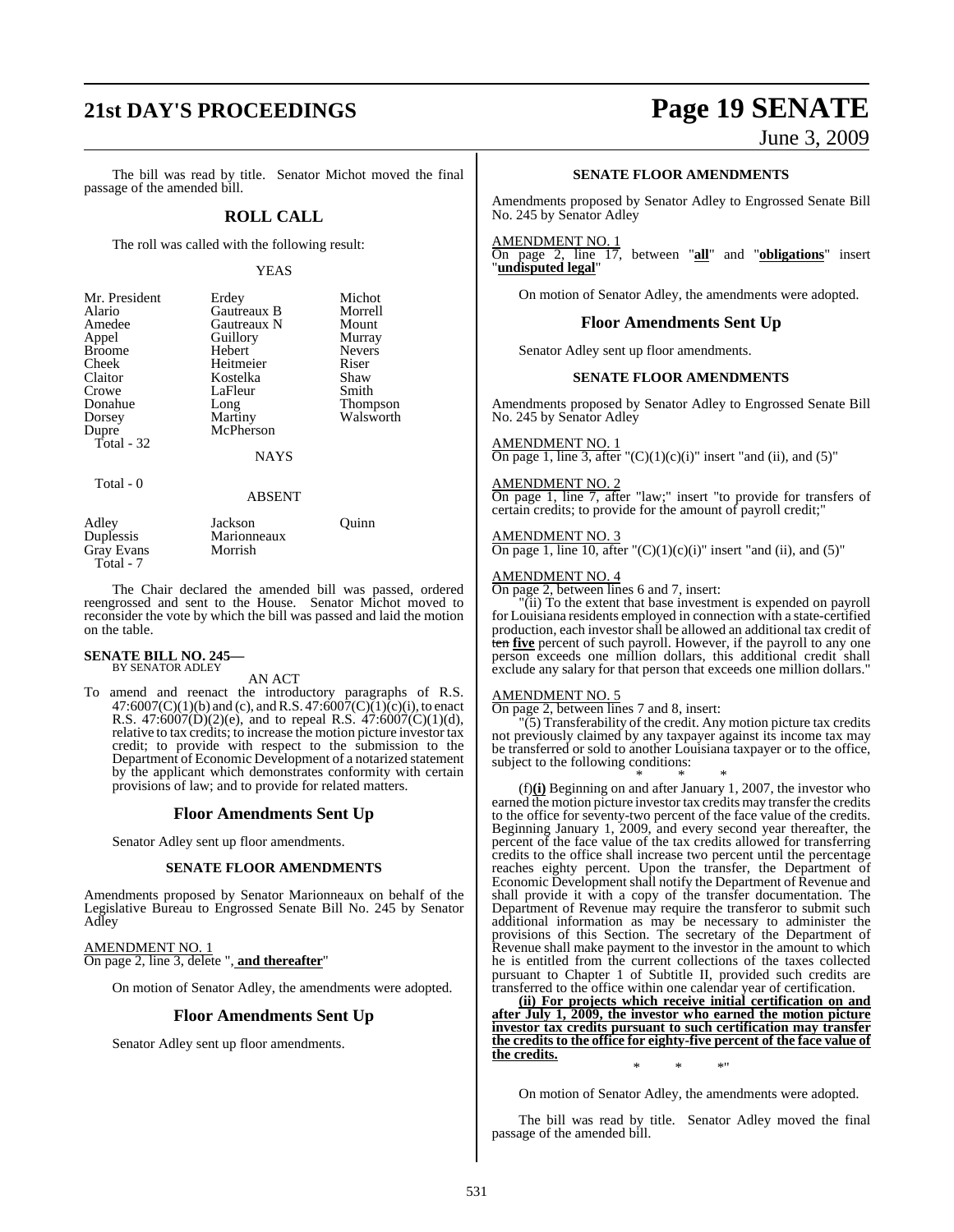The bill was read by title. Senator Michot moved the final passage of the amended bill.

## ROLL CALL

The roll was called with the following result:

YEAS

| | | |
|---|---|---|
| Mr. President | Erdey | Michot |
| Alario | Gautreaux B | Morrell |
| Amedee | Gautreaux N | Mount |
| Appel | Guillory | Murray |
| Broome | Hebert | Nevers |
| Cheek | Heitmeier | Riser |
| Claitor | Kostelka | Shaw |
| Crowe | LaFleur | Smith |
| Donahue | Long | Thompson |
| Dorsey | Martiny | Walsworth |
| Dupre | McPherson | |

Total - 32

NAYS

Total - 0

ABSENT

| | | |
|---|---|---|
| Adley | Jackson | Quinn |
| Duplessis | Marionneaux | |
| Gray Evans | Morrish | |

Total - 7

The Chair declared the amended bill was passed, ordered reengrossed and sent to the House. Senator Michot moved to reconsider the vote by which the bill was passed and laid the motion on the table.

**SENATE BILL NO. 245—**
BY SENATOR ADLEY

AN ACT

To amend and reenact the introductory paragraphs of R.S. 47:6007(C)(1)(b) and (c), and R.S. 47:6007(C)(1)(c)(i), to enact R.S. 47:6007(D)(2)(e), and to repeal R.S. 47:6007(C)(1)(d), relative to tax credits; to increase the motion picture investor tax credit; to provide with respect to the submission to the Department of Economic Development of a notarized statement by the applicant which demonstrates conformity with certain provisions of law; and to provide for related matters.

## Floor Amendments Sent Up

Senator Adley sent up floor amendments.

**SENATE FLOOR AMENDMENTS**

Amendments proposed by Senator Marionneaux on behalf of the Legislative Bureau to Engrossed Senate Bill No. 245 by Senator Adley

AMENDMENT NO. 1
On page 2, line 3, delete "**, and thereafter**"

On motion of Senator Adley, the amendments were adopted.

## Floor Amendments Sent Up

Senator Adley sent up floor amendments.

**SENATE FLOOR AMENDMENTS**

Amendments proposed by Senator Adley to Engrossed Senate Bill No. 245 by Senator Adley

AMENDMENT NO. 1
On page 2, line 17, between "**all**" and "**obligations**" insert "**undisputed legal**"

On motion of Senator Adley, the amendments were adopted.

## Floor Amendments Sent Up

Senator Adley sent up floor amendments.

**SENATE FLOOR AMENDMENTS**

Amendments proposed by Senator Adley to Engrossed Senate Bill No. 245 by Senator Adley

AMENDMENT NO. 1
On page 1, line 3, after "(C)(1)(c)(i)" insert "and (ii), and (5)"

AMENDMENT NO. 2
On page 1, line 7, after "law;" insert "to provide for transfers of certain credits; to provide for the amount of payroll credit;"

AMENDMENT NO. 3
On page 1, line 10, after "(C)(1)(c)(i)" insert "and (ii), and (5)"

AMENDMENT NO. 4
On page 2, between lines 6 and 7, insert:

"(ii) To the extent that base investment is expended on payroll for Louisiana residents employed in connection with a state-certified production, each investor shall be allowed an additional tax credit of ~~ten~~ **five** percent of such payroll. However, if the payroll to any one person exceeds one million dollars, this additional credit shall exclude any salary for that person that exceeds one million dollars."

AMENDMENT NO. 5
On page 2, between lines 7 and 8, insert:

"(5) Transferability of the credit. Any motion picture tax credits not previously claimed by any taxpayer against its income tax may be transferred or sold to another Louisiana taxpayer or to the office, subject to the following conditions:

\* \* \*

(f)**(i)** Beginning on and after January 1, 2007, the investor who earned the motion picture investor tax credits may transfer the credits to the office for seventy-two percent of the face value of the credits. Beginning January 1, 2009, and every second year thereafter, the percent of the face value of the tax credits allowed for transferring credits to the office shall increase two percent until the percentage reaches eighty percent. Upon the transfer, the Department of Economic Development shall notify the Department of Revenue and shall provide it with a copy of the transfer documentation. The Department of Revenue may require the transferor to submit such additional information as may be necessary to administer the provisions of this Section. The secretary of the Department of Revenue shall make payment to the investor in the amount to which he is entitled from the current collections of the taxes collected pursuant to Chapter 1 of Subtitle II, provided such credits are transferred to the office within one calendar year of certification.

**(ii) For projects which receive initial certification on and after July 1, 2009, the investor who earned the motion picture investor tax credits pursuant to such certification may transfer the credits to the office for eighty-five percent of the face value of the credits.**

\* \* \*"

On motion of Senator Adley, the amendments were adopted.

The bill was read by title. Senator Adley moved the final passage of the amended bill.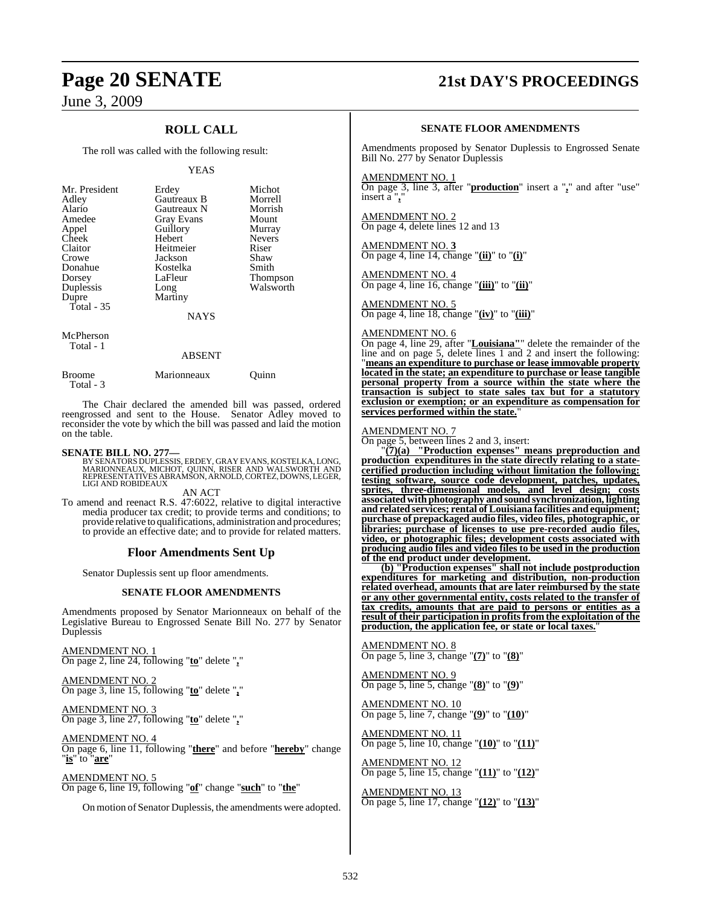## ROLL CALL

The roll was called with the following result:

YEAS

| | | |
|---|---|---|
| Mr. President | Erdey | Michot |
| Adley | Gautreaux B | Morrell |
| Alario | Gautreaux N | Morrish |
| Amedee | Gray Evans | Mount |
| Appel | Guillory | Murray |
| Cheek | Hebert | Nevers |
| Claitor | Heitmeier | Riser |
| Crowe | Jackson | Shaw |
| Donahue | Kostelka | Smith |
| Dorsey | LaFleur | Thompson |
| Duplessis | Long | Walsworth |
| Dupre | Martiny | |

Total - 35

NAYS

McPherson

Total - 1

ABSENT

| | | |
|---|---|---|
| Broome | Marionneaux | Quinn |

Total - 3

The Chair declared the amended bill was passed, ordered reengrossed and sent to the House. Senator Adley moved to reconsider the vote by which the bill was passed and laid the motion on the table.

**SENATE BILL NO. 277—**

BY SENATORS DUPLESSIS, ERDEY, GRAY EVANS, KOSTELKA, LONG, MARIONNEAUX, MICHOT, QUINN, RISER AND WALSWORTH AND REPRESENTATIVES ABRAMSON, ARNOLD, CORTEZ, DOWNS, LEGER, LIGI AND ROBIDEAUX

AN ACT

To amend and reenact R.S. 47:6022, relative to digital interactive media producer tax credit; to provide terms and conditions; to provide relative to qualifications, administration and procedures; to provide an effective date; and to provide for related matters.

## Floor Amendments Sent Up

Senator Duplessis sent up floor amendments.

### SENATE FLOOR AMENDMENTS

Amendments proposed by Senator Marionneaux on behalf of the Legislative Bureau to Engrossed Senate Bill No. 277 by Senator Duplessis

AMENDMENT NO. 1
On page 2, line 24, following "**to**" delete "**,**"

AMENDMENT NO. 2
On page 3, line 15, following "**to**" delete "**,**"

AMENDMENT NO. 3
On page 3, line 27, following "**to**" delete "**,**"

AMENDMENT NO. 4
On page 6, line 11, following "**there**" and before "**hereby**" change "**is**" to "**are**"

AMENDMENT NO. 5
On page 6, line 19, following "**of**" change "**such**" to "**the**"

On motion of Senator Duplessis, the amendments were adopted.

### SENATE FLOOR AMENDMENTS

Amendments proposed by Senator Duplessis to Engrossed Senate Bill No. 277 by Senator Duplessis

AMENDMENT NO. 1
On page 3, line 3, after "**production**" insert a "**,**" and after "use" insert a "**,**"

AMENDMENT NO. 2
On page 4, delete lines 12 and 13

AMENDMENT NO. 3
On page 4, line 14, change "**(ii)**" to "**(i)**"

AMENDMENT NO. 4
On page 4, line 16, change "**(iii)**" to "**(ii)**"

AMENDMENT NO. 5
On page 4, line 18, change "**(iv)**" to "**(iii)**"

AMENDMENT NO. 6
On page 4, line 29, after "**Louisiana"**" delete the remainder of the line and on page 5, delete lines 1 and 2 and insert the following: "**means an expenditure to purchase or lease immovable property located in the state; an expenditure to purchase or lease tangible personal property from a source within the state where the transaction is subject to state sales tax but for a statutory exclusion or exemption; or an expenditure as compensation for services performed within the state.**"

AMENDMENT NO. 7
On page 5, between lines 2 and 3, insert:

"**(7)(a) "Production expenses" means preproduction and production expenditures in the state directly relating to a state-certified production including without limitation the following: testing software, source code development, patches, updates, sprites, three-dimensional models, and level design; costs associated with photography and sound synchronization, lighting and related services; rental of Louisiana facilities and equipment; purchase of prepackaged audio files, video files, photographic, or libraries; purchase of licenses to use pre-recorded audio files, video, or photographic files; development costs associated with producing audio files and video files to be used in the production of the end product under development.**

**(b) "Production expenses" shall not include postproduction expenditures for marketing and distribution, non-production related overhead, amounts that are later reimbursed by the state or any other governmental entity, costs related to the transfer of tax credits, amounts that are paid to persons or entities as a result of their participation in profits from the exploitation of the production, the application fee, or state or local taxes.**"

AMENDMENT NO. 8
On page 5, line 3, change "**(7)**" to "**(8)**"

AMENDMENT NO. 9
On page 5, line 5, change "**(8)**" to "**(9)**"

AMENDMENT NO. 10
On page 5, line 7, change "**(9)**" to "**(10)**"

AMENDMENT NO. 11
On page 5, line 10, change "**(10)**" to "**(11)**"

AMENDMENT NO. 12
On page 5, line 15, change "**(11)**" to "**(12)**"

AMENDMENT NO. 13
On page 5, line 17, change "**(12)**" to "**(13)**"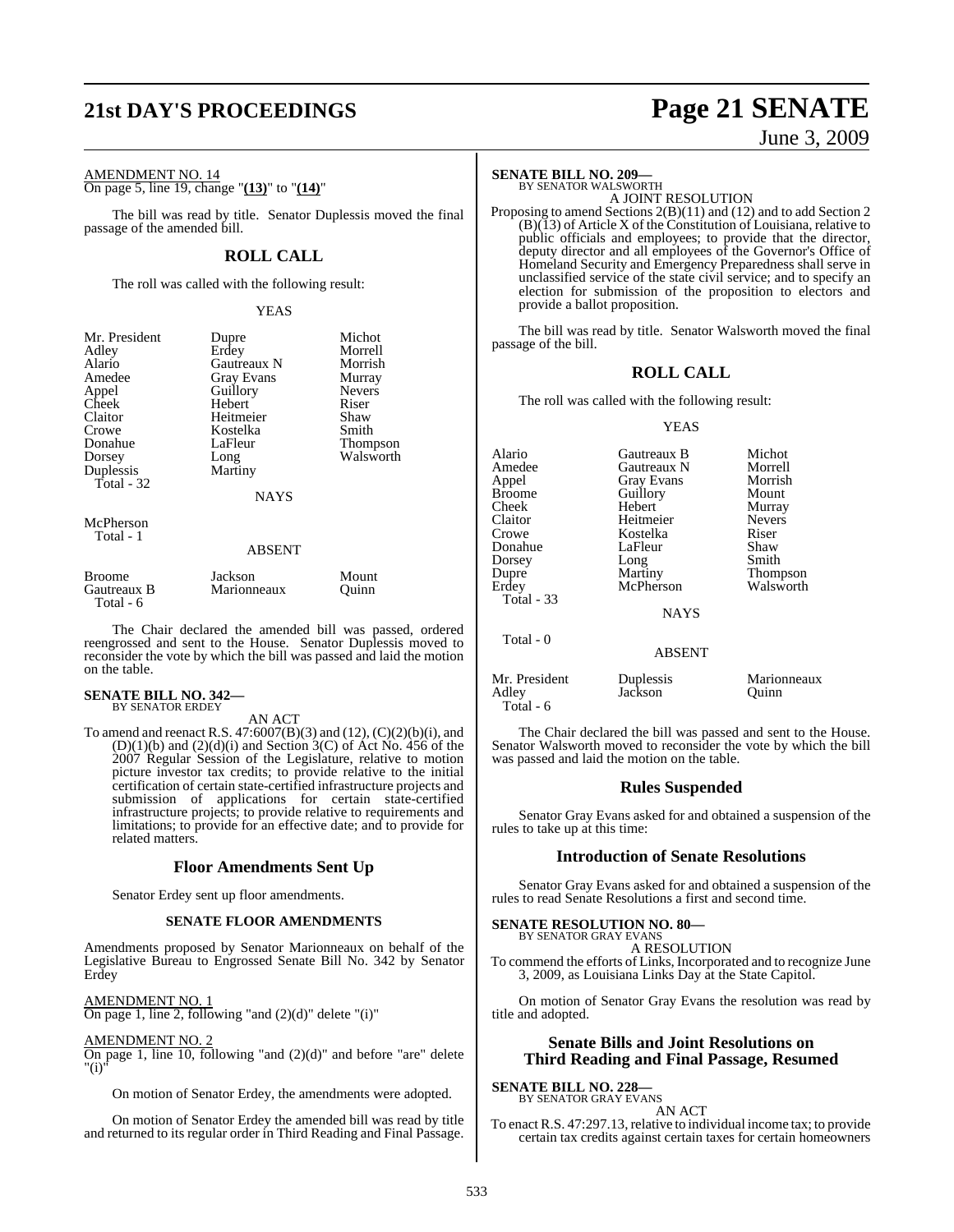AMENDMENT NO. 14

On page 5, line 19, change "**(13)**" to "**(14)**"

The bill was read by title. Senator Duplessis moved the final passage of the amended bill.

## ROLL CALL

The roll was called with the following result:

YEAS

| | | |
|---|---|---|
| Mr. President | Dupre | Michot |
| Adley | Erdey | Morrell |
| Alario | Gautreaux N | Morrish |
| Amedee | Gray Evans | Murray |
| Appel | Guillory | Nevers |
| Cheek | Hebert | Riser |
| Claitor | Heitmeier | Shaw |
| Crowe | Kostelka | Smith |
| Donahue | LaFleur | Thompson |
| Dorsey | Long | Walsworth |
| Duplessis | Martiny | |
| Total - 32 | | |

NAYS

McPherson
Total - 1

ABSENT

| | | |
|---|---|---|
| Broome | Jackson | Mount |
| Gautreaux B | Marionneaux | Quinn |
| Total - 6 | | |

The Chair declared the amended bill was passed, ordered reengrossed and sent to the House. Senator Duplessis moved to reconsider the vote by which the bill was passed and laid the motion on the table.

**SENATE BILL NO. 342—**
BY SENATOR ERDEY

AN ACT

To amend and reenact R.S. 47:6007(B)(3) and (12), (C)(2)(b)(i), and (D)(1)(b) and (2)(d)(i) and Section 3(C) of Act No. 456 of the 2007 Regular Session of the Legislature, relative to motion picture investor tax credits; to provide relative to the initial certification of certain state-certified infrastructure projects and submission of applications for certain state-certified infrastructure projects; to provide relative to requirements and limitations; to provide for an effective date; and to provide for related matters.

### Floor Amendments Sent Up

Senator Erdey sent up floor amendments.

#### SENATE FLOOR AMENDMENTS

Amendments proposed by Senator Marionneaux on behalf of the Legislative Bureau to Engrossed Senate Bill No. 342 by Senator Erdey

AMENDMENT NO. 1

On page 1, line 2, following "and (2)(d)" delete "(i)"

AMENDMENT NO. 2

On page 1, line 10, following "and (2)(d)" and before "are" delete "(i)"

On motion of Senator Erdey, the amendments were adopted.

On motion of Senator Erdey the amended bill was read by title and returned to its regular order in Third Reading and Final Passage.

**SENATE BILL NO. 209—**
BY SENATOR WALSWORTH

A JOINT RESOLUTION

Proposing to amend Sections 2(B)(11) and (12) and to add Section 2 (B)(13) of Article X of the Constitution of Louisiana, relative to public officials and employees; to provide that the director, deputy director and all employees of the Governor's Office of Homeland Security and Emergency Preparedness shall serve in unclassified service of the state civil service; and to specify an election for submission of the proposition to electors and provide a ballot proposition.

The bill was read by title. Senator Walsworth moved the final passage of the bill.

## ROLL CALL

The roll was called with the following result:

YEAS

| | | |
|---|---|---|
| Alario | Gautreaux B | Michot |
| Amedee | Gautreaux N | Morrell |
| Appel | Gray Evans | Morrish |
| Broome | Guillory | Mount |
| Cheek | Hebert | Murray |
| Claitor | Heitmeier | Nevers |
| Crowe | Kostelka | Riser |
| Donahue | LaFleur | Shaw |
| Dorsey | Long | Smith |
| Dupre | Martiny | Thompson |
| Erdey | McPherson | Walsworth |
| Total - 33 | | |

NAYS

Total - 0

ABSENT

| | | |
|---|---|---|
| Mr. President | Duplessis | Marionneaux |
| Adley | Jackson | Quinn |
| Total - 6 | | |

The Chair declared the bill was passed and sent to the House. Senator Walsworth moved to reconsider the vote by which the bill was passed and laid the motion on the table.

### Rules Suspended

Senator Gray Evans asked for and obtained a suspension of the rules to take up at this time:

### Introduction of Senate Resolutions

Senator Gray Evans asked for and obtained a suspension of the rules to read Senate Resolutions a first and second time.

**SENATE RESOLUTION NO. 80—**
BY SENATOR GRAY EVANS

A RESOLUTION

To commend the efforts of Links, Incorporated and to recognize June 3, 2009, as Louisiana Links Day at the State Capitol.

On motion of Senator Gray Evans the resolution was read by title and adopted.

### Senate Bills and Joint Resolutions on Third Reading and Final Passage, Resumed

**SENATE BILL NO. 228—**
BY SENATOR GRAY EVANS

AN ACT

To enact R.S. 47:297.13, relative to individual income tax; to provide certain tax credits against certain taxes for certain homeowners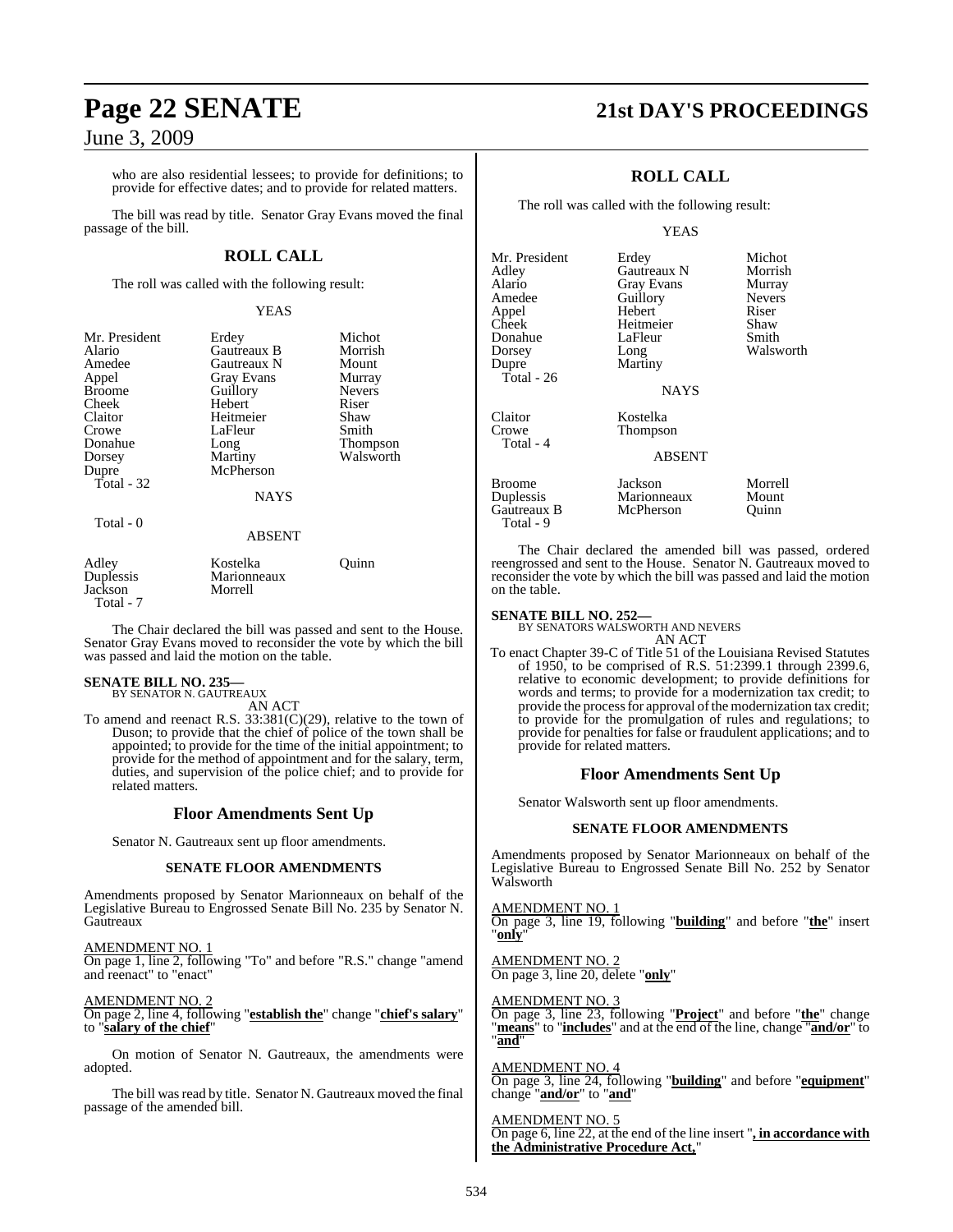who are also residential lessees; to provide for definitions; to provide for effective dates; and to provide for related matters.

The bill was read by title. Senator Gray Evans moved the final passage of the bill.

## ROLL CALL

The roll was called with the following result:

YEAS

| | | |
|---|---|---|
| Mr. President | Erdey | Michot |
| Alario | Gautreaux B | Morrish |
| Amedee | Gautreaux N | Mount |
| Appel | Gray Evans | Murray |
| Broome | Guillory | Nevers |
| Cheek | Hebert | Riser |
| Claitor | Heitmeier | Shaw |
| Crowe | LaFleur | Smith |
| Donahue | Long | Thompson |
| Dorsey | Martiny | Walsworth |
| Dupre | McPherson | |
| Total - 32 | | |

NAYS

Total - 0

ABSENT

| | | |
|---|---|---|
| Adley | Kostelka | Quinn |
| Duplessis | Marionneaux | |
| Jackson | Morrell | |
| Total - 7 | | |

The Chair declared the bill was passed and sent to the House. Senator Gray Evans moved to reconsider the vote by which the bill was passed and laid the motion on the table.

**SENATE BILL NO. 235—**
BY SENATOR N. GAUTREAUX
AN ACT

To amend and reenact R.S. 33:381(C)(29), relative to the town of Duson; to provide that the chief of police of the town shall be appointed; to provide for the time of the initial appointment; to provide for the method of appointment and for the salary, term, duties, and supervision of the police chief; and to provide for related matters.

## Floor Amendments Sent Up

Senator N. Gautreaux sent up floor amendments.

### SENATE FLOOR AMENDMENTS

Amendments proposed by Senator Marionneaux on behalf of the Legislative Bureau to Engrossed Senate Bill No. 235 by Senator N. Gautreaux

AMENDMENT NO. 1
On page 1, line 2, following "To" and before "R.S." change "amend and reenact" to "enact"

AMENDMENT NO. 2
On page 2, line 4, following "**establish the**" change "**chief's salary**" to "**salary of the chief**"

On motion of Senator N. Gautreaux, the amendments were adopted.

The bill was read by title. Senator N. Gautreaux moved the final passage of the amended bill.

## ROLL CALL

The roll was called with the following result:

YEAS

| | | |
|---|---|---|
| Mr. President | Erdey | Michot |
| Adley | Gautreaux N | Morrish |
| Alario | Gray Evans | Murray |
| Amedee | Guillory | Nevers |
| Appel | Hebert | Riser |
| Cheek | Heitmeier | Shaw |
| Donahue | LaFleur | Smith |
| Dorsey | Long | Walsworth |
| Dupre | Martiny | |
| Total - 26 | | |

NAYS

| | |
|---|---|
| Claitor | Kostelka |
| Crowe | Thompson |
| Total - 4 | |

ABSENT

| | | |
|---|---|---|
| Broome | Jackson | Morrell |
| Duplessis | Marionneaux | Mount |
| Gautreaux B | McPherson | Quinn |
| Total - 9 | | |

The Chair declared the amended bill was passed, ordered reengrossed and sent to the House. Senator N. Gautreaux moved to reconsider the vote by which the bill was passed and laid the motion on the table.

**SENATE BILL NO. 252—**
BY SENATORS WALSWORTH AND NEVERS
AN ACT

To enact Chapter 39-C of Title 51 of the Louisiana Revised Statutes of 1950, to be comprised of R.S. 51:2399.1 through 2399.6, relative to economic development; to provide definitions for words and terms; to provide for a modernization tax credit; to provide the process for approval of the modernization tax credit; to provide for the promulgation of rules and regulations; to provide for penalties for false or fraudulent applications; and to provide for related matters.

## Floor Amendments Sent Up

Senator Walsworth sent up floor amendments.

### SENATE FLOOR AMENDMENTS

Amendments proposed by Senator Marionneaux on behalf of the Legislative Bureau to Engrossed Senate Bill No. 252 by Senator Walsworth

AMENDMENT NO. 1
On page 3, line 19, following "**building**" and before "**the**" insert "**only**"

AMENDMENT NO. 2
On page 3, line 20, delete "**only**"

AMENDMENT NO. 3
On page 3, line 23, following "**Project**" and before "**the**" change "**means**" to "**includes**" and at the end of the line, change "**and/or**" to "**and**"

AMENDMENT NO. 4
On page 3, line 24, following "**building**" and before "**equipment**" change "**and/or**" to "**and**"

AMENDMENT NO. 5
On page 6, line 22, at the end of the line insert "**, in accordance with the Administrative Procedure Act,**"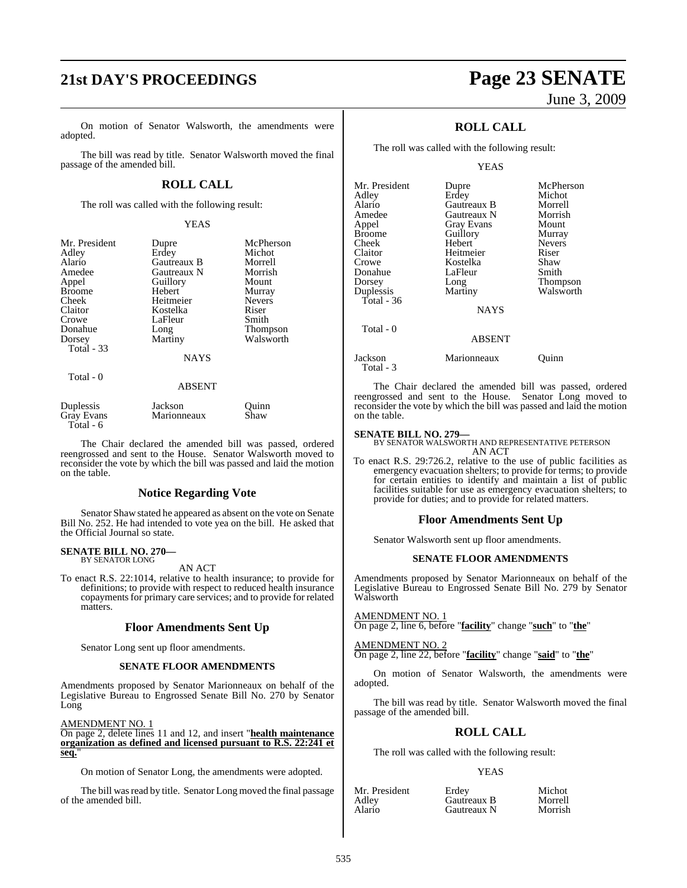On motion of Senator Walsworth, the amendments were adopted.

The bill was read by title. Senator Walsworth moved the final passage of the amended bill.

## ROLL CALL

The roll was called with the following result:

YEAS

| | | |
|---|---|---|
| Mr. President | Dupre | McPherson |
| Adley | Erdey | Michot |
| Alario | Gautreaux B | Morrell |
| Amedee | Gautreaux N | Morrish |
| Appel | Guillory | Mount |
| Broome | Hebert | Murray |
| Cheek | Heitmeier | Nevers |
| Claitor | Kostelka | Riser |
| Crowe | LaFleur | Smith |
| Donahue | Long | Thompson |
| Dorsey | Martiny | Walsworth |
| Total - 33 | | |

NAYS

Total - 0

ABSENT

| | | |
|---|---|---|
| Duplessis | Jackson | Quinn |
| Gray Evans | Marionneaux | Shaw |
| Total - 6 | | |

The Chair declared the amended bill was passed, ordered reengrossed and sent to the House. Senator Walsworth moved to reconsider the vote by which the bill was passed and laid the motion on the table.

## Notice Regarding Vote

Senator Shaw stated he appeared as absent on the vote on Senate Bill No. 252. He had intended to vote yea on the bill. He asked that the Official Journal so state.

**SENATE BILL NO. 270—**
BY SENATOR LONG

AN ACT

To enact R.S. 22:1014, relative to health insurance; to provide for definitions; to provide with respect to reduced health insurance copayments for primary care services; and to provide for related matters.

## Floor Amendments Sent Up

Senator Long sent up floor amendments.

### SENATE FLOOR AMENDMENTS

Amendments proposed by Senator Marionneaux on behalf of the Legislative Bureau to Engrossed Senate Bill No. 270 by Senator Long

AMENDMENT NO. 1
On page 2, delete lines 11 and 12, and insert "**health maintenance organization as defined and licensed pursuant to R.S. 22:241 et seq.**"

On motion of Senator Long, the amendments were adopted.

The bill was read by title. Senator Long moved the final passage of the amended bill.

## ROLL CALL

The roll was called with the following result:

YEAS

| | | |
|---|---|---|
| Mr. President | Dupre | McPherson |
| Adley | Erdey | Michot |
| Alario | Gautreaux B | Morrell |
| Amedee | Gautreaux N | Morrish |
| Appel | Gray Evans | Mount |
| Broome | Guillory | Murray |
| Cheek | Hebert | Nevers |
| Claitor | Heitmeier | Riser |
| Crowe | Kostelka | Shaw |
| Donahue | LaFleur | Smith |
| Dorsey | Long | Thompson |
| Duplessis | Martiny | Walsworth |
| Total - 36 | | |

NAYS

Total - 0

ABSENT

| | | |
|---|---|---|
| Jackson | Marionneaux | Quinn |
| Total - 3 | | |

The Chair declared the amended bill was passed, ordered reengrossed and sent to the House. Senator Long moved to reconsider the vote by which the bill was passed and laid the motion on the table.

**SENATE BILL NO. 279—**
BY SENATOR WALSWORTH AND REPRESENTATIVE PETERSON

AN ACT

To enact R.S. 29:726.2, relative to the use of public facilities as emergency evacuation shelters; to provide for terms; to provide for certain entities to identify and maintain a list of public facilities suitable for use as emergency evacuation shelters; to provide for duties; and to provide for related matters.

## Floor Amendments Sent Up

Senator Walsworth sent up floor amendments.

### SENATE FLOOR AMENDMENTS

Amendments proposed by Senator Marionneaux on behalf of the Legislative Bureau to Engrossed Senate Bill No. 279 by Senator Walsworth

AMENDMENT NO. 1
On page 2, line 6, before "**facility**" change "**such**" to "**the**"

AMENDMENT NO. 2
On page 2, line 22, before "**facility**" change "**said**" to "**the**"

On motion of Senator Walsworth, the amendments were adopted.

The bill was read by title. Senator Walsworth moved the final passage of the amended bill.

## ROLL CALL

The roll was called with the following result:

YEAS

| | | |
|---|---|---|
| Mr. President | Erdey | Michot |
| Adley | Gautreaux B | Morrell |
| Alario | Gautreaux N | Morrish |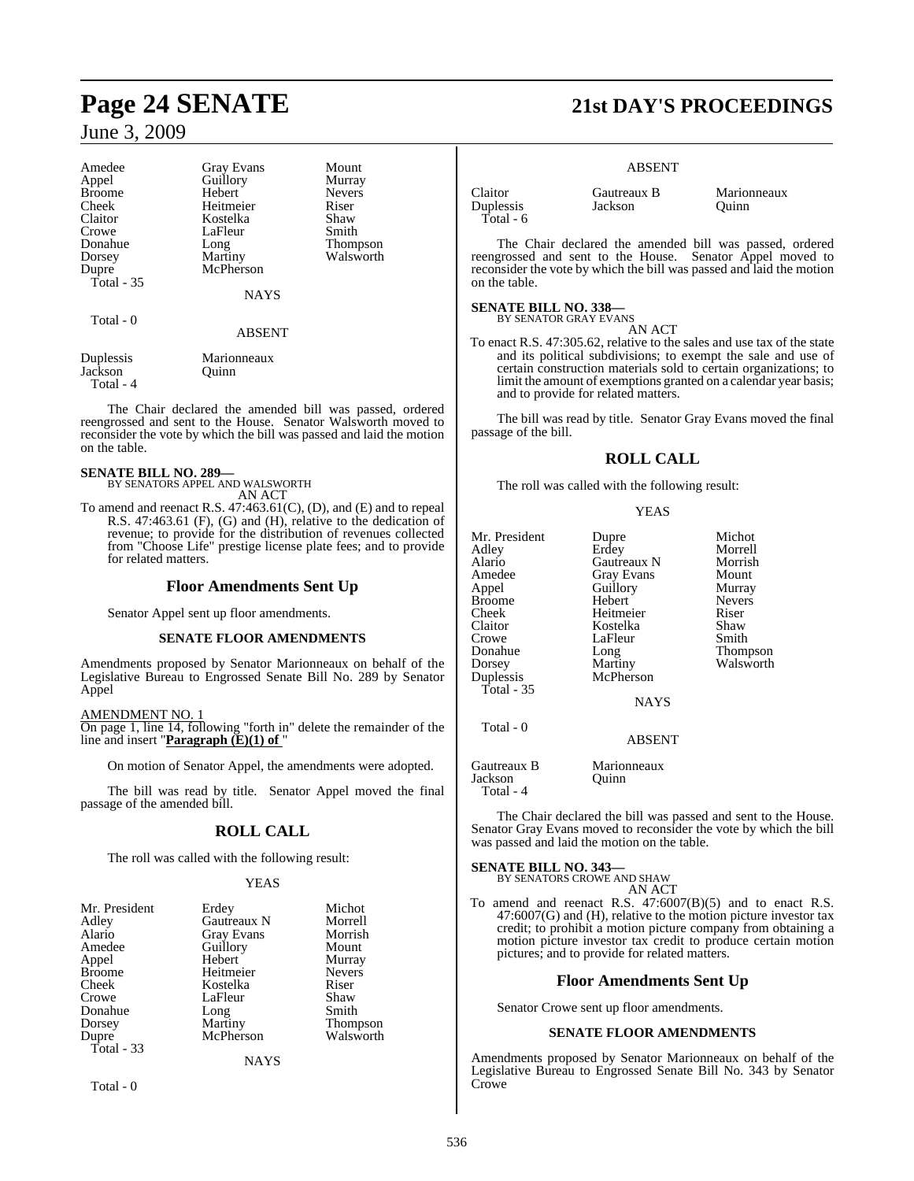| | | |
|---|---|---|
| Amedee | Gray Evans | Mount |
| Appel | Guillory | Murray |
| Broome | Hebert | Nevers |
| Cheek | Heitmeier | Riser |
| Claitor | Kostelka | Shaw |
| Crowe | LaFleur | Smith |
| Donahue | Long | Thompson |
| Dorsey | Martiny | Walsworth |
| Dupre | McPherson | |
| Total - 35 | | |

NAYS

Total - 0

ABSENT

| | |
|---|---|
| Duplessis | Marionneaux |
| Jackson | Quinn |
| Total - 4 | |

The Chair declared the amended bill was passed, ordered reengrossed and sent to the House. Senator Walsworth moved to reconsider the vote by which the bill was passed and laid the motion on the table.

**SENATE BILL NO. 289—**
BY SENATORS APPEL AND WALSWORTH
AN ACT

To amend and reenact R.S. 47:463.61(C), (D), and (E) and to repeal R.S. 47:463.61 (F), (G) and (H), relative to the dedication of revenue; to provide for the distribution of revenues collected from "Choose Life" prestige license plate fees; and to provide for related matters.

## Floor Amendments Sent Up

Senator Appel sent up floor amendments.

### SENATE FLOOR AMENDMENTS

Amendments proposed by Senator Marionneaux on behalf of the Legislative Bureau to Engrossed Senate Bill No. 289 by Senator Appel

AMENDMENT NO. 1
On page 1, line 14, following "forth in" delete the remainder of the line and insert "**Paragraph (E)(1) of** "

On motion of Senator Appel, the amendments were adopted.

The bill was read by title. Senator Appel moved the final passage of the amended bill.

## ROLL CALL

The roll was called with the following result:

YEAS

| | | |
|---|---|---|
| Mr. President | Erdey | Michot |
| Adley | Gautreaux N | Morrell |
| Alario | Gray Evans | Morrish |
| Amedee | Guillory | Mount |
| Appel | Hebert | Murray |
| Broome | Heitmeier | Nevers |
| Cheek | Kostelka | Riser |
| Crowe | LaFleur | Shaw |
| Donahue | Long | Smith |
| Dorsey | Martiny | Thompson |
| Dupre | McPherson | Walsworth |
| Total - 33 | | |

NAYS

Total - 0

ABSENT

| | | |
|---|---|---|
| Claitor | Gautreaux B | Marionneaux |
| Duplessis | Jackson | Quinn |
| Total - 6 | | |

The Chair declared the amended bill was passed, ordered reengrossed and sent to the House. Senator Appel moved to reconsider the vote by which the bill was passed and laid the motion on the table.

**SENATE BILL NO. 338—**
BY SENATOR GRAY EVANS
AN ACT

To enact R.S. 47:305.62, relative to the sales and use tax of the state and its political subdivisions; to exempt the sale and use of certain construction materials sold to certain organizations; to limit the amount of exemptions granted on a calendar year basis; and to provide for related matters.

The bill was read by title. Senator Gray Evans moved the final passage of the bill.

## ROLL CALL

The roll was called with the following result:

YEAS

| | | |
|---|---|---|
| Mr. President | Dupre | Michot |
| Adley | Erdey | Morrell |
| Alario | Gautreaux N | Morrish |
| Amedee | Gray Evans | Mount |
| Appel | Guillory | Murray |
| Broome | Hebert | Nevers |
| Cheek | Heitmeier | Riser |
| Claitor | Kostelka | Shaw |
| Crowe | LaFleur | Smith |
| Donahue | Long | Thompson |
| Dorsey | Martiny | Walsworth |
| Duplessis | McPherson | |
| Total - 35 | | |

NAYS

Total - 0

ABSENT

| | |
|---|---|
| Gautreaux B | Marionneaux |
| Jackson | Quinn |
| Total - 4 | |

The Chair declared the bill was passed and sent to the House. Senator Gray Evans moved to reconsider the vote by which the bill was passed and laid the motion on the table.

**SENATE BILL NO. 343—**
BY SENATORS CROWE AND SHAW
AN ACT

To amend and reenact R.S. 47:6007(B)(5) and to enact R.S. 47:6007(G) and (H), relative to the motion picture investor tax credit; to prohibit a motion picture company from obtaining a motion picture investor tax credit to produce certain motion pictures; and to provide for related matters.

## Floor Amendments Sent Up

Senator Crowe sent up floor amendments.

### SENATE FLOOR AMENDMENTS

Amendments proposed by Senator Marionneaux on behalf of the Legislative Bureau to Engrossed Senate Bill No. 343 by Senator Crowe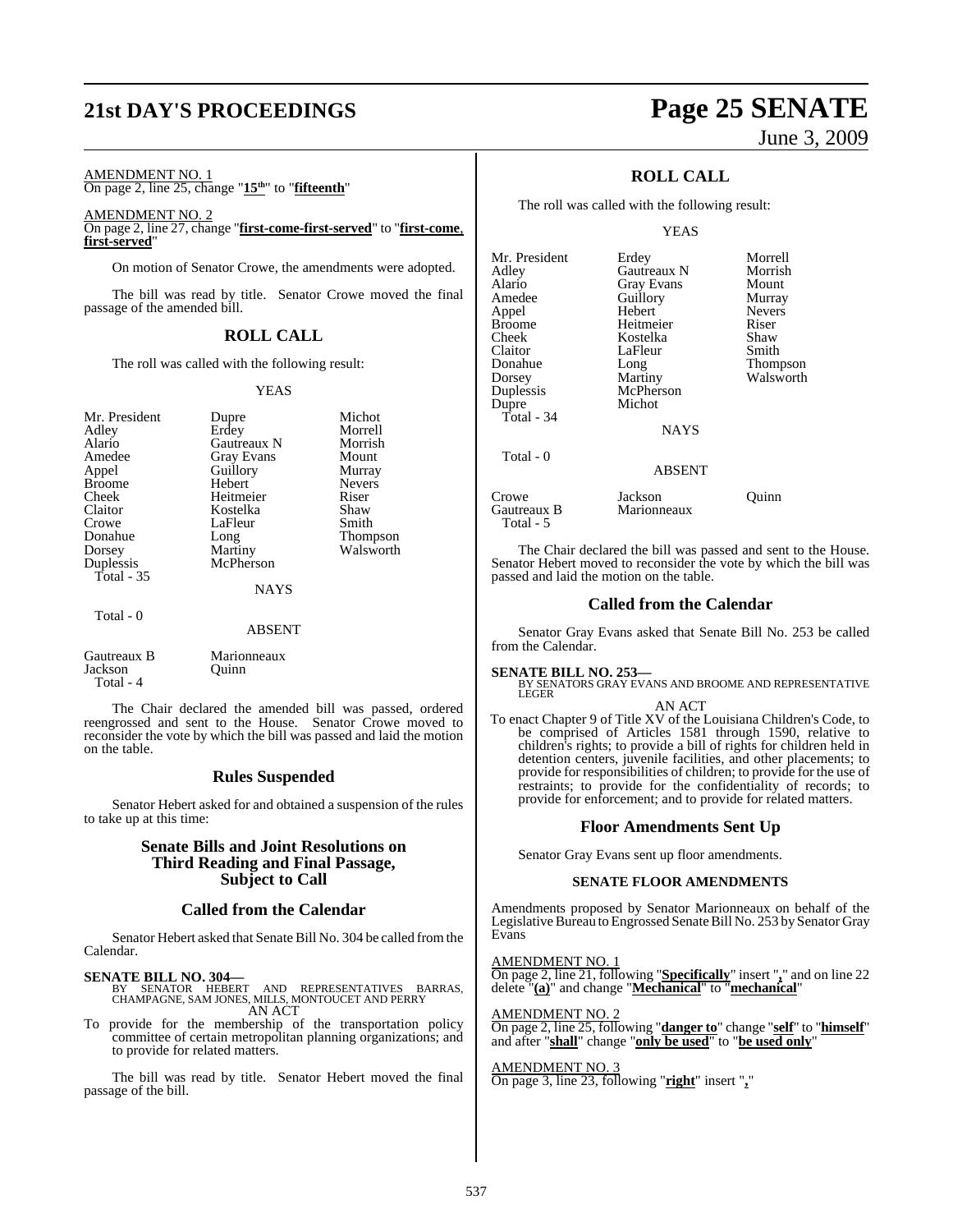AMENDMENT NO. 1

On page 2, line 25, change "**15th**" to "**fifteenth**"

AMENDMENT NO. 2

On page 2, line 27, change "**first-come-first-served**" to "**first-come, first-served**"

On motion of Senator Crowe, the amendments were adopted.

The bill was read by title. Senator Crowe moved the final passage of the amended bill.

## ROLL CALL

The roll was called with the following result:

YEAS

| | | |
|---|---|---|
| Mr. President | Dupre | Michot |
| Adley | Erdey | Morrell |
| Alario | Gautreaux N | Morrish |
| Amedee | Gray Evans | Mount |
| Appel | Guillory | Murray |
| Broome | Hebert | Nevers |
| Cheek | Heitmeier | Riser |
| Claitor | Kostelka | Shaw |
| Crowe | LaFleur | Smith |
| Donahue | Long | Thompson |
| Dorsey | Martiny | Walsworth |
| Duplessis | McPherson | |

Total - 35

NAYS

Total - 0

ABSENT

| | |
|---|---|
| Gautreaux B | Marionneaux |
| Jackson | Quinn |

Total - 4

The Chair declared the amended bill was passed, ordered reengrossed and sent to the House. Senator Crowe moved to reconsider the vote by which the bill was passed and laid the motion on the table.

## Rules Suspended

Senator Hebert asked for and obtained a suspension of the rules to take up at this time:

## Senate Bills and Joint Resolutions on Third Reading and Final Passage, Subject to Call

## Called from the Calendar

Senator Hebert asked that Senate Bill No. 304 be called from the Calendar.

**SENATE BILL NO. 304—**
BY SENATOR HEBERT AND REPRESENTATIVES BARRAS, CHAMPAGNE, SAM JONES, MILLS, MONTOUCET AND PERRY

AN ACT

To provide for the membership of the transportation policy committee of certain metropolitan planning organizations; and to provide for related matters.

The bill was read by title. Senator Hebert moved the final passage of the bill.

## ROLL CALL

The roll was called with the following result:

YEAS

| | | |
|---|---|---|
| Mr. President | Erdey | Morrell |
| Adley | Gautreaux N | Morrish |
| Alario | Gray Evans | Mount |
| Amedee | Guillory | Murray |
| Appel | Hebert | Nevers |
| Broome | Heitmeier | Riser |
| Cheek | Kostelka | Shaw |
| Claitor | LaFleur | Smith |
| Donahue | Long | Thompson |
| Dorsey | Martiny | Walsworth |
| Duplessis | McPherson | |
| Dupre | Michot | |

Total - 34

NAYS

Total - 0

ABSENT

| | | |
|---|---|---|
| Crowe | Jackson | Quinn |
| Gautreaux B | Marionneaux | |

Total - 5

The Chair declared the bill was passed and sent to the House. Senator Hebert moved to reconsider the vote by which the bill was passed and laid the motion on the table.

## Called from the Calendar

Senator Gray Evans asked that Senate Bill No. 253 be called from the Calendar.

**SENATE BILL NO. 253—**
BY SENATORS GRAY EVANS AND BROOME AND REPRESENTATIVE LEGER

AN ACT

To enact Chapter 9 of Title XV of the Louisiana Children's Code, to be comprised of Articles 1581 through 1590, relative to children's rights; to provide a bill of rights for children held in detention centers, juvenile facilities, and other placements; to provide for responsibilities of children; to provide for the use of restraints; to provide for the confidentiality of records; to provide for enforcement; and to provide for related matters.

## Floor Amendments Sent Up

Senator Gray Evans sent up floor amendments.

### SENATE FLOOR AMENDMENTS

Amendments proposed by Senator Marionneaux on behalf of the Legislative Bureau to Engrossed Senate Bill No. 253 by Senator Gray Evans

AMENDMENT NO. 1

On page 2, line 21, following "**Specifically**" insert "**,**" and on line 22 delete "**(a)**" and change "**Mechanical**" to "**mechanical**"

AMENDMENT NO. 2

On page 2, line 25, following "**danger to**" change "**self**" to "**himself**" and after "**shall**" change "**only be used**" to "**be used only**"

AMENDMENT NO. 3

On page 3, line 23, following "**right**" insert "**,**"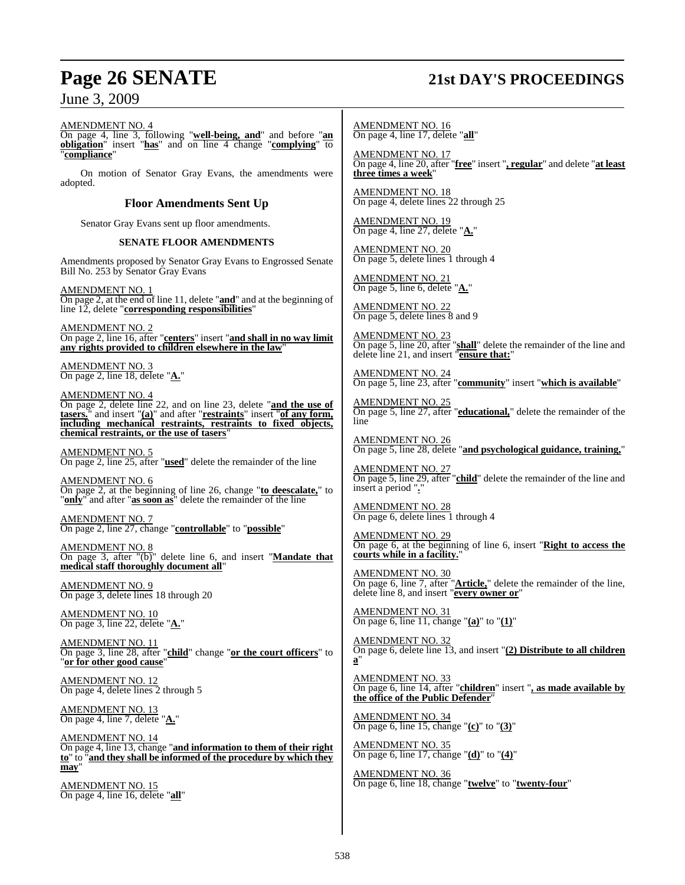AMENDMENT NO. 4
On page 4, line 3, following "**well-being, and**" and before "**an obligation**" insert "**has**" and on line 4 change "**complying**" to "**compliance**"

On motion of Senator Gray Evans, the amendments were adopted.

### Floor Amendments Sent Up

Senator Gray Evans sent up floor amendments.

#### SENATE FLOOR AMENDMENTS

Amendments proposed by Senator Gray Evans to Engrossed Senate Bill No. 253 by Senator Gray Evans

AMENDMENT NO. 1
On page 2, at the end of line 11, delete "**and**" and at the beginning of line 12, delete "**corresponding responsibilities**"

AMENDMENT NO. 2
On page 2, line 16, after "**centers**" insert "**and shall in no way limit any rights provided to children elsewhere in the law**"

AMENDMENT NO. 3
On page 2, line 18, delete "**A.**"

AMENDMENT NO. 4
On page 2, delete line 22, and on line 23, delete "**and the use of tasers.**" and insert "**(a)**" and after "**restraints**" insert "**of any form, including mechanical restraints, restraints to fixed objects, chemical restraints, or the use of tasers**"

AMENDMENT NO. 5
On page 2, line 25, after "**used**" delete the remainder of the line

AMENDMENT NO. 6
On page 2, at the beginning of line 26, change "**to deescalate,**" to "**only**" and after "**as soon as**" delete the remainder of the line

AMENDMENT NO. 7
On page 2, line 27, change "**controllable**" to "**possible**"

AMENDMENT NO. 8
On page 3, after "(b)" delete line 6, and insert "**Mandate that medical staff thoroughly document all**"

AMENDMENT NO. 9
On page 3, delete lines 18 through 20

AMENDMENT NO. 10
On page 3, line 22, delete "**A.**"

AMENDMENT NO. 11
On page 3, line 28, after "**child**" change "**or the court officers**" to "**or for other good cause**"

AMENDMENT NO. 12
On page 4, delete lines 2 through 5

AMENDMENT NO. 13
On page 4, line 7, delete "**A.**"

AMENDMENT NO. 14
On page 4, line 13, change "**and information to them of their right to**" to "**and they shall be informed of the procedure by which they may**"

AMENDMENT NO. 15
On page 4, line 16, delete "**all**"

AMENDMENT NO. 16
On page 4, line 17, delete "**all**"

AMENDMENT NO. 17
On page 4, line 20, after "**free**" insert "**, regular**" and delete "**at least three times a week**"

AMENDMENT NO. 18
On page 4, delete lines 22 through 25

AMENDMENT NO. 19
On page 4, line 27, delete "**A.**"

AMENDMENT NO. 20
On page 5, delete lines 1 through 4

AMENDMENT NO. 21
On page 5, line 6, delete "**A.**"

AMENDMENT NO. 22
On page 5, delete lines 8 and 9

AMENDMENT NO. 23
On page 5, line 20, after "**shall**" delete the remainder of the line and delete line 21, and insert "**ensure that:**"

AMENDMENT NO. 24
On page 5, line 23, after "**community**" insert "**which is available**"

AMENDMENT NO. 25
On page 5, line 27, after "**educational,**" delete the remainder of the line

AMENDMENT NO. 26
On page 5, line 28, delete "**and psychological guidance, training,**"

AMENDMENT NO. 27
On page 5, line 29, after "**child**" delete the remainder of the line and insert a period "**.**"

AMENDMENT NO. 28
On page 6, delete lines 1 through 4

AMENDMENT NO. 29
On page 6, at the beginning of line 6, insert "**Right to access the courts while in a facility.**"

AMENDMENT NO. 30
On page 6, line 7, after "**Article,**" delete the remainder of the line, delete line 8, and insert "**every owner or**"

AMENDMENT NO. 31
On page 6, line 11, change "**(a)**" to "**(1)**"

AMENDMENT NO. 32
On page 6, delete line 13, and insert "**(2) Distribute to all children a**"

AMENDMENT NO. 33
On page 6, line 14, after "**children**" insert "**, as made available by the office of the Public Defender**"

AMENDMENT NO. 34
On page 6, line 15, change "**(c)**" to "**(3)**"

AMENDMENT NO. 35
On page 6, line 17, change "**(d)**" to "**(4)**"

AMENDMENT NO. 36
On page 6, line 18, change "**twelve**" to "**twenty-four**"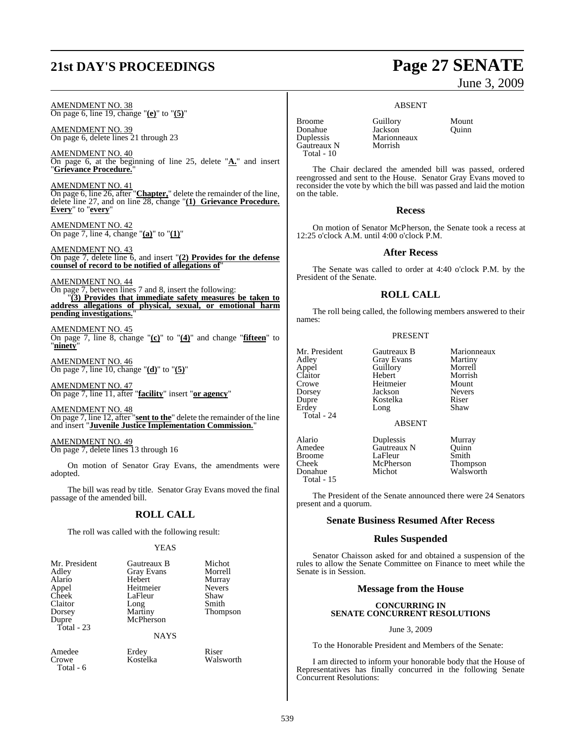AMENDMENT NO. 38
On page 6, line 19, change "**(e)**" to "**(5)**"

AMENDMENT NO. 39
On page 6, delete lines 21 through 23

AMENDMENT NO. 40
On page 6, at the beginning of line 25, delete "**A.**" and insert "**Grievance Procedure.**"

AMENDMENT NO. 41
On page 6, line 26, after "**Chapter,**" delete the remainder of the line, delete line 27, and on line 28, change "**(1) Grievance Procedure. Every**" to "**every**"

AMENDMENT NO. 42
On page 7, line 4, change "**(a)**" to "**(1)**"

AMENDMENT NO. 43
On page 7, delete line 6, and insert "**(2) Provides for the defense counsel of record to be notified of allegations of**"

AMENDMENT NO. 44
On page 7, between lines 7 and 8, insert the following:

"**(3) Provides that immediate safety measures be taken to address allegations of physical, sexual, or emotional harm pending investigations.**"

AMENDMENT NO. 45
On page 7, line 8, change "**(c)**" to "**(4)**" and change "**fifteen**" to "**ninety**"

AMENDMENT NO. 46
On page 7, line 10, change "**(d)**" to "**(5)**"

AMENDMENT NO. 47
On page 7, line 11, after "**facility**" insert "**or agency**"

AMENDMENT NO. 48
On page 7, line 12, after "**sent to the**" delete the remainder of the line and insert "**Juvenile Justice Implementation Commission.**"

AMENDMENT NO. 49
On page 7, delete lines 13 through 16

On motion of Senator Gray Evans, the amendments were adopted.

The bill was read by title. Senator Gray Evans moved the final passage of the amended bill.

## ROLL CALL

The roll was called with the following result:

YEAS

| | | |
|---|---|---|
| Mr. President | Gautreaux B | Michot |
| Adley | Gray Evans | Morrell |
| Alario | Hebert | Murray |
| Appel | Heitmeier | Nevers |
| Cheek | LaFleur | Shaw |
| Claitor | Long | Smith |
| Dorsey | Martiny | Thompson |
| Dupre | McPherson | |

Total - 23

NAYS

| | | |
|---|---|---|
| Amedee | Erdey | Riser |
| Crowe | Kostelka | Walsworth |

Total - 6

ABSENT

| | | |
|---|---|---|
| Broome | Guillory | Mount |
| Donahue | Jackson | Quinn |
| Duplessis | Marionneaux | |
| Gautreaux N | Morrish | |

Total - 10

The Chair declared the amended bill was passed, ordered reengrossed and sent to the House. Senator Gray Evans moved to reconsider the vote by which the bill was passed and laid the motion on the table.

## Recess

On motion of Senator McPherson, the Senate took a recess at 12:25 o'clock A.M. until 4:00 o'clock P.M.

## After Recess

The Senate was called to order at 4:40 o'clock P.M. by the President of the Senate.

## ROLL CALL

The roll being called, the following members answered to their names:

PRESENT

| | | |
|---|---|---|
| Mr. President | Gautreaux B | Marionneaux |
| Adley | Gray Evans | Martiny |
| Appel | Guillory | Morrell |
| Claitor | Hebert | Morrish |
| Crowe | Heitmeier | Mount |
| Dorsey | Jackson | Nevers |
| Dupre | Kostelka | Riser |
| Erdey | Long | Shaw |

Total - 24

ABSENT

| | | |
|---|---|---|
| Alario | Duplessis | Murray |
| Amedee | Gautreaux N | Quinn |
| Broome | LaFleur | Smith |
| Cheek | McPherson | Thompson |
| Donahue | Michot | Walsworth |

Total - 15

The President of the Senate announced there were 24 Senators present and a quorum.

## Senate Business Resumed After Recess

## Rules Suspended

Senator Chaisson asked for and obtained a suspension of the rules to allow the Senate Committee on Finance to meet while the Senate is in Session.

## Message from the House

### CONCURRING IN SENATE CONCURRENT RESOLUTIONS

June 3, 2009

To the Honorable President and Members of the Senate:

I am directed to inform your honorable body that the House of Representatives has finally concurred in the following Senate Concurrent Resolutions: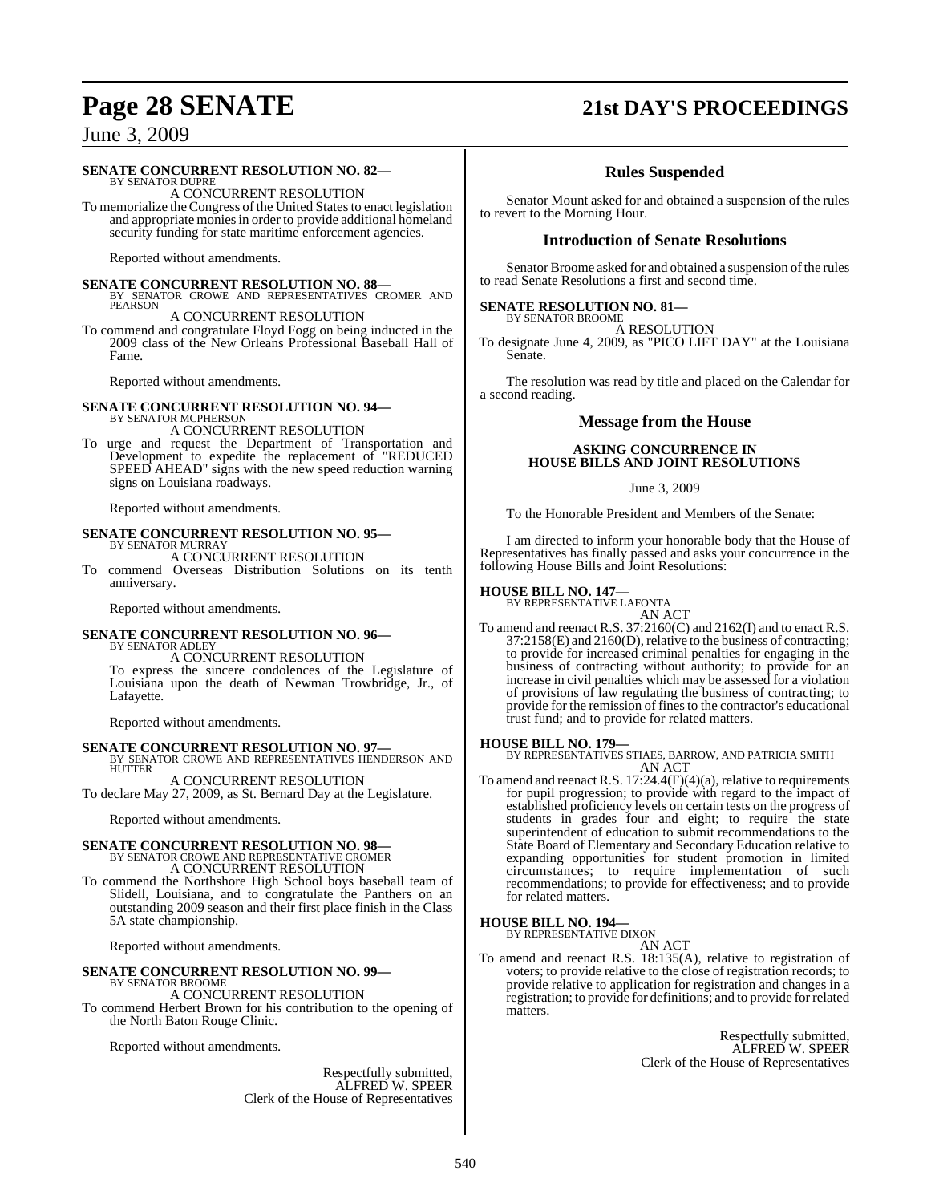**SENATE CONCURRENT RESOLUTION NO. 82—**
BY SENATOR DUPRE

A CONCURRENT RESOLUTION

To memorialize the Congress of the United States to enact legislation and appropriate monies in order to provide additional homeland security funding for state maritime enforcement agencies.

Reported without amendments.

**SENATE CONCURRENT RESOLUTION NO. 88—**
BY SENATOR CROWE AND REPRESENTATIVES CROMER AND PEARSON

A CONCURRENT RESOLUTION

To commend and congratulate Floyd Fogg on being inducted in the 2009 class of the New Orleans Professional Baseball Hall of Fame.

Reported without amendments.

**SENATE CONCURRENT RESOLUTION NO. 94—**
BY SENATOR MCPHERSON

A CONCURRENT RESOLUTION

To urge and request the Department of Transportation and Development to expedite the replacement of "REDUCED SPEED AHEAD" signs with the new speed reduction warning signs on Louisiana roadways.

Reported without amendments.

**SENATE CONCURRENT RESOLUTION NO. 95—**
BY SENATOR MURRAY

A CONCURRENT RESOLUTION

To commend Overseas Distribution Solutions on its tenth anniversary.

Reported without amendments.

**SENATE CONCURRENT RESOLUTION NO. 96—**
BY SENATOR ADLEY

A CONCURRENT RESOLUTION

To express the sincere condolences of the Legislature of Louisiana upon the death of Newman Trowbridge, Jr., of Lafayette.

Reported without amendments.

**SENATE CONCURRENT RESOLUTION NO. 97—**
BY SENATOR CROWE AND REPRESENTATIVES HENDERSON AND HUTTER

A CONCURRENT RESOLUTION

To declare May 27, 2009, as St. Bernard Day at the Legislature.

Reported without amendments.

**SENATE CONCURRENT RESOLUTION NO. 98—**
BY SENATOR CROWE AND REPRESENTATIVE CROMER

A CONCURRENT RESOLUTION

To commend the Northshore High School boys baseball team of Slidell, Louisiana, and to congratulate the Panthers on an outstanding 2009 season and their first place finish in the Class 5A state championship.

Reported without amendments.

**SENATE CONCURRENT RESOLUTION NO. 99—**
BY SENATOR BROOME

A CONCURRENT RESOLUTION

To commend Herbert Brown for his contribution to the opening of the North Baton Rouge Clinic.

Reported without amendments.

Respectfully submitted,
ALFRED W. SPEER
Clerk of the House of Representatives

## Rules Suspended

Senator Mount asked for and obtained a suspension of the rules to revert to the Morning Hour.

## Introduction of Senate Resolutions

Senator Broome asked for and obtained a suspension of the rules to read Senate Resolutions a first and second time.

**SENATE RESOLUTION NO. 81—**
BY SENATOR BROOME

A RESOLUTION

To designate June 4, 2009, as "PICO LIFT DAY" at the Louisiana Senate.

The resolution was read by title and placed on the Calendar for a second reading.

## Message from the House

**ASKING CONCURRENCE IN HOUSE BILLS AND JOINT RESOLUTIONS**

June 3, 2009

To the Honorable President and Members of the Senate:

I am directed to inform your honorable body that the House of Representatives has finally passed and asks your concurrence in the following House Bills and Joint Resolutions:

**HOUSE BILL NO. 147—**
BY REPRESENTATIVE LAFONTA

AN ACT

To amend and reenact R.S. 37:2160(C) and 2162(I) and to enact R.S. 37:2158(E) and 2160(D), relative to the business of contracting; to provide for increased criminal penalties for engaging in the business of contracting without authority; to provide for an increase in civil penalties which may be assessed for a violation of provisions of law regulating the business of contracting; to provide for the remission of fines to the contractor's educational trust fund; and to provide for related matters.

**HOUSE BILL NO. 179—**
BY REPRESENTATIVES STIAES, BARROW, AND PATRICIA SMITH

AN ACT

To amend and reenact R.S. 17:24.4(F)(4)(a), relative to requirements for pupil progression; to provide with regard to the impact of established proficiency levels on certain tests on the progress of students in grades four and eight; to require the state superintendent of education to submit recommendations to the State Board of Elementary and Secondary Education relative to expanding opportunities for student promotion in limited circumstances; to require implementation of such recommendations; to provide for effectiveness; and to provide for related matters.

**HOUSE BILL NO. 194—**
BY REPRESENTATIVE DIXON

AN ACT

To amend and reenact R.S. 18:135(A), relative to registration of voters; to provide relative to the close of registration records; to provide relative to application for registration and changes in a registration; to provide for definitions; and to provide for related matters.

Respectfully submitted,
ALFRED W. SPEER
Clerk of the House of Representatives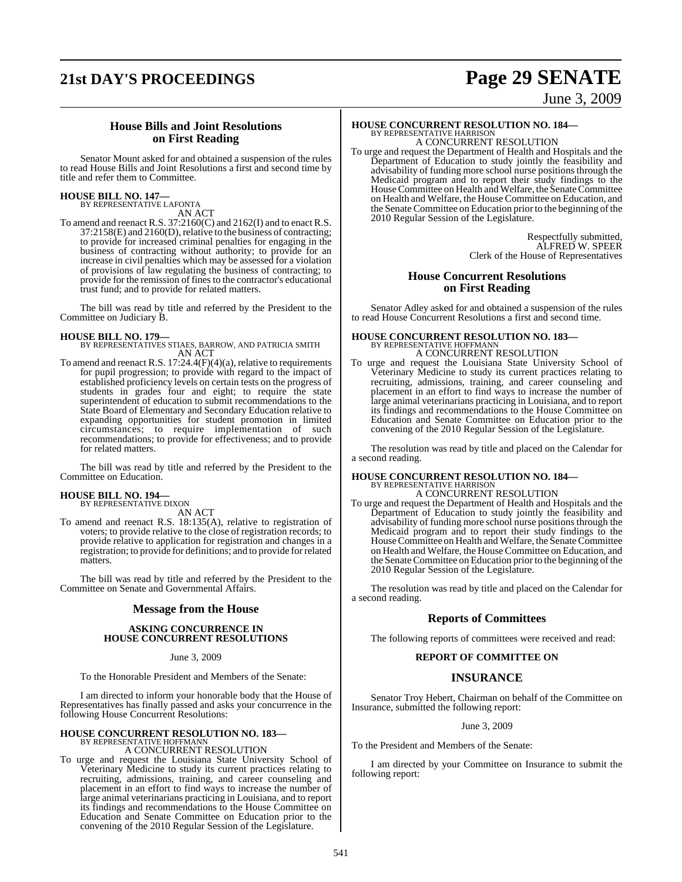## House Bills and Joint Resolutions on First Reading

Senator Mount asked for and obtained a suspension of the rules to read House Bills and Joint Resolutions a first and second time by title and refer them to Committee.

**HOUSE BILL NO. 147—**
BY REPRESENTATIVE LAFONTA
AN ACT

To amend and reenact R.S. 37:2160(C) and 2162(I) and to enact R.S. 37:2158(E) and 2160(D), relative to the business of contracting; to provide for increased criminal penalties for engaging in the business of contracting without authority; to provide for an increase in civil penalties which may be assessed for a violation of provisions of law regulating the business of contracting; to provide for the remission of fines to the contractor's educational trust fund; and to provide for related matters.

The bill was read by title and referred by the President to the Committee on Judiciary B.

**HOUSE BILL NO. 179—**
BY REPRESENTATIVES STIAES, BARROW, AND PATRICIA SMITH
AN ACT

To amend and reenact R.S. 17:24.4(F)(4)(a), relative to requirements for pupil progression; to provide with regard to the impact of established proficiency levels on certain tests on the progress of students in grades four and eight; to require the state superintendent of education to submit recommendations to the State Board of Elementary and Secondary Education relative to expanding opportunities for student promotion in limited circumstances; to require implementation of such recommendations; to provide for effectiveness; and to provide for related matters.

The bill was read by title and referred by the President to the Committee on Education.

**HOUSE BILL NO. 194—**
BY REPRESENTATIVE DIXON
AN ACT

To amend and reenact R.S. 18:135(A), relative to registration of voters; to provide relative to the close of registration records; to provide relative to application for registration and changes in a registration; to provide for definitions; and to provide for related matters.

The bill was read by title and referred by the President to the Committee on Senate and Governmental Affairs.

## Message from the House

**ASKING CONCURRENCE IN HOUSE CONCURRENT RESOLUTIONS**

June 3, 2009

To the Honorable President and Members of the Senate:

I am directed to inform your honorable body that the House of Representatives has finally passed and asks your concurrence in the following House Concurrent Resolutions:

**HOUSE CONCURRENT RESOLUTION NO. 183—**
BY REPRESENTATIVE HOFFMANN
A CONCURRENT RESOLUTION

To urge and request the Louisiana State University School of Veterinary Medicine to study its current practices relating to recruiting, admissions, training, and career counseling and placement in an effort to find ways to increase the number of large animal veterinarians practicing in Louisiana, and to report its findings and recommendations to the House Committee on Education and Senate Committee on Education prior to the convening of the 2010 Regular Session of the Legislature.

**HOUSE CONCURRENT RESOLUTION NO. 184—**
BY REPRESENTATIVE HARRISON
A CONCURRENT RESOLUTION

To urge and request the Department of Health and Hospitals and the Department of Education to study jointly the feasibility and advisability of funding more school nurse positions through the Medicaid program and to report their study findings to the House Committee on Health and Welfare, the Senate Committee on Health and Welfare, the House Committee on Education, and the Senate Committee on Education prior to the beginning of the 2010 Regular Session of the Legislature.

Respectfully submitted,
ALFRED W. SPEER
Clerk of the House of Representatives

## House Concurrent Resolutions on First Reading

Senator Adley asked for and obtained a suspension of the rules to read House Concurrent Resolutions a first and second time.

**HOUSE CONCURRENT RESOLUTION NO. 183—**
BY REPRESENTATIVE HOFFMANN
A CONCURRENT RESOLUTION

To urge and request the Louisiana State University School of Veterinary Medicine to study its current practices relating to recruiting, admissions, training, and career counseling and placement in an effort to find ways to increase the number of large animal veterinarians practicing in Louisiana, and to report its findings and recommendations to the House Committee on Education and Senate Committee on Education prior to the convening of the 2010 Regular Session of the Legislature.

The resolution was read by title and placed on the Calendar for a second reading.

**HOUSE CONCURRENT RESOLUTION NO. 184—**
BY REPRESENTATIVE HARRISON
A CONCURRENT RESOLUTION

To urge and request the Department of Health and Hospitals and the Department of Education to study jointly the feasibility and advisability of funding more school nurse positions through the Medicaid program and to report their study findings to the House Committee on Health and Welfare, the Senate Committee on Health and Welfare, the House Committee on Education, and the Senate Committee on Education prior to the beginning of the 2010 Regular Session of the Legislature.

The resolution was read by title and placed on the Calendar for a second reading.

## Reports of Committees

The following reports of committees were received and read:

**REPORT OF COMMITTEE ON**

## INSURANCE

Senator Troy Hebert, Chairman on behalf of the Committee on Insurance, submitted the following report:

June 3, 2009

To the President and Members of the Senate:

I am directed by your Committee on Insurance to submit the following report: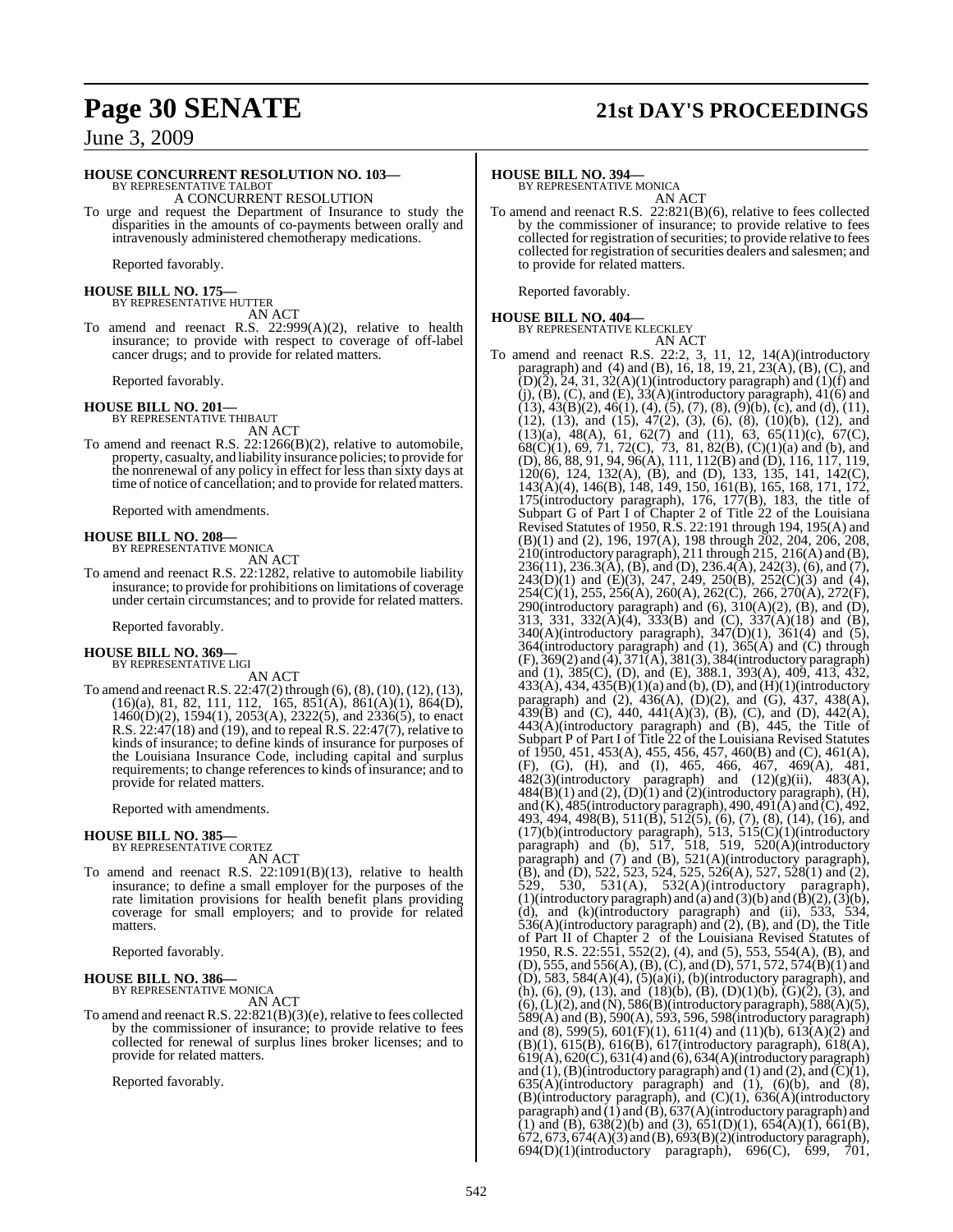**HOUSE CONCURRENT RESOLUTION NO. 103—**
BY REPRESENTATIVE TALBOT
A CONCURRENT RESOLUTION

To urge and request the Department of Insurance to study the disparities in the amounts of co-payments between orally and intravenously administered chemotherapy medications.

Reported favorably.

**HOUSE BILL NO. 175—**
BY REPRESENTATIVE HUTTER
AN ACT

To amend and reenact R.S. 22:999(A)(2), relative to health insurance; to provide with respect to coverage of off-label cancer drugs; and to provide for related matters.

Reported favorably.

**HOUSE BILL NO. 201—**
BY REPRESENTATIVE THIBAUT
AN ACT

To amend and reenact R.S. 22:1266(B)(2), relative to automobile, property, casualty, and liability insurance policies; to provide for the nonrenewal of any policy in effect for less than sixty days at time of notice of cancellation; and to provide for related matters.

Reported with amendments.

**HOUSE BILL NO. 208—**
BY REPRESENTATIVE MONICA
AN ACT

To amend and reenact R.S. 22:1282, relative to automobile liability insurance; to provide for prohibitions on limitations of coverage under certain circumstances; and to provide for related matters.

Reported favorably.

**HOUSE BILL NO. 369—**
BY REPRESENTATIVE LIGI
AN ACT

To amend and reenact R.S. 22:47(2) through (6), (8), (10), (12), (13), (16)(a), 81, 82, 111, 112, 165, 851(A), 861(A)(1), 864(D), 1460(D)(2), 1594(1), 2053(A), 2322(5), and 2336(5), to enact R.S. 22:47(18) and (19), and to repeal R.S. 22:47(7), relative to kinds of insurance; to define kinds of insurance for purposes of the Louisiana Insurance Code, including capital and surplus requirements; to change references to kinds of insurance; and to provide for related matters.

Reported with amendments.

**HOUSE BILL NO. 385—**
BY REPRESENTATIVE CORTEZ
AN ACT

To amend and reenact R.S. 22:1091(B)(13), relative to health insurance; to define a small employer for the purposes of the rate limitation provisions for health benefit plans providing coverage for small employers; and to provide for related matters.

Reported favorably.

**HOUSE BILL NO. 386—**
BY REPRESENTATIVE MONICA
AN ACT

To amend and reenact R.S. 22:821(B)(3)(e), relative to fees collected by the commissioner of insurance; to provide relative to fees collected for renewal of surplus lines broker licenses; and to provide for related matters.

Reported favorably.

**HOUSE BILL NO. 394—**
BY REPRESENTATIVE MONICA
AN ACT

To amend and reenact R.S. 22:821(B)(6), relative to fees collected by the commissioner of insurance; to provide relative to fees collected for registration of securities; to provide relative to fees collected for registration of securities dealers and salesmen; and to provide for related matters.

Reported favorably.

**HOUSE BILL NO. 404—**
BY REPRESENTATIVE KLECKLEY
AN ACT

To amend and reenact R.S. 22:2, 3, 11, 12, 14(A)(introductory paragraph) and (4) and (B), 16, 18, 19, 21, 23(A), (B), (C), and (D)(2), 24, 31, 32(A)(1)(introductory paragraph) and (1)(f) and (j), (B), (C), and (E), 33(A)(introductory paragraph), 41(6) and (13), 43(B)(2), 46(1), (4), (5), (7), (8), (9)(b), (c), and (d), (11), (12), (13), and (15), 47(2), (3), (6), (8), (10)(b), (12), and (13)(a), 48(A), 61, 62(7) and (11), 63, 65(11)(c), 67(C), 68(C)(1), 69, 71, 72(C), 73, 81, 82(B), (C)(1)(a) and (b), and (D), 86, 88, 91, 94, 96(A), 111, 112(B) and (D), 116, 117, 119, 120(6), 124, 132(A), (B), and (D), 133, 135, 141, 142(C), 143(A)(4), 146(B), 148, 149, 150, 161(B), 165, 168, 171, 172, 175(introductory paragraph), 176, 177(B), 183, the title of Subpart G of Part I of Chapter 2 of Title 22 of the Louisiana Revised Statutes of 1950, R.S. 22:191 through 194, 195(A) and (B)(1) and (2), 196, 197(A), 198 through 202, 204, 206, 208, 210(introductory paragraph), 211 through 215, 216(A) and (B), 236(11), 236.3(A), (B), and (D), 236.4(A), 242(3), (6), and (7), 243(D)(1) and (E)(3), 247, 249, 250(B), 252(C)(3) and (4), 254(C)(1), 255, 256(A), 260(A), 262(C), 266, 270(A), 272(F), 290(introductory paragraph) and (6), 310(A)(2), (B), and (D), 313, 331, 332(A)(4), 333(B) and (C), 337(A)(18) and (B), 340(A)(introductory paragraph), 347(D)(1), 361(4) and (5), 364(introductory paragraph) and (1), 365(A) and (C) through (F), 369(2) and (4), 371(A), 381(3), 384(introductory paragraph) and (1), 385(C), (D), and (E), 388.1, 393(A), 409, 413, 432, 433(A), 434, 435(B)(1)(a) and (b), (D), and (H)(1)(introductory paragraph) and (2), 436(A), (D)(2), and (G), 437, 438(A), 439(B) and (C), 440, 441(A)(3), (B), (C), and (D), 442(A), 443(A)(introductory paragraph) and (B), 445, the Title of Subpart P of Part I of Title 22 of the Louisiana Revised Statutes of 1950, 451, 453(A), 455, 456, 457, 460(B) and (C), 461(A), (F), (G), (H), and (I), 465, 466, 467, 469(A), 481, 482(3)(introductory paragraph) and (12)(g)(ii), 483(A), 484(B)(1) and (2), (D)(1) and (2)(introductory paragraph), (H), and (K), 485(introductory paragraph), 490, 491(A) and (C), 492, 493, 494, 498(B), 511(B), 512(5), (6), (7), (8), (14), (16), and (17)(b)(introductory paragraph), 513, 515(C)(1)(introductory paragraph) and (b), 517, 518, 519, 520(A)(introductory paragraph) and (7) and (B), 521(A)(introductory paragraph), (B), and (D), 522, 523, 524, 525, 526(A), 527, 528(1) and (2), 529, 530, 531(A), 532(A)(introductory paragraph), (1)(introductory paragraph) and (a) and (3)(b) and (B)(2), (3)(b), (d), and (k)(introductory paragraph) and (ii), 533, 534, 536(A)(introductory paragraph) and (2), (B), and (D), the Title of Part II of Chapter 2 of the Louisiana Revised Statutes of 1950, R.S. 22:551, 552(2), (4), and (5), 553, 554(A), (B), and (D), 555, and 556(A), (B), (C), and (D), 571, 572, 574(B)(1) and (D), 583, 584(A)(4), (5)(a)(i), (b)(introductory paragraph), and (h), (6), (9), (13), and (18)(b), (B), (D)(1)(b), (G)(2), (3), and (6), (L)(2), and (N), 586(B)(introductory paragraph), 588(A)(5), 589(A) and (B), 590(A), 593, 596, 598(introductory paragraph) and (8), 599(5), 601(F)(1), 611(4) and (11)(b), 613(A)(2) and (B)(1), 615(B), 616(B), 617(introductory paragraph), 618(A), 619(A), 620(C), 631(4) and (6), 634(A)(introductory paragraph) and (1), (B)(introductory paragraph) and (1) and (2), and (C)(1), 635(A)(introductory paragraph) and (1), (6)(b), and (8), (B)(introductory paragraph), and (C)(1), 636(A)(introductory paragraph) and (1) and (B), 637(A)(introductory paragraph) and (1) and (B), 638(2)(b) and (3), 651(D)(1), 654(A)(1), 661(B), 672, 673, 674(A)(3) and (B), 693(B)(2)(introductory paragraph), 694(D)(1)(introductory paragraph), 696(C), 699, 701,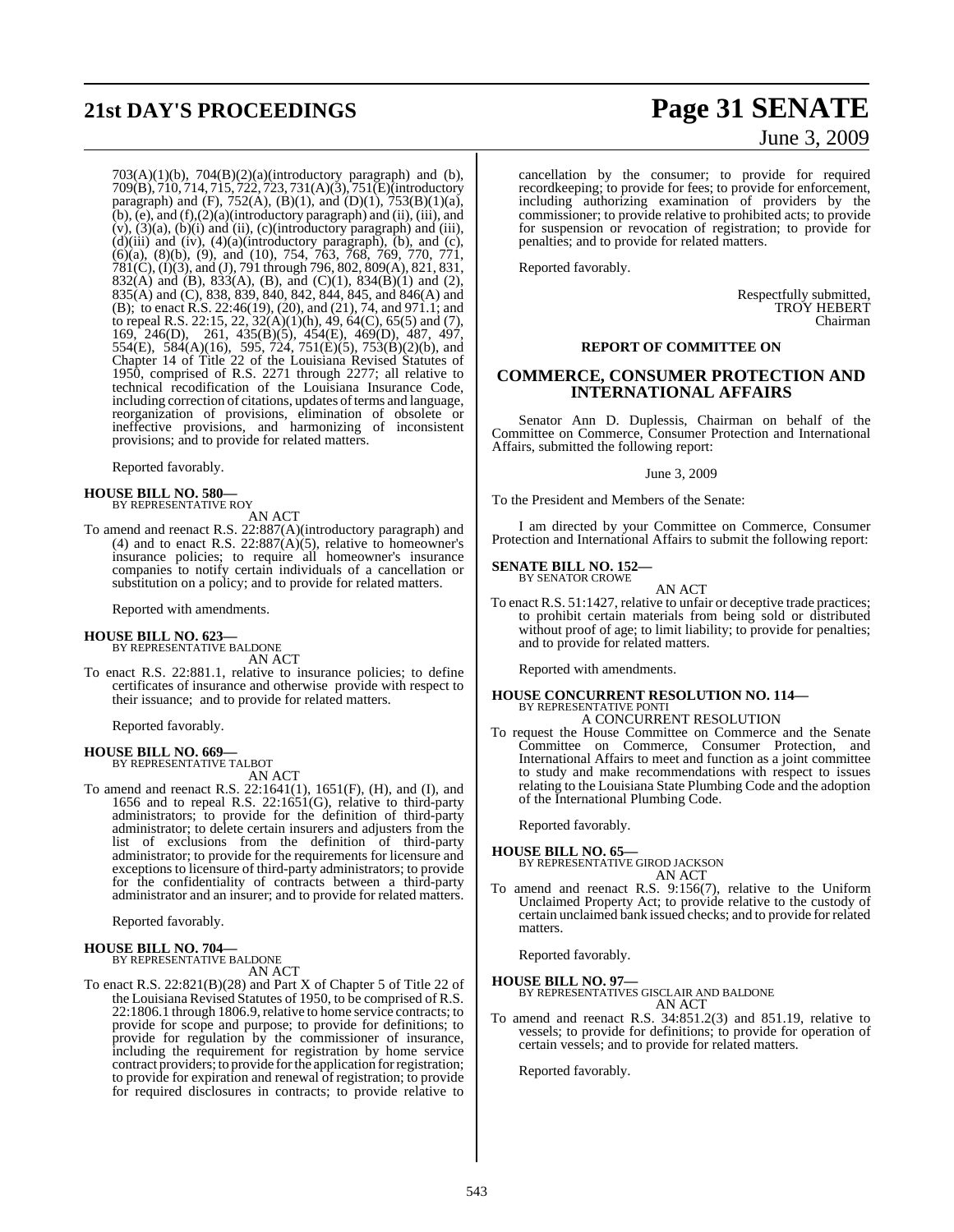703(A)(1)(b), 704(B)(2)(a)(introductory paragraph) and (b), 709(B), 710, 714, 715, 722, 723, 731(A)(3), 751(E)(introductory paragraph) and (F), 752(A), (B)(1), and (D)(1), 753(B)(1)(a), (b), (e), and (f),(2)(a)(introductory paragraph) and (ii), (iii), and (v), (3)(a), (b)(i) and (ii), (c)(introductory paragraph) and (iii), (d)(iii) and (iv), (4)(a)(introductory paragraph), (b), and (c), (6)(a), (8)(b), (9), and (10), 754, 763, 768, 769, 770, 771, 781(C), (I)(3), and (J), 791 through 796, 802, 809(A), 821, 831, 832(A) and (B), 833(A), (B), and (C)(1), 834(B)(1) and (2), 835(A) and (C), 838, 839, 840, 842, 844, 845, and 846(A) and (B); to enact R.S. 22:46(19), (20), and (21), 74, and 971.1; and to repeal R.S. 22:15, 22, 32(A)(1)(h), 49, 64(C), 65(5) and (7), 169, 246(D), 261, 435(B)(5), 454(E), 469(D), 487, 497, 554(E), 584(A)(16), 595, 724, 751(E)(5), 753(B)(2)(b), and Chapter 14 of Title 22 of the Louisiana Revised Statutes of 1950, comprised of R.S. 2271 through 2277; all relative to technical recodification of the Louisiana Insurance Code, including correction of citations, updates of terms and language, reorganization of provisions, elimination of obsolete or ineffective provisions, and harmonizing of inconsistent provisions; and to provide for related matters.

Reported favorably.

**HOUSE BILL NO. 580—**
BY REPRESENTATIVE ROY

AN ACT

To amend and reenact R.S. 22:887(A)(introductory paragraph) and (4) and to enact R.S. 22:887(A)(5), relative to homeowner's insurance policies; to require all homeowner's insurance companies to notify certain individuals of a cancellation or substitution on a policy; and to provide for related matters.

Reported with amendments.

**HOUSE BILL NO. 623—**
BY REPRESENTATIVE BALDONE

AN ACT

To enact R.S. 22:881.1, relative to insurance policies; to define certificates of insurance and otherwise provide with respect to their issuance; and to provide for related matters.

Reported favorably.

**HOUSE BILL NO. 669—**
BY REPRESENTATIVE TALBOT

AN ACT

To amend and reenact R.S. 22:1641(1), 1651(F), (H), and (I), and 1656 and to repeal R.S. 22:1651(G), relative to third-party administrators; to provide for the definition of third-party administrator; to delete certain insurers and adjusters from the list of exclusions from the definition of third-party administrator; to provide for the requirements for licensure and exceptions to licensure of third-party administrators; to provide for the confidentiality of contracts between a third-party administrator and an insurer; and to provide for related matters.

Reported favorably.

**HOUSE BILL NO. 704—**
BY REPRESENTATIVE BALDONE

AN ACT

To enact R.S. 22:821(B)(28) and Part X of Chapter 5 of Title 22 of the Louisiana Revised Statutes of 1950, to be comprised of R.S. 22:1806.1 through 1806.9, relative to home service contracts; to provide for scope and purpose; to provide for definitions; to provide for regulation by the commissioner of insurance, including the requirement for registration by home service contract providers; to provide for the application for registration; to provide for expiration and renewal of registration; to provide for required disclosures in contracts; to provide relative to cancellation by the consumer; to provide for required recordkeeping; to provide for fees; to provide for enforcement, including authorizing examination of providers by the commissioner; to provide relative to prohibited acts; to provide for suspension or revocation of registration; to provide for penalties; and to provide for related matters.

Reported favorably.

Respectfully submitted,
TROY HEBERT
Chairman

## REPORT OF COMMITTEE ON

## COMMERCE, CONSUMER PROTECTION AND INTERNATIONAL AFFAIRS

Senator Ann D. Duplessis, Chairman on behalf of the Committee on Commerce, Consumer Protection and International Affairs, submitted the following report:

June 3, 2009

To the President and Members of the Senate:

I am directed by your Committee on Commerce, Consumer Protection and International Affairs to submit the following report:

**SENATE BILL NO. 152—**
BY SENATOR CROWE

AN ACT

To enact R.S. 51:1427, relative to unfair or deceptive trade practices; to prohibit certain materials from being sold or distributed without proof of age; to limit liability; to provide for penalties; and to provide for related matters.

Reported with amendments.

**HOUSE CONCURRENT RESOLUTION NO. 114—**
BY REPRESENTATIVE PONTI

A CONCURRENT RESOLUTION

To request the House Committee on Commerce and the Senate Committee on Commerce, Consumer Protection, and International Affairs to meet and function as a joint committee to study and make recommendations with respect to issues relating to the Louisiana State Plumbing Code and the adoption of the International Plumbing Code.

Reported favorably.

**HOUSE BILL NO. 65—**
BY REPRESENTATIVE GIROD JACKSON

AN ACT

To amend and reenact R.S. 9:156(7), relative to the Uniform Unclaimed Property Act; to provide relative to the custody of certain unclaimed bank issued checks; and to provide for related matters.

Reported favorably.

**HOUSE BILL NO. 97—**
BY REPRESENTATIVES GISCLAIR AND BALDONE

AN ACT

To amend and reenact R.S. 34:851.2(3) and 851.19, relative to vessels; to provide for definitions; to provide for operation of certain vessels; and to provide for related matters.

Reported favorably.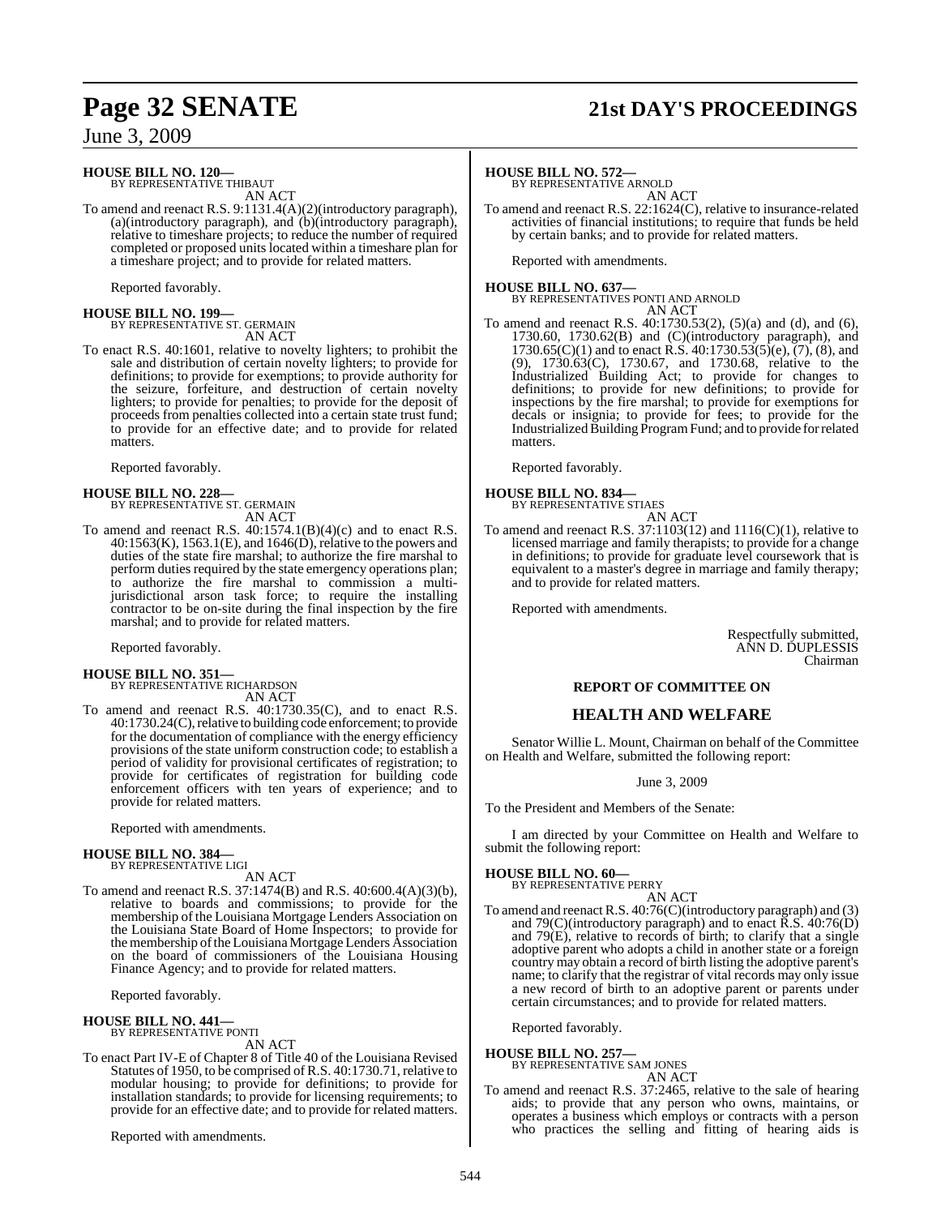**HOUSE BILL NO. 120—**
BY REPRESENTATIVE THIBAUT

AN ACT

To amend and reenact R.S. 9:1131.4(A)(2)(introductory paragraph), (a)(introductory paragraph), and (b)(introductory paragraph), relative to timeshare projects; to reduce the number of required completed or proposed units located within a timeshare plan for a timeshare project; and to provide for related matters.

Reported favorably.

**HOUSE BILL NO. 199—**
BY REPRESENTATIVE ST. GERMAIN

AN ACT

To enact R.S. 40:1601, relative to novelty lighters; to prohibit the sale and distribution of certain novelty lighters; to provide for definitions; to provide for exemptions; to provide authority for the seizure, forfeiture, and destruction of certain novelty lighters; to provide for penalties; to provide for the deposit of proceeds from penalties collected into a certain state trust fund; to provide for an effective date; and to provide for related matters.

Reported favorably.

**HOUSE BILL NO. 228—**
BY REPRESENTATIVE ST. GERMAIN

AN ACT

To amend and reenact R.S. 40:1574.1(B)(4)(c) and to enact R.S. 40:1563(K), 1563.1(E), and 1646(D), relative to the powers and duties of the state fire marshal; to authorize the fire marshal to perform duties required by the state emergency operations plan; to authorize the fire marshal to commission a multi-jurisdictional arson task force; to require the installing contractor to be on-site during the final inspection by the fire marshal; and to provide for related matters.

Reported favorably.

**HOUSE BILL NO. 351—**
BY REPRESENTATIVE RICHARDSON

AN ACT

To amend and reenact R.S. 40:1730.35(C), and to enact R.S. 40:1730.24(C), relative to building code enforcement; to provide for the documentation of compliance with the energy efficiency provisions of the state uniform construction code; to establish a period of validity for provisional certificates of registration; to provide for certificates of registration for building code enforcement officers with ten years of experience; and to provide for related matters.

Reported with amendments.

**HOUSE BILL NO. 384—**
BY REPRESENTATIVE LIGI

AN ACT

To amend and reenact R.S. 37:1474(B) and R.S. 40:600.4(A)(3)(b), relative to boards and commissions; to provide for the membership of the Louisiana Mortgage Lenders Association on the Louisiana State Board of Home Inspectors; to provide for the membership of the Louisiana Mortgage Lenders Association on the board of commissioners of the Louisiana Housing Finance Agency; and to provide for related matters.

Reported favorably.

**HOUSE BILL NO. 441—**
BY REPRESENTATIVE PONTI

AN ACT

To enact Part IV-E of Chapter 8 of Title 40 of the Louisiana Revised Statutes of 1950, to be comprised of R.S. 40:1730.71, relative to modular housing; to provide for definitions; to provide for installation standards; to provide for licensing requirements; to provide for an effective date; and to provide for related matters.

Reported with amendments.

**HOUSE BILL NO. 572—**
BY REPRESENTATIVE ARNOLD

AN ACT

To amend and reenact R.S. 22:1624(C), relative to insurance-related activities of financial institutions; to require that funds be held by certain banks; and to provide for related matters.

Reported with amendments.

**HOUSE BILL NO. 637—**
BY REPRESENTATIVES PONTI AND ARNOLD

AN ACT

To amend and reenact R.S. 40:1730.53(2), (5)(a) and (d), and (6), 1730.60, 1730.62(B) and (C)(introductory paragraph), and 1730.65(C)(1) and to enact R.S. 40:1730.53(5)(e), (7), (8), and (9), 1730.63(C), 1730.67, and 1730.68, relative to the Industrialized Building Act; to provide for changes to definitions; to provide for new definitions; to provide for inspections by the fire marshal; to provide for exemptions for decals or insignia; to provide for fees; to provide for the Industrialized Building Program Fund; and to provide for related matters.

Reported favorably.

**HOUSE BILL NO. 834—**
BY REPRESENTATIVE STIAES

AN ACT

To amend and reenact R.S. 37:1103(12) and 1116(C)(1), relative to licensed marriage and family therapists; to provide for a change in definitions; to provide for graduate level coursework that is equivalent to a master's degree in marriage and family therapy; and to provide for related matters.

Reported with amendments.

Respectfully submitted,
ANN D. DUPLESSIS
Chairman

## REPORT OF COMMITTEE ON

## HEALTH AND WELFARE

Senator Willie L. Mount, Chairman on behalf of the Committee on Health and Welfare, submitted the following report:

June 3, 2009

To the President and Members of the Senate:

I am directed by your Committee on Health and Welfare to submit the following report:

**HOUSE BILL NO. 60—**
BY REPRESENTATIVE PERRY

AN ACT

To amend and reenact R.S. 40:76(C)(introductory paragraph) and (3) and 79(C)(introductory paragraph) and to enact R.S. 40:76(D) and 79(E), relative to records of birth; to clarify that a single adoptive parent who adopts a child in another state or a foreign country may obtain a record of birth listing the adoptive parent's name; to clarify that the registrar of vital records may only issue a new record of birth to an adoptive parent or parents under certain circumstances; and to provide for related matters.

Reported favorably.

**HOUSE BILL NO. 257—**
BY REPRESENTATIVE SAM JONES

AN ACT

To amend and reenact R.S. 37:2465, relative to the sale of hearing aids; to provide that any person who owns, maintains, or operates a business which employs or contracts with a person who practices the selling and fitting of hearing aids is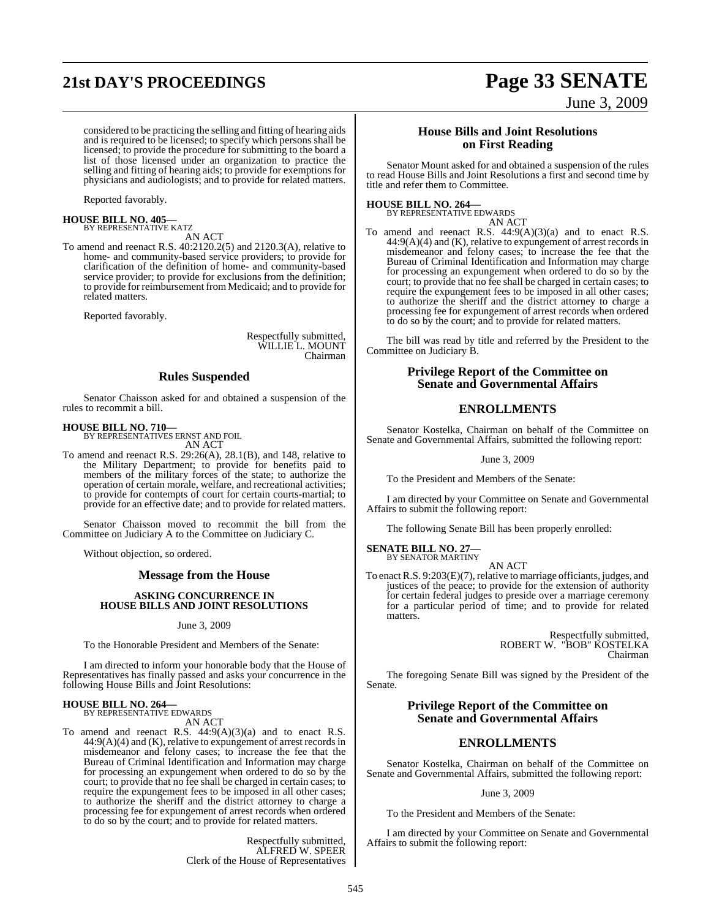considered to be practicing the selling and fitting of hearing aids and is required to be licensed; to specify which persons shall be licensed; to provide the procedure for submitting to the board a list of those licensed under an organization to practice the selling and fitting of hearing aids; to provide for exemptions for physicians and audiologists; and to provide for related matters.

Reported favorably.

**HOUSE BILL NO. 405—**
BY REPRESENTATIVE KATZ
AN ACT

To amend and reenact R.S. 40:2120.2(5) and 2120.3(A), relative to home- and community-based service providers; to provide for clarification of the definition of home- and community-based service provider; to provide for exclusions from the definition; to provide for reimbursement from Medicaid; and to provide for related matters.

Reported favorably.

Respectfully submitted,
WILLIE L. MOUNT
Chairman

## Rules Suspended

Senator Chaisson asked for and obtained a suspension of the rules to recommit a bill.

**HOUSE BILL NO. 710—**
BY REPRESENTATIVES ERNST AND FOIL
AN ACT

To amend and reenact R.S. 29:26(A), 28.1(B), and 148, relative to the Military Department; to provide for benefits paid to members of the military forces of the state; to authorize the operation of certain morale, welfare, and recreational activities; to provide for contempts of court for certain courts-martial; to provide for an effective date; and to provide for related matters.

Senator Chaisson moved to recommit the bill from the Committee on Judiciary A to the Committee on Judiciary C.

Without objection, so ordered.

## Message from the House

### ASKING CONCURRENCE IN HOUSE BILLS AND JOINT RESOLUTIONS

June 3, 2009

To the Honorable President and Members of the Senate:

I am directed to inform your honorable body that the House of Representatives has finally passed and asks your concurrence in the following House Bills and Joint Resolutions:

**HOUSE BILL NO. 264—**
BY REPRESENTATIVE EDWARDS
AN ACT

To amend and reenact R.S. 44:9(A)(3)(a) and to enact R.S. 44:9(A)(4) and (K), relative to expungement of arrest records in misdemeanor and felony cases; to increase the fee that the Bureau of Criminal Identification and Information may charge for processing an expungement when ordered to do so by the court; to provide that no fee shall be charged in certain cases; to require the expungement fees to be imposed in all other cases; to authorize the sheriff and the district attorney to charge a processing fee for expungement of arrest records when ordered to do so by the court; and to provide for related matters.

Respectfully submitted,
ALFRED W. SPEER
Clerk of the House of Representatives

## House Bills and Joint Resolutions on First Reading

Senator Mount asked for and obtained a suspension of the rules to read House Bills and Joint Resolutions a first and second time by title and refer them to Committee.

**HOUSE BILL NO. 264—**
BY REPRESENTATIVE EDWARDS
AN ACT

To amend and reenact R.S. 44:9(A)(3)(a) and to enact R.S. 44:9(A)(4) and (K), relative to expungement of arrest records in misdemeanor and felony cases; to increase the fee that the Bureau of Criminal Identification and Information may charge for processing an expungement when ordered to do so by the court; to provide that no fee shall be charged in certain cases; to require the expungement fees to be imposed in all other cases; to authorize the sheriff and the district attorney to charge a processing fee for expungement of arrest records when ordered to do so by the court; and to provide for related matters.

The bill was read by title and referred by the President to the Committee on Judiciary B.

## Privilege Report of the Committee on Senate and Governmental Affairs

### ENROLLMENTS

Senator Kostelka, Chairman on behalf of the Committee on Senate and Governmental Affairs, submitted the following report:

June 3, 2009

To the President and Members of the Senate:

I am directed by your Committee on Senate and Governmental Affairs to submit the following report:

The following Senate Bill has been properly enrolled:

**SENATE BILL NO. 27—**
BY SENATOR MARTINY
AN ACT

To enact R.S. 9:203(E)(7), relative to marriage officiants, judges, and justices of the peace; to provide for the extension of authority for certain federal judges to preside over a marriage ceremony for a particular period of time; and to provide for related matters.

Respectfully submitted,
ROBERT W. "BOB" KOSTELKA
Chairman

The foregoing Senate Bill was signed by the President of the Senate.

## Privilege Report of the Committee on Senate and Governmental Affairs

### ENROLLMENTS

Senator Kostelka, Chairman on behalf of the Committee on Senate and Governmental Affairs, submitted the following report:

June 3, 2009

To the President and Members of the Senate:

I am directed by your Committee on Senate and Governmental Affairs to submit the following report: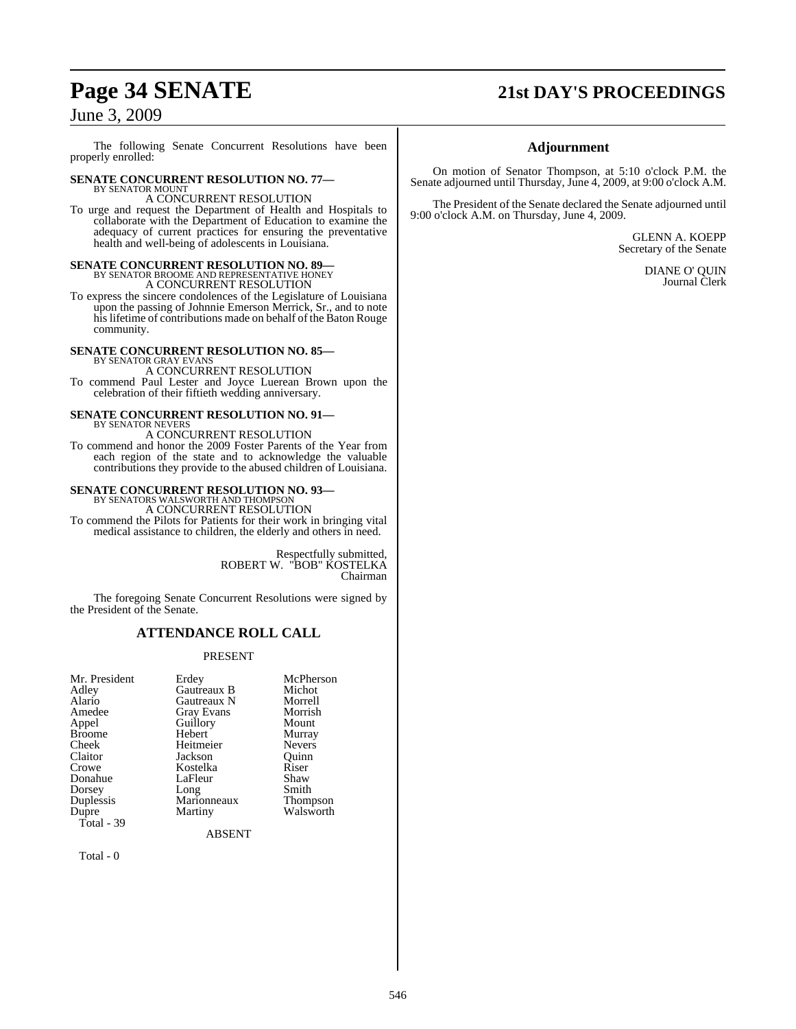The following Senate Concurrent Resolutions have been properly enrolled:

**SENATE CONCURRENT RESOLUTION NO. 77—**
BY SENATOR MOUNT
A CONCURRENT RESOLUTION

To urge and request the Department of Health and Hospitals to collaborate with the Department of Education to examine the adequacy of current practices for ensuring the preventative health and well-being of adolescents in Louisiana.

**SENATE CONCURRENT RESOLUTION NO. 89—**
BY SENATOR BROOME AND REPRESENTATIVE HONEY
A CONCURRENT RESOLUTION

To express the sincere condolences of the Legislature of Louisiana upon the passing of Johnnie Emerson Merrick, Sr., and to note his lifetime of contributions made on behalf of the Baton Rouge community.

**SENATE CONCURRENT RESOLUTION NO. 85—**
BY SENATOR GRAY EVANS
A CONCURRENT RESOLUTION

To commend Paul Lester and Joyce Luerean Brown upon the celebration of their fiftieth wedding anniversary.

**SENATE CONCURRENT RESOLUTION NO. 91—**
BY SENATOR NEVERS
A CONCURRENT RESOLUTION

To commend and honor the 2009 Foster Parents of the Year from each region of the state and to acknowledge the valuable contributions they provide to the abused children of Louisiana.

**SENATE CONCURRENT RESOLUTION NO. 93—**
BY SENATORS WALSWORTH AND THOMPSON
A CONCURRENT RESOLUTION

To commend the Pilots for Patients for their work in bringing vital medical assistance to children, the elderly and others in need.

Respectfully submitted,
ROBERT W. "BOB" KOSTELKA
Chairman

The foregoing Senate Concurrent Resolutions were signed by the President of the Senate.

## ATTENDANCE ROLL CALL

PRESENT

| | | |
|---|---|---|
| Mr. President | Erdey | McPherson |
| Adley | Gautreaux B | Michot |
| Alario | Gautreaux N | Morrell |
| Amedee | Gray Evans | Morrish |
| Appel | Guillory | Mount |
| Broome | Hebert | Murray |
| Cheek | Heitmeier | Nevers |
| Claitor | Jackson | Quinn |
| Crowe | Kostelka | Riser |
| Donahue | LaFleur | Shaw |
| Dorsey | Long | Smith |
| Duplessis | Marionneaux | Thompson |
| Dupre | Martiny | Walsworth |

Total - 39

ABSENT

Total - 0

## Adjournment

On motion of Senator Thompson, at 5:10 o'clock P.M. the Senate adjourned until Thursday, June 4, 2009, at 9:00 o'clock A.M.

The President of the Senate declared the Senate adjourned until 9:00 o'clock A.M. on Thursday, June 4, 2009.

GLENN A. KOEPP
Secretary of the Senate

DIANE O' QUIN
Journal Clerk